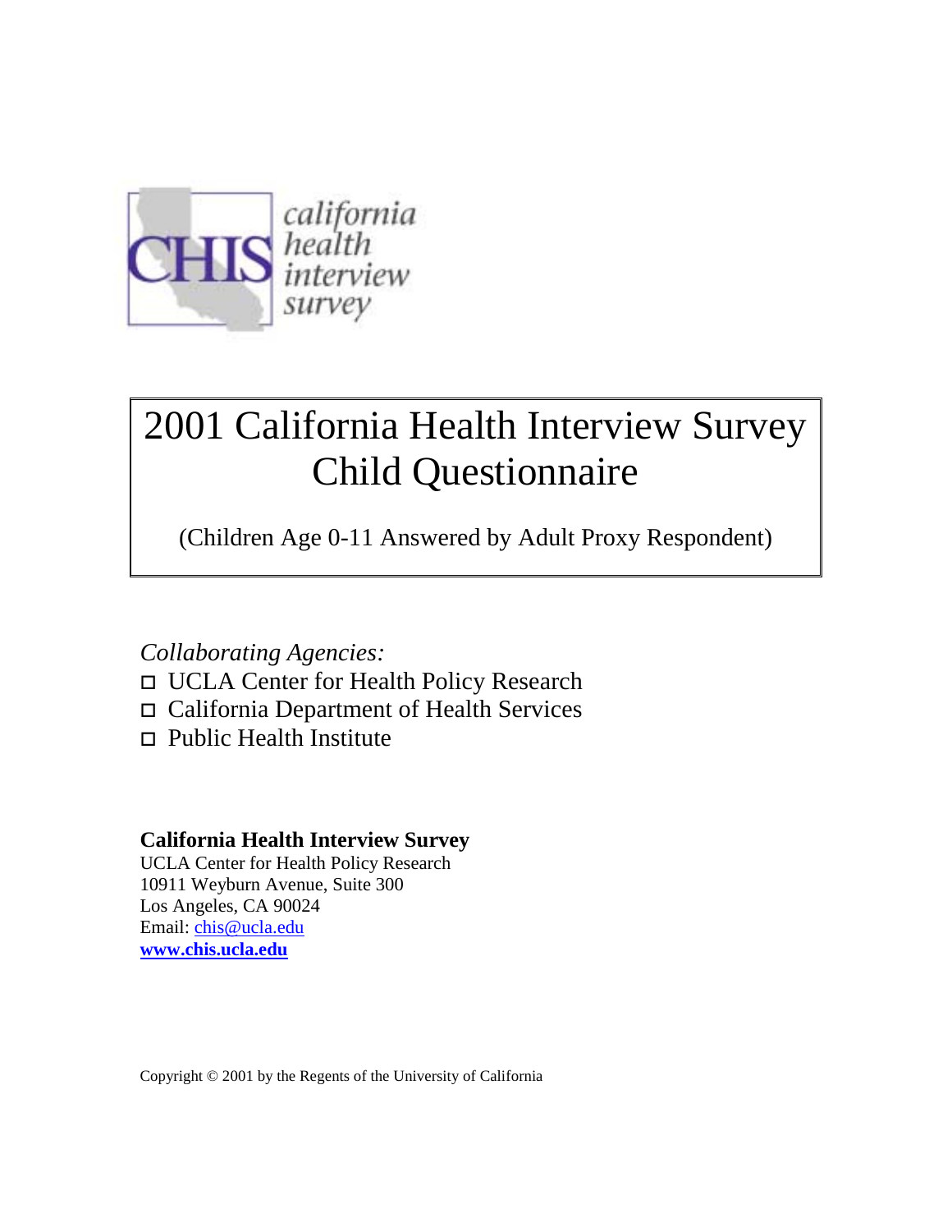CHIS california health interview survey

# 2001 California Health Interview Survey Child Questionnaire

(Children Age 0-11 Answered by Adult Proxy Respondent)

*Collaborating Agencies:*

- ☐ UCLA Center for Health Policy Research
- ☐ California Department of Health Services
- ☐ Public Health Institute

**California Health Interview Survey**
UCLA Center for Health Policy Research
10911 Weyburn Avenue, Suite 300
Los Angeles, CA 90024
Email: chis@ucla.edu
**www.chis.ucla.edu**

Copyright © 2001 by the Regents of the University of California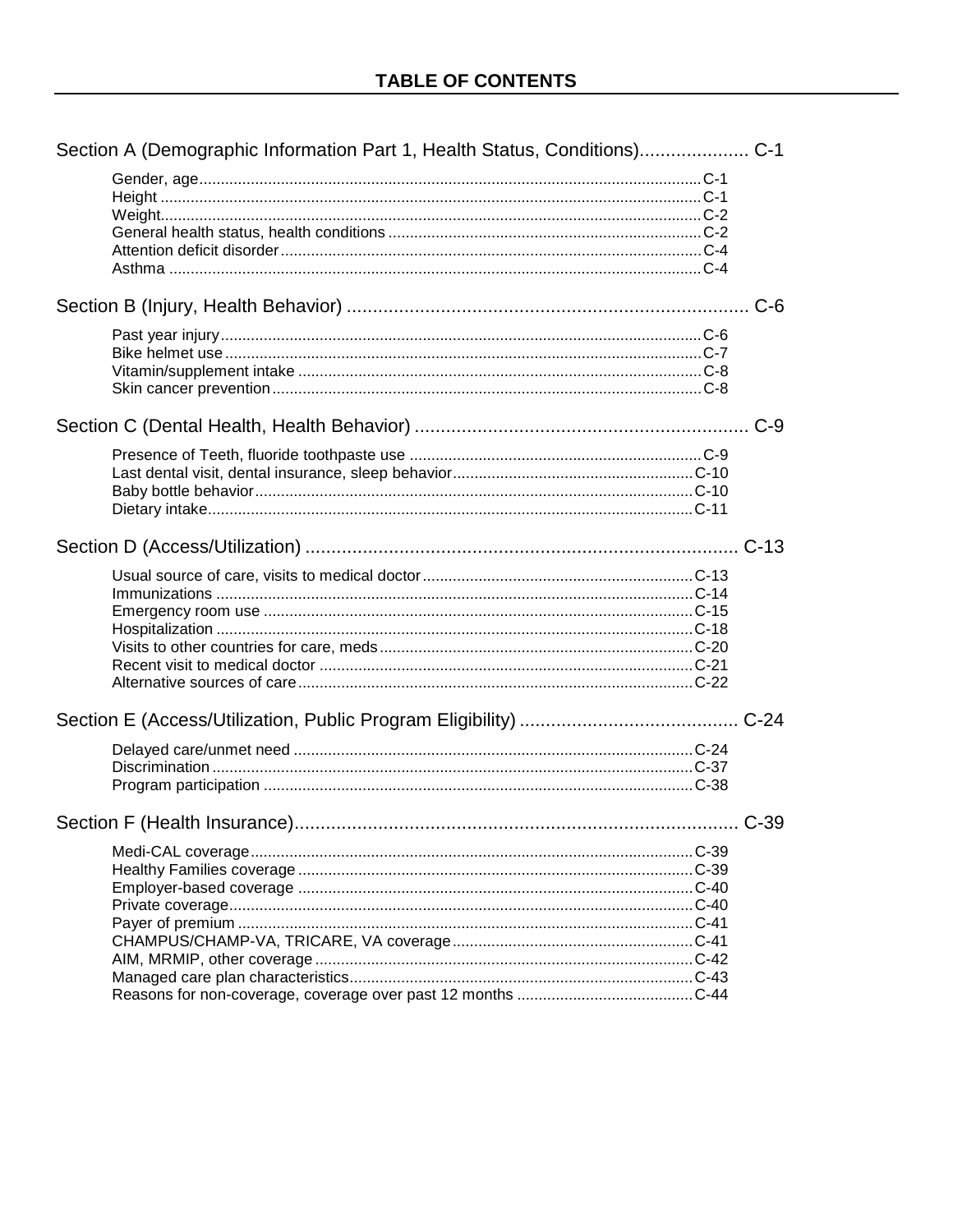# TABLE OF CONTENTS

## Section A (Demographic Information Part 1, Health Status, Conditions) .................... C-1

- Gender, age .................... C-1
- Height .................... C-1
- Weight .................... C-2
- General health status, health conditions .................... C-2
- Attention deficit disorder .................... C-4
- Asthma .................... C-4

## Section B (Injury, Health Behavior) .................... C-6

- Past year injury .................... C-6
- Bike helmet use .................... C-7
- Vitamin/supplement intake .................... C-8
- Skin cancer prevention .................... C-8

## Section C (Dental Health, Health Behavior) .................... C-9

- Presence of Teeth, fluoride toothpaste use .................... C-9
- Last dental visit, dental insurance, sleep behavior .................... C-10
- Baby bottle behavior .................... C-10
- Dietary intake .................... C-11

## Section D (Access/Utilization) .................... C-13

- Usual source of care, visits to medical doctor .................... C-13
- Immunizations .................... C-14
- Emergency room use .................... C-15
- Hospitalization .................... C-18
- Visits to other countries for care, meds .................... C-20
- Recent visit to medical doctor .................... C-21
- Alternative sources of care .................... C-22

## Section E (Access/Utilization, Public Program Eligibility) .................... C-24

- Delayed care/unmet need .................... C-24
- Discrimination .................... C-37
- Program participation .................... C-38

## Section F (Health Insurance) .................... C-39

- Medi-CAL coverage .................... C-39
- Healthy Families coverage .................... C-39
- Employer-based coverage .................... C-40
- Private coverage .................... C-40
- Payer of premium .................... C-41
- CHAMPUS/CHAMP-VA, TRICARE, VA coverage .................... C-41
- AIM, MRMIP, other coverage .................... C-42
- Managed care plan characteristics .................... C-43
- Reasons for non-coverage, coverage over past 12 months .................... C-44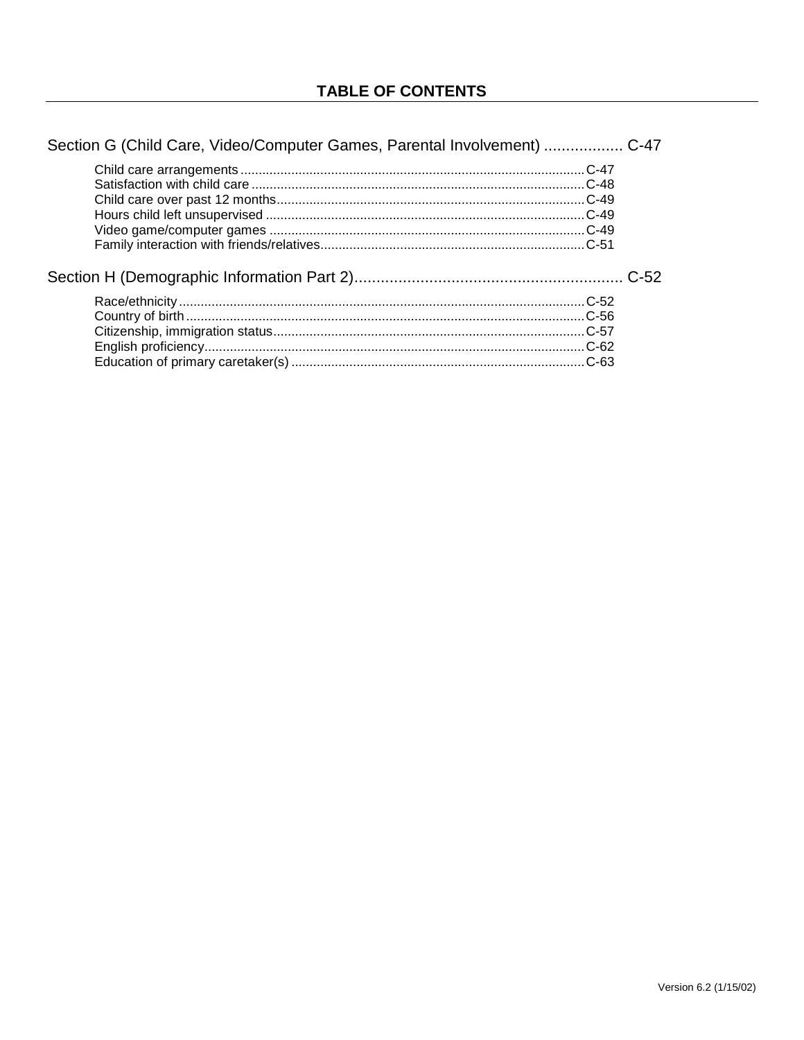## TABLE OF CONTENTS

Section G (Child Care, Video/Computer Games, Parental Involvement) .................. C-47

- Child care arrangements .............................................................................................. C-47
- Satisfaction with child care ........................................................................................... C-48
- Child care over past 12 months .................................................................................... C-49
- Hours child left unsupervised ....................................................................................... C-49
- Video game/computer games ....................................................................................... C-49
- Family interaction with friends/relatives ........................................................................ C-51

Section H (Demographic Information Part 2) .............................................................. C-52

- Race/ethnicity ............................................................................................................... C-52
- Country of birth ............................................................................................................. C-56
- Citizenship, immigration status ..................................................................................... C-57
- English proficiency ........................................................................................................ C-62
- Education of primary caretaker(s) ................................................................................. C-63

Version 6.2 (1/15/02)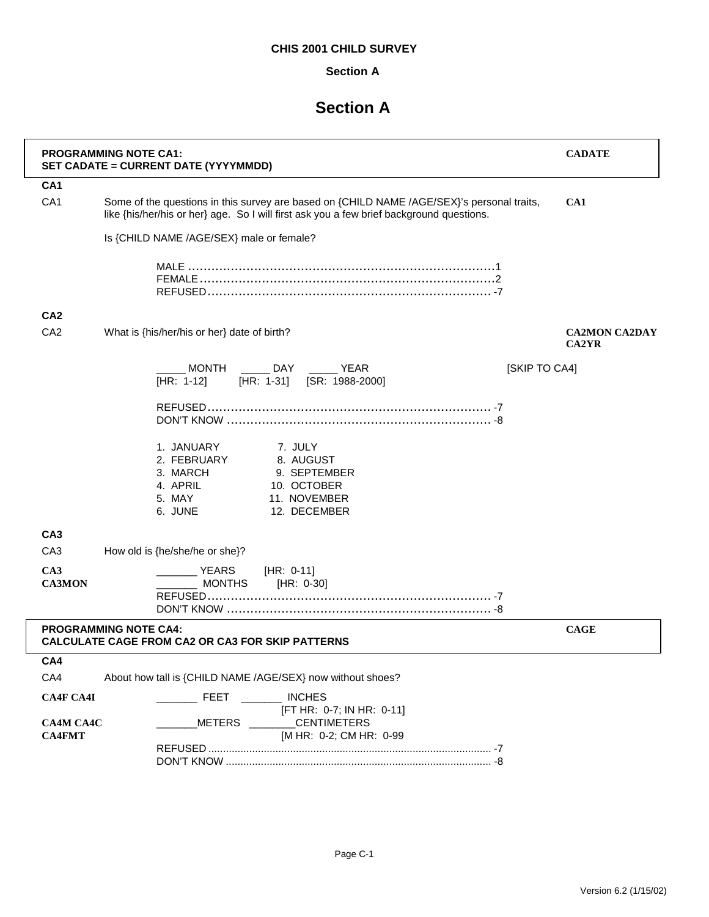**CHIS 2001 CHILD SURVEY**

**Section A**

# Section A

**PROGRAMMING NOTE CA1:**
**SET CADATE = CURRENT DATE (YYYYMMDD)** — **CADATE**

## CA1

CA1 Some of the questions in this survey are based on {CHILD NAME /AGE/SEX}'s personal traits, like {his/her/his or her} age. So I will first ask you a few brief background questions. — **CA1**

Is {CHILD NAME /AGE/SEX} male or female?

MALE ........................................................................... 1
FEMALE ........................................................................ 2
REFUSED ..................................................................... -7

## CA2

CA2 What is {his/her/his or her} date of birth? — **CA2MON CA2DAY CA2YR**

_____ MONTH _____ DAY _____ YEAR [SKIP TO CA4]
[HR: 1-12] [HR: 1-31] [SR: 1988-2000]

REFUSED ..................................................................... -7
DON'T KNOW ................................................................ -8

| | |
|---|---|
| 1. JANUARY | 7. JULY |
| 2. FEBRUARY | 8. AUGUST |
| 3. MARCH | 9. SEPTEMBER |
| 4. APRIL | 10. OCTOBER |
| 5. MAY | 11. NOVEMBER |
| 6. JUNE | 12. DECEMBER |

## CA3

CA3 How old is {he/she/he or she}?

**CA3** _______ YEARS [HR: 0-11]
**CA3MON** _______ MONTHS [HR: 0-30]
REFUSED ..................................................................... -7
DON'T KNOW ................................................................ -8

**PROGRAMMING NOTE CA4:**
**CALCULATE CAGE FROM CA2 OR CA3 FOR SKIP PATTERNS** — **CAGE**

## CA4

CA4 About how tall is {CHILD NAME /AGE/SEX} now without shoes?

**CA4F CA4I** _______ FEET _______ INCHES
[FT HR: 0-7; IN HR: 0-11]
**CA4M CA4C** _______METERS ________CENTIMETERS
**CA4FMT** [M HR: 0-2; CM HR: 0-99
REFUSED ..................................................................... -7
DON'T KNOW ................................................................ -8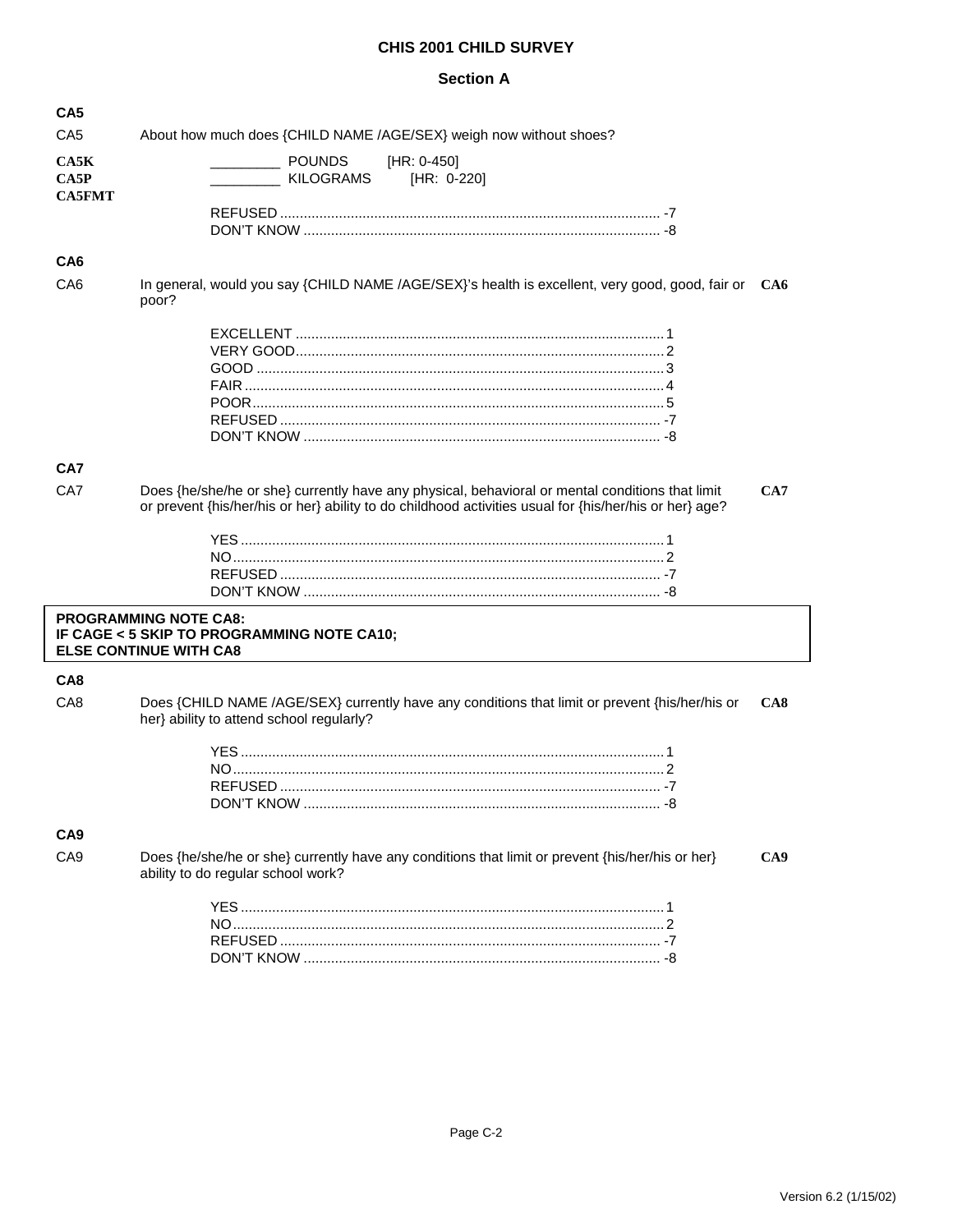# CHIS 2001 CHILD SURVEY

## Section A

### CA5

CA5 About how much does {CHILD NAME /AGE/SEX} weigh now without shoes?

**CA5K**
**CA5P**
**CA5FMT**

_________ POUNDS [HR: 0-450]
_________ KILOGRAMS [HR: 0-220]

REFUSED ................................................................ -7
DON'T KNOW ........................................................... -8

### CA6

CA6 In general, would you say {CHILD NAME /AGE/SEX}'s health is excellent, very good, good, fair or poor? **CA6**

EXCELLENT ................................................................ 1
VERY GOOD................................................................ 2
GOOD ....................................................................... 3
FAIR ......................................................................... 4
POOR ........................................................................ 5
REFUSED ................................................................ -7
DON'T KNOW ........................................................... -8

### CA7

CA7 Does {he/she/he or she} currently have any physical, behavioral or mental conditions that limit or prevent {his/her/his or her} ability to do childhood activities usual for {his/her/his or her} age? **CA7**

YES ........................................................................... 1
NO ............................................................................. 2
REFUSED ................................................................ -7
DON'T KNOW ........................................................... -8

**PROGRAMMING NOTE CA8:**
**IF CAGE < 5 SKIP TO PROGRAMMING NOTE CA10;**
**ELSE CONTINUE WITH CA8**

### CA8

CA8 Does {CHILD NAME /AGE/SEX} currently have any conditions that limit or prevent {his/her/his or her} ability to attend school regularly? **CA8**

YES ........................................................................... 1
NO ............................................................................. 2
REFUSED ................................................................ -7
DON'T KNOW ........................................................... -8

### CA9

CA9 Does {he/she/he or she} currently have any conditions that limit or prevent {his/her/his or her} ability to do regular school work? **CA9**

YES ........................................................................... 1
NO ............................................................................. 2
REFUSED ................................................................ -7
DON'T KNOW ........................................................... -8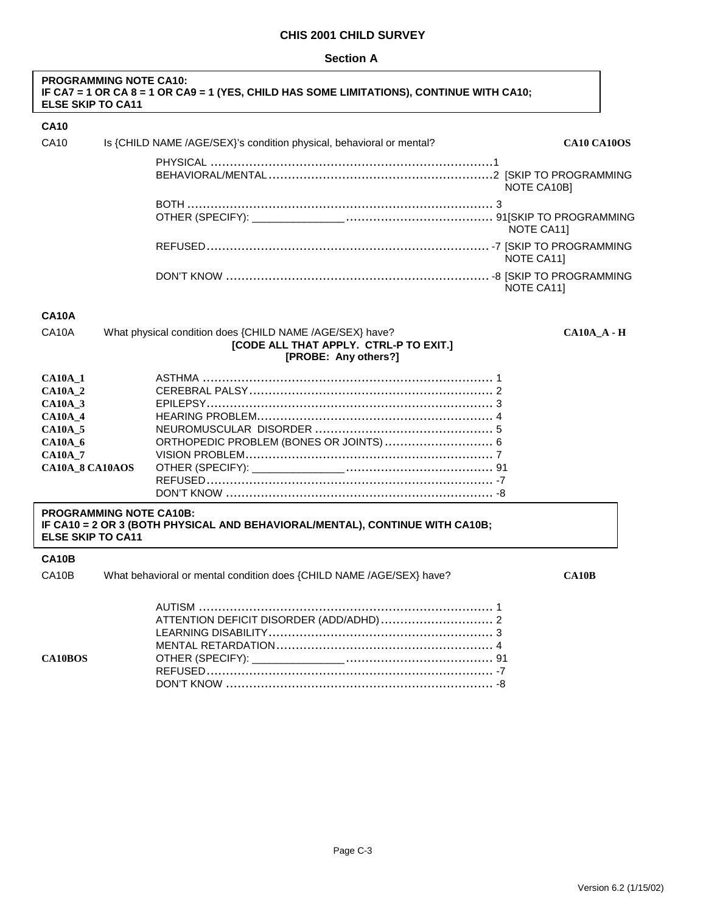# CHIS 2001 CHILD SURVEY

## Section A

**PROGRAMMING NOTE CA10:**
**IF CA7 = 1 OR CA 8 = 1 OR CA9 = 1 (YES, CHILD HAS SOME LIMITATIONS), CONTINUE WITH CA10; ELSE SKIP TO CA11**

### CA10

CA10 Is {CHILD NAME /AGE/SEX}'s condition physical, behavioral or mental? **CA10 CA10OS**

- PHYSICAL .......... 1
- BEHAVIORAL/MENTAL .......... 2 [SKIP TO PROGRAMMING NOTE CA10B]
- BOTH .......... 3
- OTHER (SPECIFY): _______________ .......... 91 [SKIP TO PROGRAMMING NOTE CA11]
- REFUSED .......... -7 [SKIP TO PROGRAMMING NOTE CA11]
- DON'T KNOW .......... -8 [SKIP TO PROGRAMMING NOTE CA11]

### CA10A

CA10A What physical condition does {CHILD NAME /AGE/SEX} have? **CA10A_A - H**

**[CODE ALL THAT APPLY. CTRL-P TO EXIT.]**
**[PROBE: Any others?]**

| Variable | Response | Code |
|---|---|---|
| **CA10A_1** | ASTHMA | 1 |
| **CA10A_2** | CEREBRAL PALSY | 2 |
| **CA10A_3** | EPILEPSY | 3 |
| **CA10A_4** | HEARING PROBLEM | 4 |
| **CA10A_5** | NEUROMUSCULAR DISORDER | 5 |
| **CA10A_6** | ORTHOPEDIC PROBLEM (BONES OR JOINTS) | 6 |
| **CA10A_7** | VISION PROBLEM | 7 |
| **CA10A_8 CA10AOS** | OTHER (SPECIFY): _______________ | 91 |
| | REFUSED | -7 |
| | DON'T KNOW | -8 |

**PROGRAMMING NOTE CA10B:**
**IF CA10 = 2 OR 3 (BOTH PHYSICAL AND BEHAVIORAL/MENTAL), CONTINUE WITH CA10B; ELSE SKIP TO CA11**

### CA10B

CA10B What behavioral or mental condition does {CHILD NAME /AGE/SEX} have? **CA10B**

| Variable | Response | Code |
|---|---|---|
| | AUTISM | 1 |
| | ATTENTION DEFICIT DISORDER (ADD/ADHD) | 2 |
| | LEARNING DISABILITY | 3 |
| | MENTAL RETARDATION | 4 |
| **CA10BOS** | OTHER (SPECIFY): _______________ | 91 |
| | REFUSED | -7 |
| | DON'T KNOW | -8 |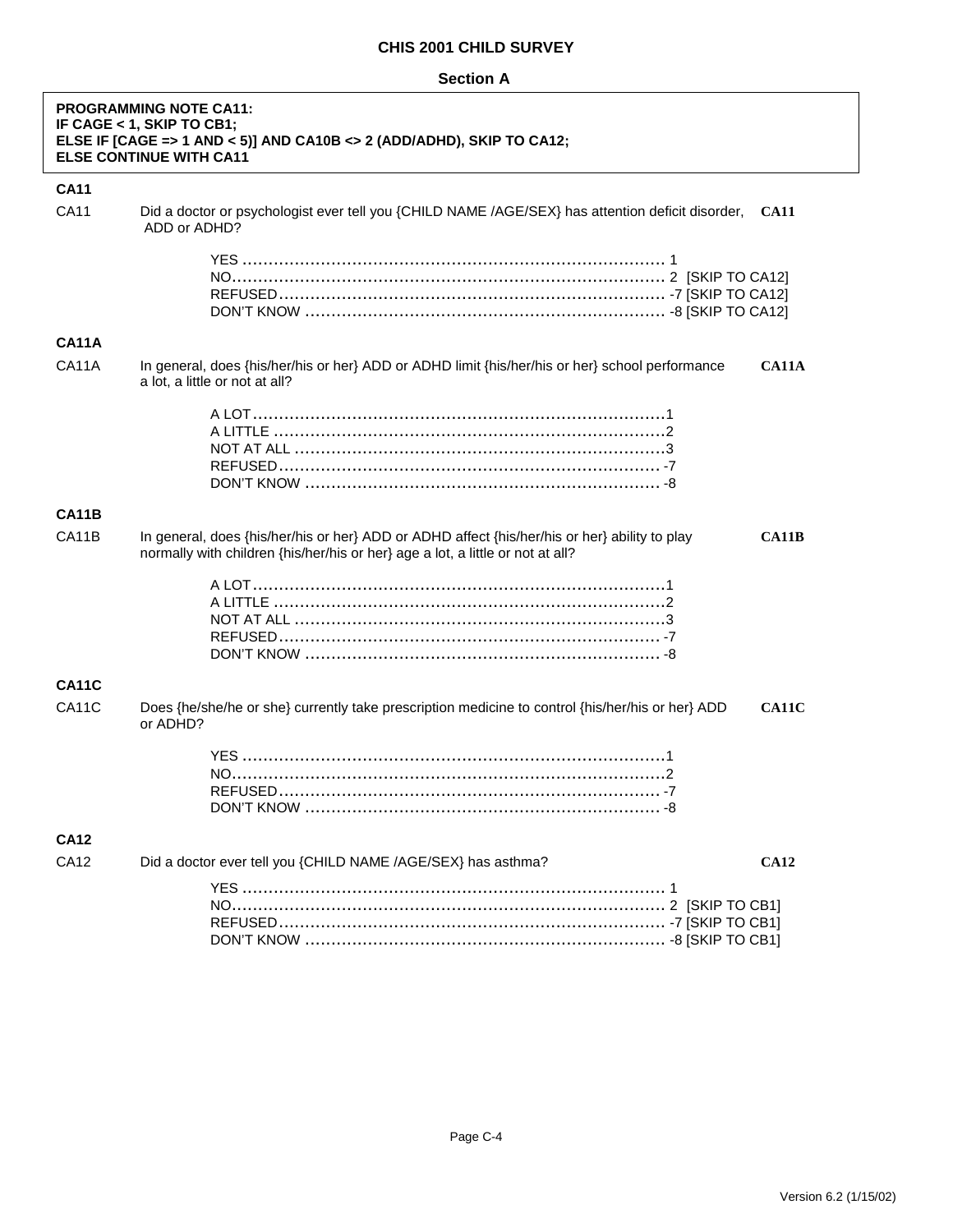## CHIS 2001 CHILD SURVEY

### Section A

**PROGRAMMING NOTE CA11:**
**IF CAGE < 1, SKIP TO CB1;**
**ELSE IF [CAGE => 1 AND < 5)] AND CA10B <> 2 (ADD/ADHD), SKIP TO CA12;**
**ELSE CONTINUE WITH CA11**

**CA11**

CA11 Did a doctor or psychologist ever tell you {CHILD NAME /AGE/SEX} has attention deficit disorder, ADD or ADHD? **CA11**

YES .......... 1
NO.......... 2 [SKIP TO CA12]
REFUSED.......... -7 [SKIP TO CA12]
DON'T KNOW .......... -8 [SKIP TO CA12]

**CA11A**

CA11A In general, does {his/her/his or her} ADD or ADHD limit {his/her/his or her} school performance a lot, a little or not at all? **CA11A**

A LOT.......... 1
A LITTLE .......... 2
NOT AT ALL .......... 3
REFUSED.......... -7
DON'T KNOW .......... -8

**CA11B**

CA11B In general, does {his/her/his or her} ADD or ADHD affect {his/her/his or her} ability to play normally with children {his/her/his or her} age a lot, a little or not at all? **CA11B**

A LOT.......... 1
A LITTLE .......... 2
NOT AT ALL .......... 3
REFUSED.......... -7
DON'T KNOW .......... -8

**CA11C**

CA11C Does {he/she/he or she} currently take prescription medicine to control {his/her/his or her} ADD or ADHD? **CA11C**

YES .......... 1
NO.......... 2
REFUSED.......... -7
DON'T KNOW .......... -8

**CA12**

CA12 Did a doctor ever tell you {CHILD NAME /AGE/SEX} has asthma? **CA12**

YES .......... 1
NO.......... 2 [SKIP TO CB1]
REFUSED.......... -7 [SKIP TO CB1]
DON'T KNOW .......... -8 [SKIP TO CB1]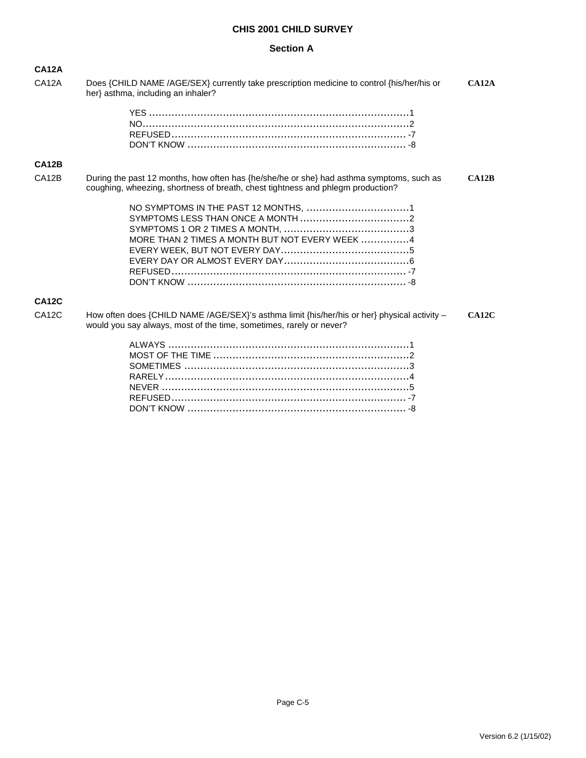# CHIS 2001 CHILD SURVEY

## Section A

### CA12A

CA12A Does {CHILD NAME /AGE/SEX} currently take prescription medicine to control {his/her/his or her} asthma, including an inhaler? **CA12A**

- YES ........................................................................1
- NO........................................................................2
- REFUSED........................................................................ -7
- DON'T KNOW ........................................................................ -8

### CA12B

CA12B During the past 12 months, how often has {he/she/he or she} had asthma symptoms, such as coughing, wheezing, shortness of breath, chest tightness and phlegm production? **CA12B**

- NO SYMPTOMS IN THE PAST 12 MONTHS, ................................1
- SYMPTOMS LESS THAN ONCE A MONTH ..................................2
- SYMPTOMS 1 OR 2 TIMES A MONTH, .......................................3
- MORE THAN 2 TIMES A MONTH BUT NOT EVERY WEEK ...............4
- EVERY WEEK, BUT NOT EVERY DAY........................................5
- EVERY DAY OR ALMOST EVERY DAY.......................................6
- REFUSED........................................................................ -7
- DON'T KNOW ........................................................................ -8

### CA12C

CA12C How often does {CHILD NAME /AGE/SEX}'s asthma limit {his/her/his or her} physical activity – would you say always, most of the time, sometimes, rarely or never? **CA12C**

- ALWAYS ........................................................................1
- MOST OF THE TIME ............................................................2
- SOMETIMES .....................................................................3
- RARELY........................................................................4
- NEVER ........................................................................5
- REFUSED........................................................................ -7
- DON'T KNOW ........................................................................ -8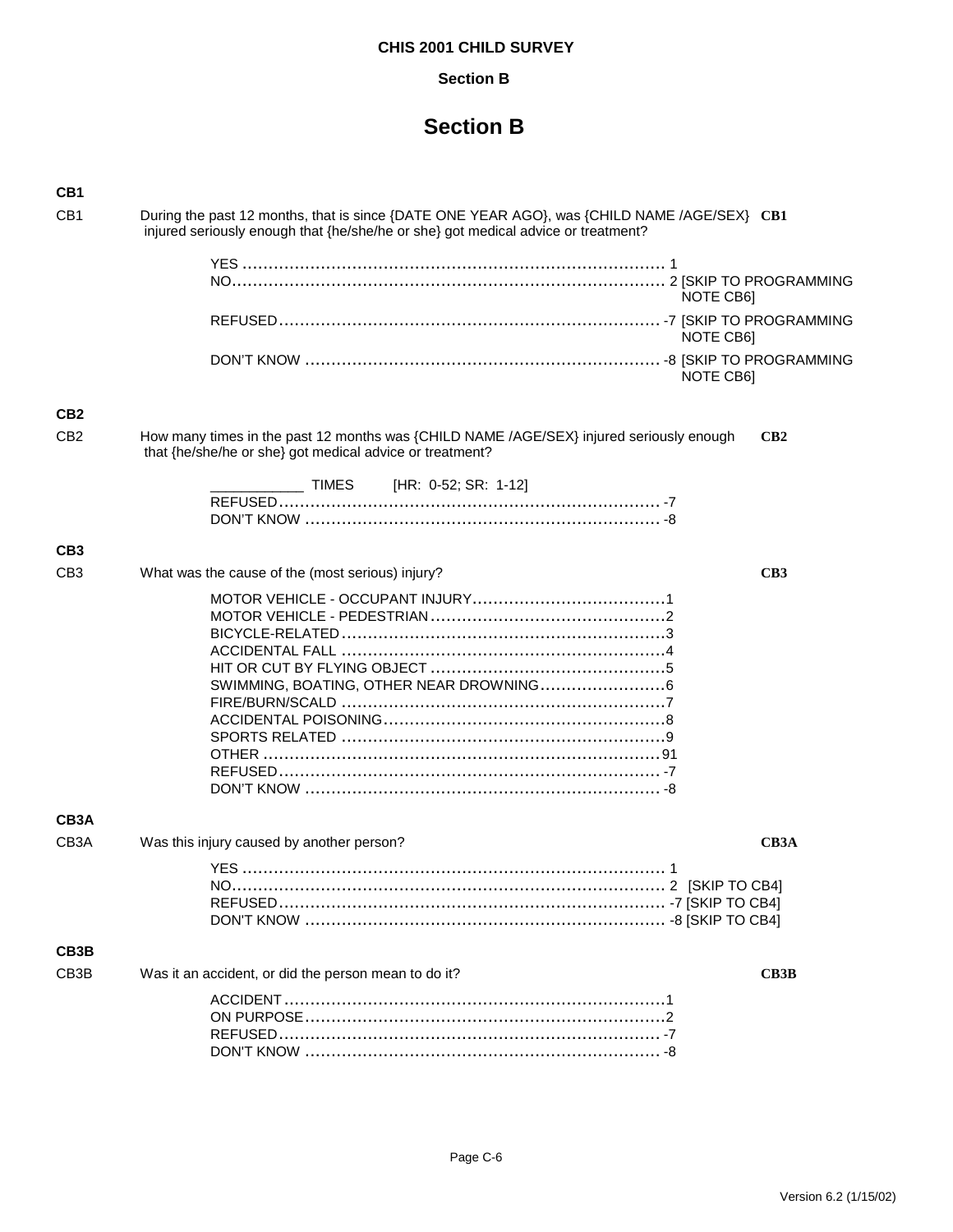# Section B

### CB1

CB1 During the past 12 months, that is since {DATE ONE YEAR AGO}, was {CHILD NAME /AGE/SEX} injured seriously enough that {he/she/he or she} got medical advice or treatment? **CB1**

- YES ........ 1
- NO ........ 2 [SKIP TO PROGRAMMING NOTE CB6]
- REFUSED ........ -7 [SKIP TO PROGRAMMING NOTE CB6]
- DON'T KNOW ........ -8 [SKIP TO PROGRAMMING NOTE CB6]

### CB2

CB2 How many times in the past 12 months was {CHILD NAME /AGE/SEX} injured seriously enough that {he/she/he or she} got medical advice or treatment? **CB2**

- ___________ TIMES [HR: 0-52; SR: 1-12]
- REFUSED ........ -7
- DON'T KNOW ........ -8

### CB3

CB3 What was the cause of the (most serious) injury? **CB3**

- MOTOR VEHICLE - OCCUPANT INJURY ........ 1
- MOTOR VEHICLE - PEDESTRIAN ........ 2
- BICYCLE-RELATED ........ 3
- ACCIDENTAL FALL ........ 4
- HIT OR CUT BY FLYING OBJECT ........ 5
- SWIMMING, BOATING, OTHER NEAR DROWNING ........ 6
- FIRE/BURN/SCALD ........ 7
- ACCIDENTAL POISONING ........ 8
- SPORTS RELATED ........ 9
- OTHER ........ 91
- REFUSED ........ -7
- DON'T KNOW ........ -8

### CB3A

CB3A Was this injury caused by another person? **CB3A**

- YES ........ 1
- NO ........ 2 [SKIP TO CB4]
- REFUSED ........ -7 [SKIP TO CB4]
- DON'T KNOW ........ -8 [SKIP TO CB4]

### CB3B

CB3B Was it an accident, or did the person mean to do it? **CB3B**

- ACCIDENT ........ 1
- ON PURPOSE ........ 2
- REFUSED ........ -7
- DON'T KNOW ........ -8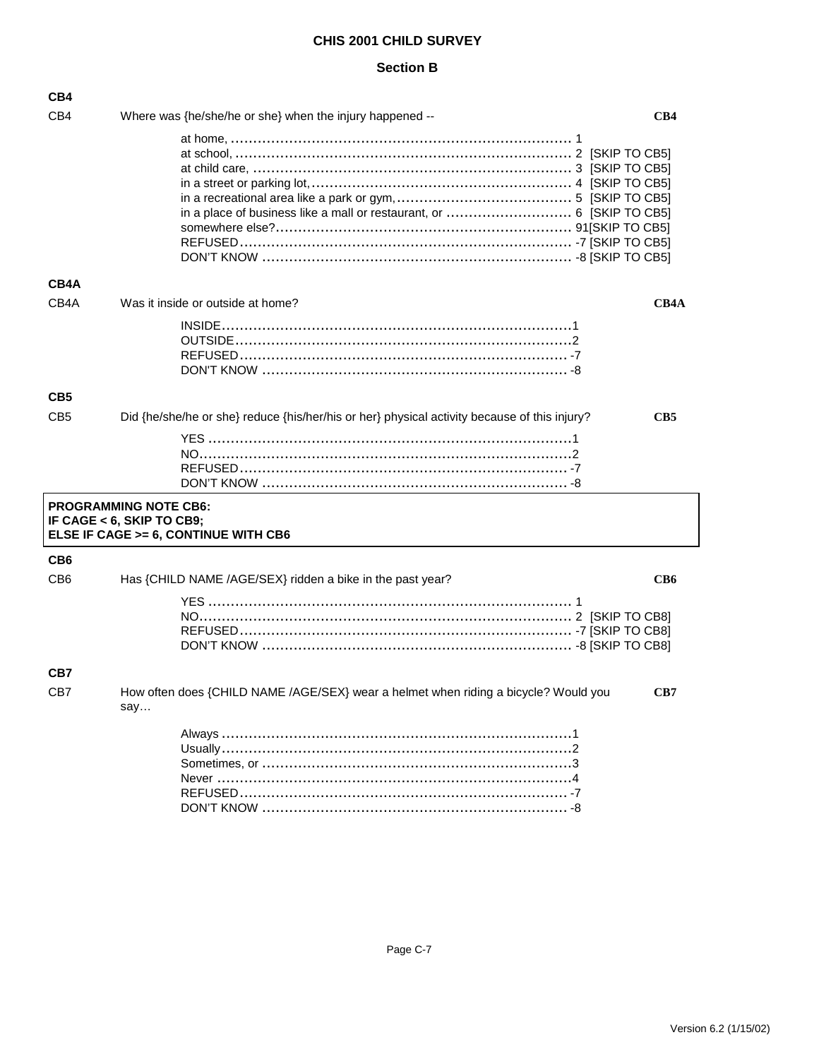# CHIS 2001 CHILD SURVEY

## Section B

**CB4**

CB4 Where was {he/she/he or she} when the injury happened -- **CB4**

at home, ........................................................................ 1
at school, ...................................................................... 2 [SKIP TO CB5]
at child care, .................................................................. 3 [SKIP TO CB5]
in a street or parking lot, ..................................................... 4 [SKIP TO CB5]
in a recreational area like a park or gym, ....................................... 5 [SKIP TO CB5]
in a place of business like a mall or restaurant, or ............................ 6 [SKIP TO CB5]
somewhere else? ................................................................. 91 [SKIP TO CB5]
REFUSED ......................................................................... -7 [SKIP TO CB5]
DON'T KNOW ...................................................................... -8 [SKIP TO CB5]

**CB4A**

CB4A Was it inside or outside at home? **CB4A**

INSIDE .......................................................................... 1
OUTSIDE ......................................................................... 2
REFUSED ......................................................................... -7
DON'T KNOW ...................................................................... -8

**CB5**

CB5 Did {he/she/he or she} reduce {his/her/his or her} physical activity because of this injury? **CB5**

YES ............................................................................. 1
NO .............................................................................. 2
REFUSED ......................................................................... -7
DON'T KNOW ...................................................................... -8

**PROGRAMMING NOTE CB6:**
**IF CAGE < 6, SKIP TO CB9;**
**ELSE IF CAGE >= 6, CONTINUE WITH CB6**

**CB6**

CB6 Has {CHILD NAME /AGE/SEX} ridden a bike in the past year? **CB6**

YES ............................................................................. 1
NO .............................................................................. 2 [SKIP TO CB8]
REFUSED ......................................................................... -7 [SKIP TO CB8]
DON'T KNOW ...................................................................... -8 [SKIP TO CB8]

**CB7**

CB7 How often does {CHILD NAME /AGE/SEX} wear a helmet when riding a bicycle? Would you say… **CB7**

Always .......................................................................... 1
Usually ......................................................................... 2
Sometimes, or ................................................................... 3
Never ........................................................................... 4
REFUSED ......................................................................... -7
DON'T KNOW ...................................................................... -8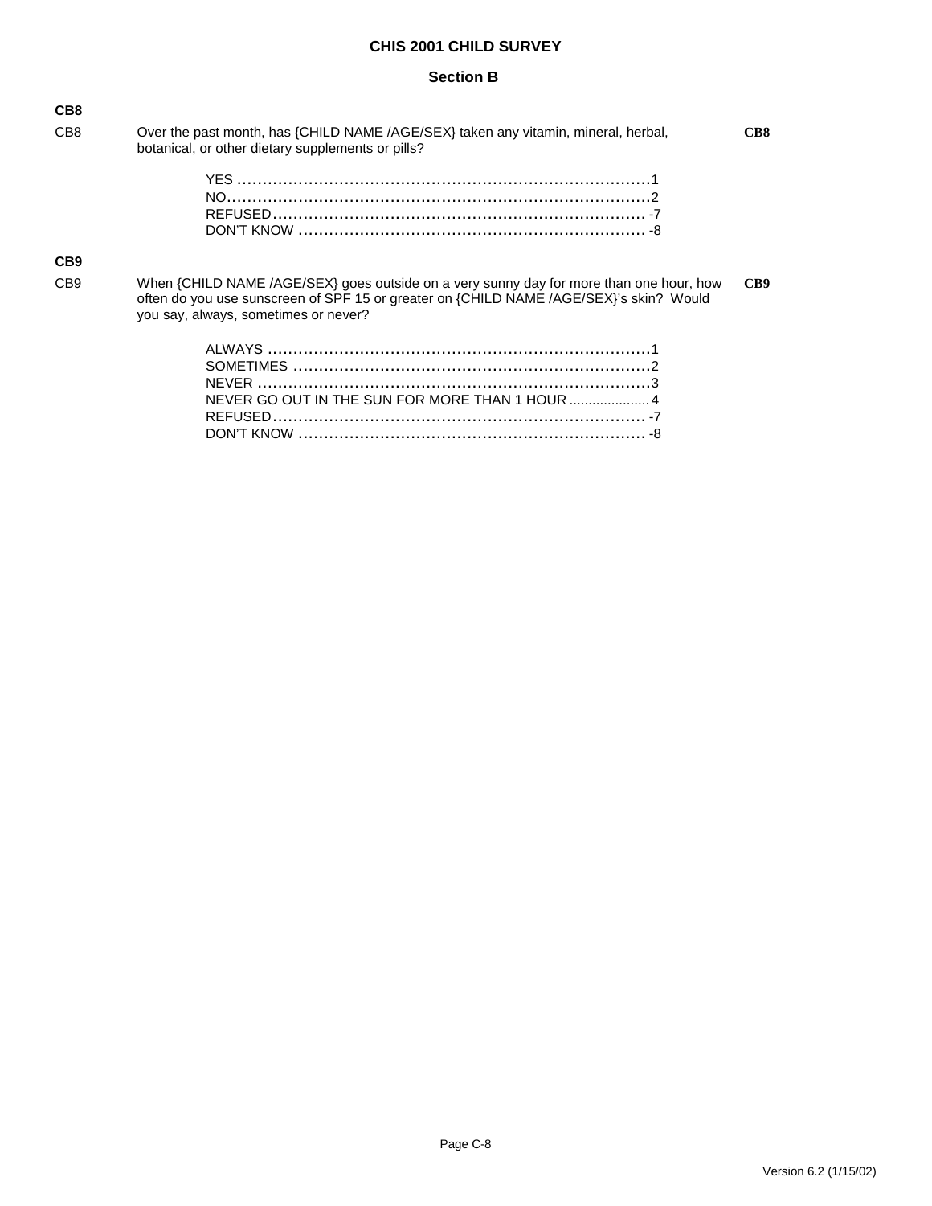## CHIS 2001 CHILD SURVEY

### Section B

**CB8**

CB8 Over the past month, has {CHILD NAME /AGE/SEX} taken any vitamin, mineral, herbal, botanical, or other dietary supplements or pills? **CB8**

YES ..................................................................................1
NO....................................................................................2
REFUSED........................................................................... -7
DON'T KNOW ..................................................................... -8

**CB9**

CB9 When {CHILD NAME /AGE/SEX} goes outside on a very sunny day for more than one hour, how often do you use sunscreen of SPF 15 or greater on {CHILD NAME /AGE/SEX}'s skin? Would you say, always, sometimes or never? **CB9**

ALWAYS ............................................................................1
SOMETIMES .......................................................................2
NEVER ..............................................................................3
NEVER GO OUT IN THE SUN FOR MORE THAN 1 HOUR ....................4
REFUSED........................................................................... -7
DON'T KNOW ..................................................................... -8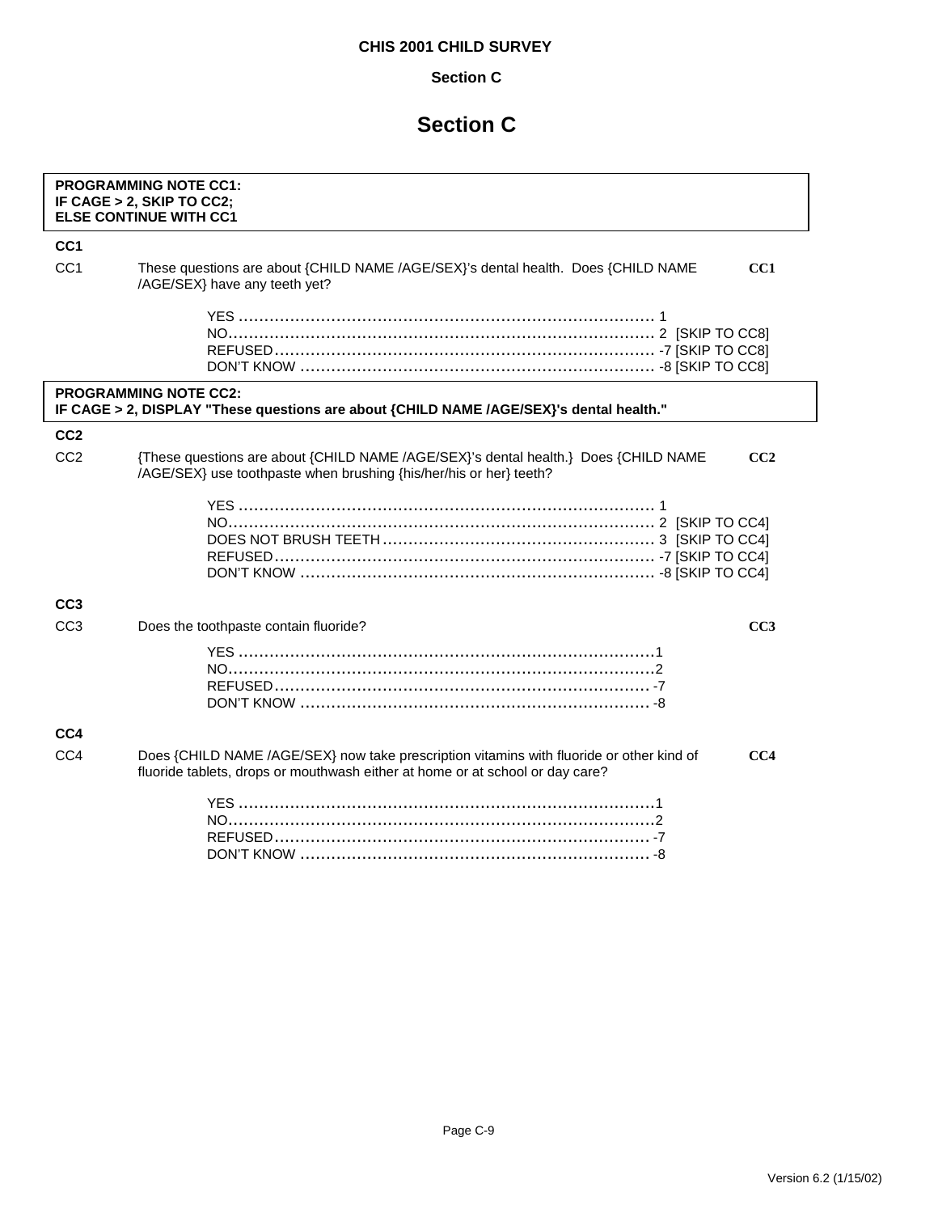# Section C

**PROGRAMMING NOTE CC1:**
**IF CAGE > 2, SKIP TO CC2;**
**ELSE CONTINUE WITH CC1**

### CC1

CC1 These questions are about {CHILD NAME /AGE/SEX}'s dental health. Does {CHILD NAME /AGE/SEX} have any teeth yet? **CC1**

| | | |
|---|---|---|
| YES | 1 | |
| NO | 2 | [SKIP TO CC8] |
| REFUSED | -7 | [SKIP TO CC8] |
| DON'T KNOW | -8 | [SKIP TO CC8] |

**PROGRAMMING NOTE CC2:**
**IF CAGE > 2, DISPLAY "These questions are about {CHILD NAME /AGE/SEX}'s dental health."**

### CC2

CC2 {These questions are about {CHILD NAME /AGE/SEX}'s dental health.} Does {CHILD NAME /AGE/SEX} use toothpaste when brushing {his/her/his or her} teeth? **CC2**

| | | |
|---|---|---|
| YES | 1 | |
| NO | 2 | [SKIP TO CC4] |
| DOES NOT BRUSH TEETH | 3 | [SKIP TO CC4] |
| REFUSED | -7 | [SKIP TO CC4] |
| DON'T KNOW | -8 | [SKIP TO CC4] |

### CC3

CC3 Does the toothpaste contain fluoride? **CC3**

| | |
|---|---|
| YES | 1 |
| NO | 2 |
| REFUSED | -7 |
| DON'T KNOW | -8 |

### CC4

CC4 Does {CHILD NAME /AGE/SEX} now take prescription vitamins with fluoride or other kind of fluoride tablets, drops or mouthwash either at home or at school or day care? **CC4**

| | |
|---|---|
| YES | 1 |
| NO | 2 |
| REFUSED | -7 |
| DON'T KNOW | -8 |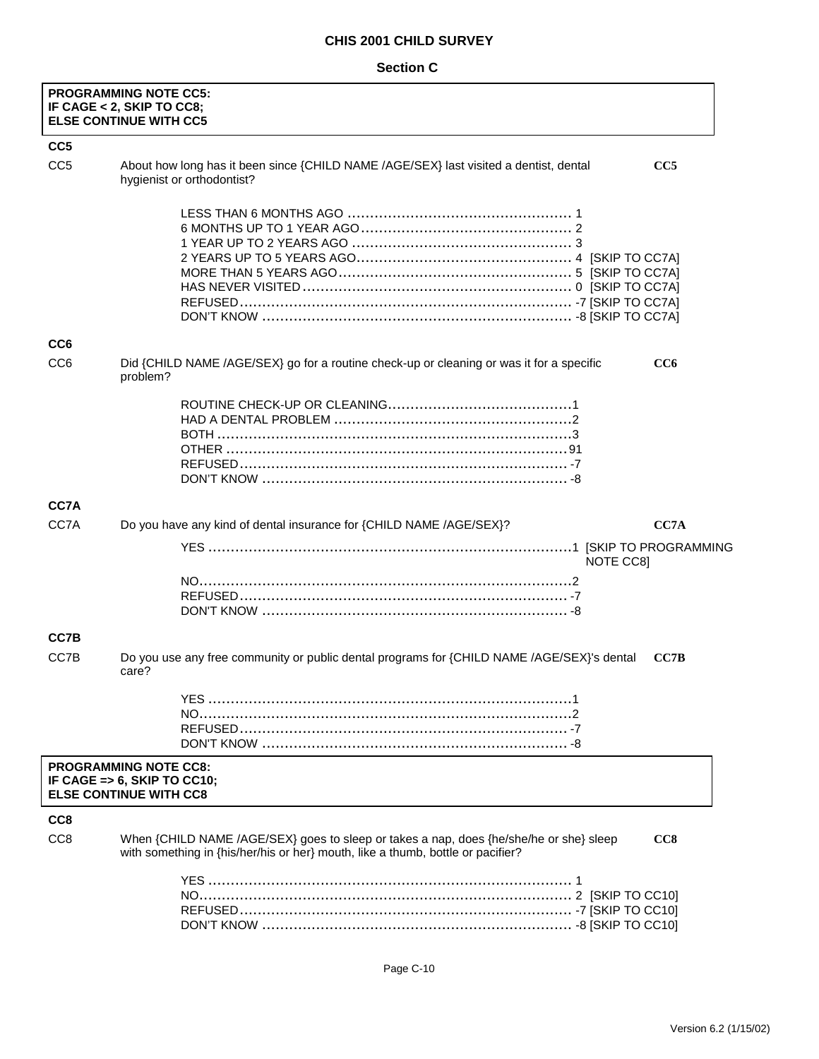**CHIS 2001 CHILD SURVEY**

**Section C**

**PROGRAMMING NOTE CC5:**
**IF CAGE < 2, SKIP TO CC8;**
**ELSE CONTINUE WITH CC5**

**CC5**

CC5 About how long has it been since {CHILD NAME /AGE/SEX} last visited a dentist, dental hygienist or orthodontist? **CC5**

- LESS THAN 6 MONTHS AGO .......... 1
- 6 MONTHS UP TO 1 YEAR AGO .......... 2
- 1 YEAR UP TO 2 YEARS AGO .......... 3
- 2 YEARS UP TO 5 YEARS AGO .......... 4 [SKIP TO CC7A]
- MORE THAN 5 YEARS AGO .......... 5 [SKIP TO CC7A]
- HAS NEVER VISITED .......... 0 [SKIP TO CC7A]
- REFUSED .......... -7 [SKIP TO CC7A]
- DON'T KNOW .......... -8 [SKIP TO CC7A]

**CC6**

CC6 Did {CHILD NAME /AGE/SEX} go for a routine check-up or cleaning or was it for a specific problem? **CC6**

- ROUTINE CHECK-UP OR CLEANING .......... 1
- HAD A DENTAL PROBLEM .......... 2
- BOTH .......... 3
- OTHER .......... 91
- REFUSED .......... -7
- DON'T KNOW .......... -8

**CC7A**

CC7A Do you have any kind of dental insurance for {CHILD NAME /AGE/SEX}? **CC7A**

- YES .......... 1 [SKIP TO PROGRAMMING NOTE CC8]
- NO .......... 2
- REFUSED .......... -7
- DON'T KNOW .......... -8

**CC7B**

CC7B Do you use any free community or public dental programs for {CHILD NAME /AGE/SEX}'s dental care? **CC7B**

- YES .......... 1
- NO .......... 2
- REFUSED .......... -7
- DON'T KNOW .......... -8

**PROGRAMMING NOTE CC8:**
**IF CAGE => 6, SKIP TO CC10;**
**ELSE CONTINUE WITH CC8**

**CC8**

CC8 When {CHILD NAME /AGE/SEX} goes to sleep or takes a nap, does {he/she/he or she} sleep with something in {his/her/his or her} mouth, like a thumb, bottle or pacifier? **CC8**

- YES .......... 1
- NO .......... 2 [SKIP TO CC10]
- REFUSED .......... -7 [SKIP TO CC10]
- DON'T KNOW .......... -8 [SKIP TO CC10]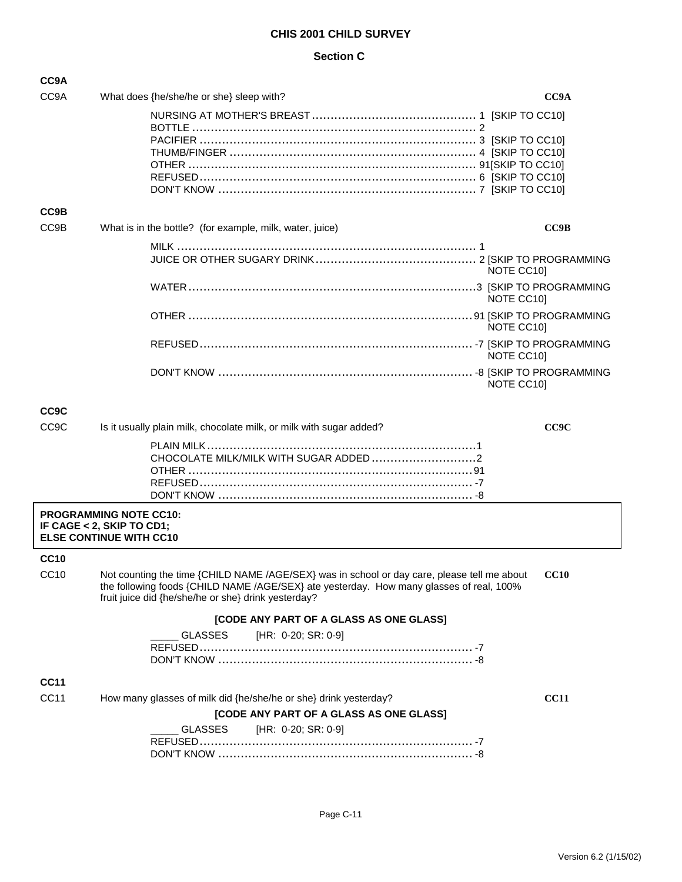**CHIS 2001 CHILD SURVEY**

**Section C**

**CC9A**

CC9A What does {he/she/he or she} sleep with? **CC9A**

NURSING AT MOTHER'S BREAST .......................................... 1 [SKIP TO CC10]
BOTTLE .......................................... 2
PACIFIER .......................................... 3 [SKIP TO CC10]
THUMB/FINGER .......................................... 4 [SKIP TO CC10]
OTHER .......................................... 91[SKIP TO CC10]
REFUSED.......................................... 6 [SKIP TO CC10]
DON'T KNOW .......................................... 7 [SKIP TO CC10]

**CC9B**

CC9B What is in the bottle? (for example, milk, water, juice) **CC9B**

MILK .......................................... 1
JUICE OR OTHER SUGARY DRINK.......................................... 2 [SKIP TO PROGRAMMING NOTE CC10]
WATER..........................................3 [SKIP TO PROGRAMMING NOTE CC10]
OTHER .......................................... 91 [SKIP TO PROGRAMMING NOTE CC10]
REFUSED.......................................... -7 [SKIP TO PROGRAMMING NOTE CC10]
DON'T KNOW .......................................... -8 [SKIP TO PROGRAMMING NOTE CC10]

**CC9C**

CC9C Is it usually plain milk, chocolate milk, or milk with sugar added? **CC9C**

PLAIN MILK..........................................1
CHOCOLATE MILK/MILK WITH SUGAR ADDED ..........................................2
OTHER ..........................................91
REFUSED.......................................... -7
DON'T KNOW .......................................... -8

**PROGRAMMING NOTE CC10:**
**IF CAGE < 2, SKIP TO CD1;**
**ELSE CONTINUE WITH CC10**

**CC10**

CC10 Not counting the time {CHILD NAME /AGE/SEX} was in school or day care, please tell me about the following foods {CHILD NAME /AGE/SEX} ate yesterday. How many glasses of real, 100% fruit juice did {he/she/he or she} drink yesterday? **CC10**

**[CODE ANY PART OF A GLASS AS ONE GLASS]**

_____ GLASSES [HR: 0-20; SR: 0-9]
REFUSED.......................................... -7
DON'T KNOW .......................................... -8

**CC11**

CC11 How many glasses of milk did {he/she/he or she} drink yesterday? **CC11**

**[CODE ANY PART OF A GLASS AS ONE GLASS]**

_____ GLASSES [HR: 0-20; SR: 0-9]
REFUSED.......................................... -7
DON'T KNOW .......................................... -8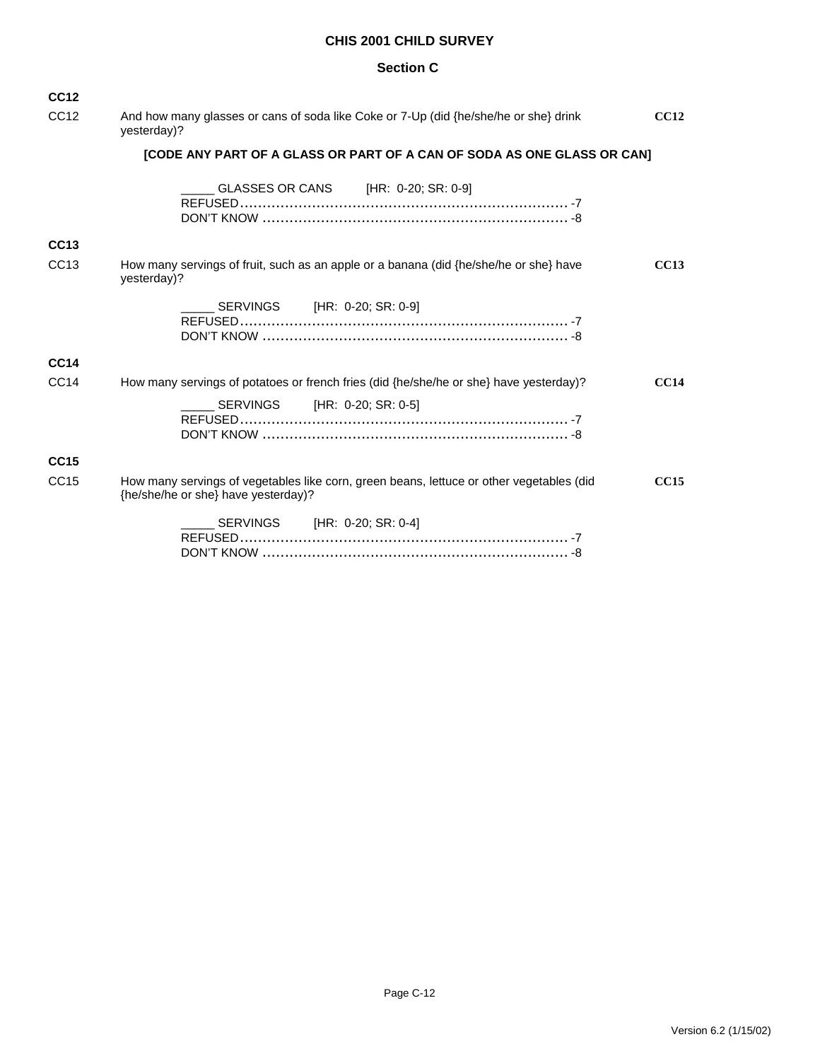# CHIS 2001 CHILD SURVEY

## Section C

**CC12**

CC12 And how many glasses or cans of soda like Coke or 7-Up (did {he/she/he or she} drink yesterday)? **CC12**

**[CODE ANY PART OF A GLASS OR PART OF A CAN OF SODA AS ONE GLASS OR CAN]**

_____ GLASSES OR CANS [HR: 0-20; SR: 0-9]
REFUSED.......................................................................... -7
DON'T KNOW ...................................................................... -8

**CC13**

CC13 How many servings of fruit, such as an apple or a banana (did {he/she/he or she} have yesterday)? **CC13**

_____ SERVINGS [HR: 0-20; SR: 0-9]
REFUSED.......................................................................... -7
DON'T KNOW ...................................................................... -8

**CC14**

CC14 How many servings of potatoes or french fries (did {he/she/he or she} have yesterday)? **CC14**

_____ SERVINGS [HR: 0-20; SR: 0-5]
REFUSED.......................................................................... -7
DON'T KNOW ...................................................................... -8

**CC15**

CC15 How many servings of vegetables like corn, green beans, lettuce or other vegetables (did {he/she/he or she} have yesterday)? **CC15**

_____ SERVINGS [HR: 0-20; SR: 0-4]
REFUSED.......................................................................... -7
DON'T KNOW ...................................................................... -8

Version 6.2 (1/15/02)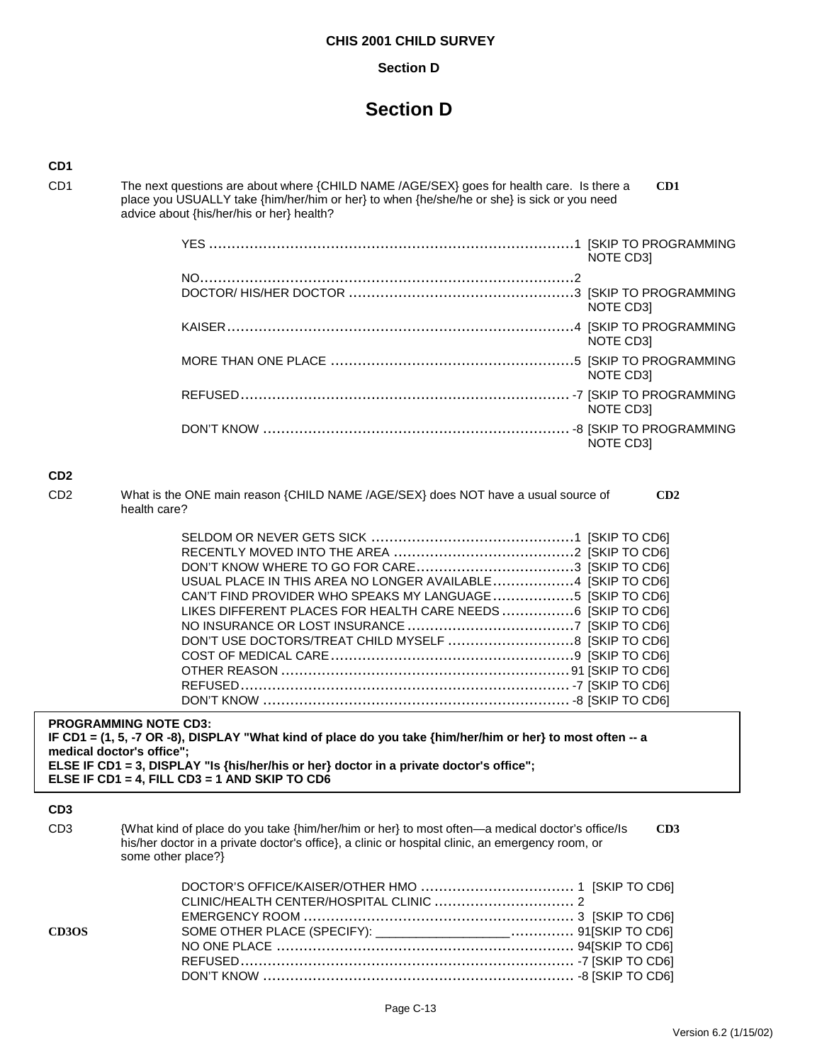# Section D

### CD1

CD1 The next questions are about where {CHILD NAME /AGE/SEX} goes for health care. Is there a place you USUALLY take {him/her/him or her} to when {he/she/he or she} is sick or you need advice about {his/her/his or her} health? **CD1**

| Response | Code | Instruction |
|---|---|---|
| YES | 1 | [SKIP TO PROGRAMMING NOTE CD3] |
| NO | 2 | |
| DOCTOR/ HIS/HER DOCTOR | 3 | [SKIP TO PROGRAMMING NOTE CD3] |
| KAISER | 4 | [SKIP TO PROGRAMMING NOTE CD3] |
| MORE THAN ONE PLACE | 5 | [SKIP TO PROGRAMMING NOTE CD3] |
| REFUSED | -7 | [SKIP TO PROGRAMMING NOTE CD3] |
| DON'T KNOW | -8 | [SKIP TO PROGRAMMING NOTE CD3] |

### CD2

CD2 What is the ONE main reason {CHILD NAME /AGE/SEX} does NOT have a usual source of health care? **CD2**

| Response | Code | Instruction |
|---|---|---|
| SELDOM OR NEVER GETS SICK | 1 | [SKIP TO CD6] |
| RECENTLY MOVED INTO THE AREA | 2 | [SKIP TO CD6] |
| DON'T KNOW WHERE TO GO FOR CARE | 3 | [SKIP TO CD6] |
| USUAL PLACE IN THIS AREA NO LONGER AVAILABLE | 4 | [SKIP TO CD6] |
| CAN'T FIND PROVIDER WHO SPEAKS MY LANGUAGE | 5 | [SKIP TO CD6] |
| LIKES DIFFERENT PLACES FOR HEALTH CARE NEEDS | 6 | [SKIP TO CD6] |
| NO INSURANCE OR LOST INSURANCE | 7 | [SKIP TO CD6] |
| DON'T USE DOCTORS/TREAT CHILD MYSELF | 8 | [SKIP TO CD6] |
| COST OF MEDICAL CARE | 9 | [SKIP TO CD6] |
| OTHER REASON | 91 | [SKIP TO CD6] |
| REFUSED | -7 | [SKIP TO CD6] |
| DON'T KNOW | -8 | [SKIP TO CD6] |

**PROGRAMMING NOTE CD3:**
**IF CD1 = (1, 5, -7 OR -8), DISPLAY "What kind of place do you take {him/her/him or her} to most often -- a medical doctor's office";**
**ELSE IF CD1 = 3, DISPLAY "Is {his/her/his or her} doctor in a private doctor's office";**
**ELSE IF CD1 = 4, FILL CD3 = 1 AND SKIP TO CD6**

### CD3

CD3 {What kind of place do you take {him/her/him or her} to most often—a medical doctor's office/Is his/her doctor in a private doctor's office}, a clinic or hospital clinic, an emergency room, or some other place?} **CD3**

| | Response | Code | Instruction |
|---|---|---|---|
| | DOCTOR'S OFFICE/KAISER/OTHER HMO | 1 | [SKIP TO CD6] |
| | CLINIC/HEALTH CENTER/HOSPITAL CLINIC | 2 | |
| | EMERGENCY ROOM | 3 | [SKIP TO CD6] |
| **CD3OS** | SOME OTHER PLACE (SPECIFY): ___________________ | 91 | [SKIP TO CD6] |
| | NO ONE PLACE | 94 | [SKIP TO CD6] |
| | REFUSED | -7 | [SKIP TO CD6] |
| | DON'T KNOW | -8 | [SKIP TO CD6] |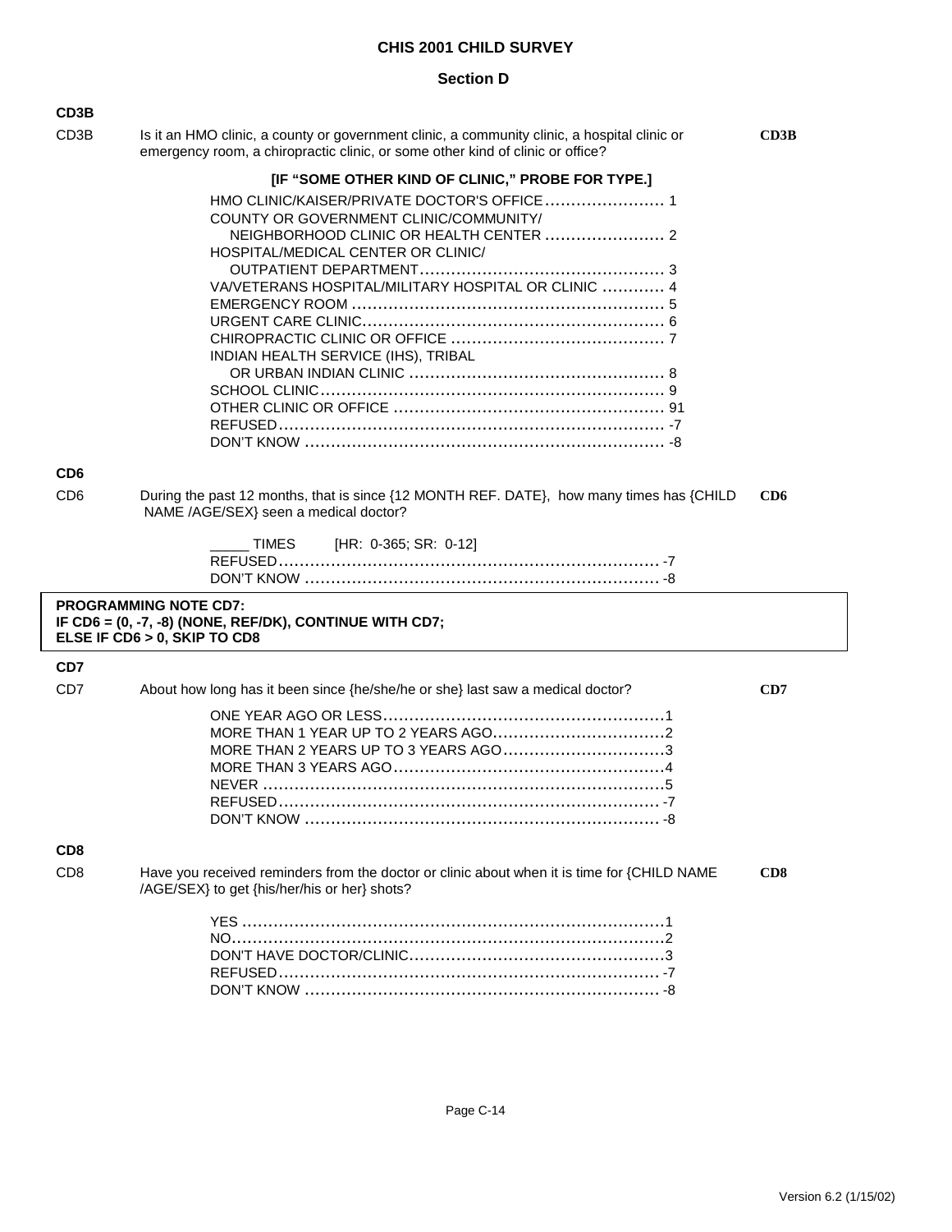## CHIS 2001 CHILD SURVEY

### Section D

**CD3B**

CD3B Is it an HMO clinic, a county or government clinic, a community clinic, a hospital clinic or emergency room, a chiropractic clinic, or some other kind of clinic or office? **CD3B**

**[IF "SOME OTHER KIND OF CLINIC," PROBE FOR TYPE.]**

HMO CLINIC/KAISER/PRIVATE DOCTOR'S OFFICE....................... 1
COUNTY OR GOVERNMENT CLINIC/COMMUNITY/ NEIGHBORHOOD CLINIC OR HEALTH CENTER ....................... 2
HOSPITAL/MEDICAL CENTER OR CLINIC/ OUTPATIENT DEPARTMENT............................................. 3
VA/VETERANS HOSPITAL/MILITARY HOSPITAL OR CLINIC ............ 4
EMERGENCY ROOM ........................................................... 5
URGENT CARE CLINIC......................................................... 6
CHIROPRACTIC CLINIC OR OFFICE ........................................ 7
INDIAN HEALTH SERVICE (IHS), TRIBAL OR URBAN INDIAN CLINIC ............................................... 8
SCHOOL CLINIC................................................................. 9
OTHER CLINIC OR OFFICE ................................................... 91
REFUSED......................................................................... -7
DON'T KNOW .................................................................... -8

**CD6**

CD6 During the past 12 months, that is since {12 MONTH REF. DATE}, how many times has {CHILD NAME /AGE/SEX} seen a medical doctor? **CD6**

_____ TIMES [HR: 0-365; SR: 0-12]
REFUSED......................................................................... -7
DON'T KNOW .................................................................... -8

**PROGRAMMING NOTE CD7:**
**IF CD6 = (0, -7, -8) (NONE, REF/DK), CONTINUE WITH CD7;**
**ELSE IF CD6 > 0, SKIP TO CD8**

**CD7**

CD7 About how long has it been since {he/she/he or she} last saw a medical doctor? **CD7**

ONE YEAR AGO OR LESS.....................................................1
MORE THAN 1 YEAR UP TO 2 YEARS AGO................................2
MORE THAN 2 YEARS UP TO 3 YEARS AGO..............................3
MORE THAN 3 YEARS AGO...................................................4
NEVER ............................................................................5
REFUSED......................................................................... -7
DON'T KNOW .................................................................... -8

**CD8**

CD8 Have you received reminders from the doctor or clinic about when it is time for {CHILD NAME /AGE/SEX} to get {his/her/his or her} shots? **CD8**

YES ................................................................................1
NO..................................................................................2
DON'T HAVE DOCTOR/CLINIC................................................3
REFUSED......................................................................... -7
DON'T KNOW .................................................................... -8

Version 6.2 (1/15/02)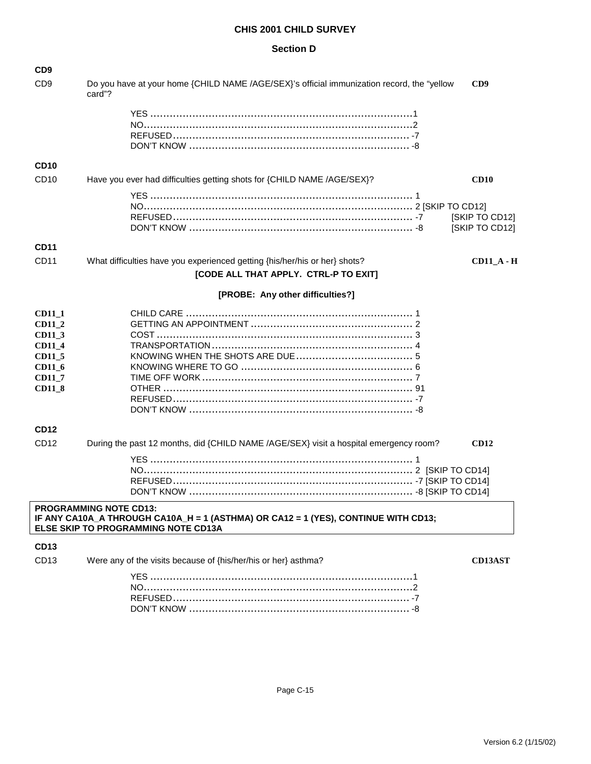**CHIS 2001 CHILD SURVEY**

**Section D**

**CD9**

CD9 Do you have at your home {CHILD NAME /AGE/SEX}'s official immunization record, the "yellow card"? **CD9**

YES ........................................................................1
NO.........................................................................2
REFUSED ............................................................... -7
DON'T KNOW .......................................................... -8

**CD10**

CD10 Have you ever had difficulties getting shots for {CHILD NAME /AGE/SEX}? **CD10**

YES ........................................................................ 1
NO......................................................................... 2 [SKIP TO CD12]
REFUSED ................................................................ -7 [SKIP TO CD12]
DON'T KNOW ........................................................... -8 [SKIP TO CD12]

**CD11**

CD11 What difficulties have you experienced getting {his/her/his or her} shots? **CD11_A - H**

**[CODE ALL THAT APPLY. CTRL-P TO EXIT]**

**[PROBE: Any other difficulties?]**

| | | |
|---|---|---|
| **CD11_1** | CHILD CARE ............................................................ | 1 |
| **CD11_2** | GETTING AN APPOINTMENT .................................... | 2 |
| **CD11_3** | COST ..................................................................... | 3 |
| **CD11_4** | TRANSPORTATION .................................................. | 4 |
| **CD11_5** | KNOWING WHEN THE SHOTS ARE DUE ...................... | 5 |
| **CD11_6** | KNOWING WHERE TO GO ........................................ | 6 |
| **CD11_7** | TIME OFF WORK ...................................................... | 7 |
| **CD11_8** | OTHER .................................................................. | 91 |
| | REFUSED ............................................................... | -7 |
| | DON'T KNOW .......................................................... | -8 |

**CD12**

CD12 During the past 12 months, did {CHILD NAME /AGE/SEX} visit a hospital emergency room? **CD12**

YES ........................................................................ 1
NO......................................................................... 2 [SKIP TO CD14]
REFUSED ................................................................ -7 [SKIP TO CD14]
DON'T KNOW ........................................................... -8 [SKIP TO CD14]

**PROGRAMMING NOTE CD13:**
**IF ANY CA10A_A THROUGH CA10A_H = 1 (ASTHMA) OR CA12 = 1 (YES), CONTINUE WITH CD13; ELSE SKIP TO PROGRAMMING NOTE CD13A**

**CD13**

CD13 Were any of the visits because of {his/her/his or her} asthma? **CD13AST**

YES ........................................................................1
NO.........................................................................2
REFUSED ............................................................... -7
DON'T KNOW .......................................................... -8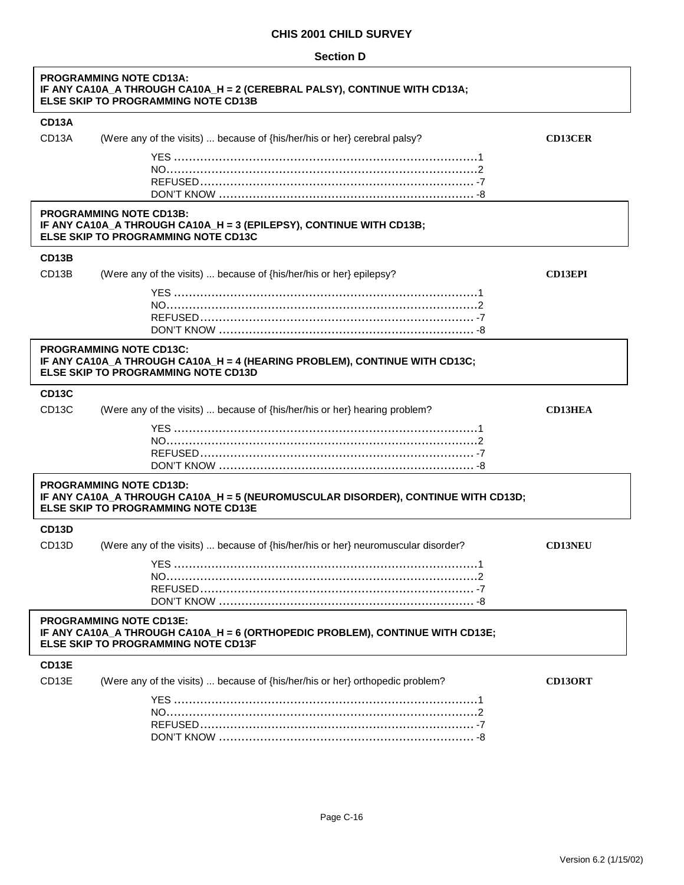**CHIS 2001 CHILD SURVEY**

**Section D**

**PROGRAMMING NOTE CD13A:**
**IF ANY CA10A_A THROUGH CA10A_H = 2 (CEREBRAL PALSY), CONTINUE WITH CD13A; ELSE SKIP TO PROGRAMMING NOTE CD13B**

**CD13A**

CD13A (Were any of the visits) ... because of {his/her/his or her} cerebral palsy? **CD13CER**

- YES ........................................................................1
- NO..........................................................................2
- REFUSED ................................................................ -7
- DON'T KNOW ........................................................... -8

**PROGRAMMING NOTE CD13B:**
**IF ANY CA10A_A THROUGH CA10A_H = 3 (EPILEPSY), CONTINUE WITH CD13B; ELSE SKIP TO PROGRAMMING NOTE CD13C**

**CD13B**

CD13B (Were any of the visits) ... because of {his/her/his or her} epilepsy? **CD13EPI**

- YES ........................................................................1
- NO..........................................................................2
- REFUSED ................................................................ -7
- DON'T KNOW ........................................................... -8

**PROGRAMMING NOTE CD13C:**
**IF ANY CA10A_A THROUGH CA10A_H = 4 (HEARING PROBLEM), CONTINUE WITH CD13C; ELSE SKIP TO PROGRAMMING NOTE CD13D**

**CD13C**

CD13C (Were any of the visits) ... because of {his/her/his or her} hearing problem? **CD13HEA**

- YES ........................................................................1
- NO..........................................................................2
- REFUSED ................................................................ -7
- DON'T KNOW ........................................................... -8

**PROGRAMMING NOTE CD13D:**
**IF ANY CA10A_A THROUGH CA10A_H = 5 (NEUROMUSCULAR DISORDER), CONTINUE WITH CD13D; ELSE SKIP TO PROGRAMMING NOTE CD13E**

**CD13D**

CD13D (Were any of the visits) ... because of {his/her/his or her} neuromuscular disorder? **CD13NEU**

- YES ........................................................................1
- NO..........................................................................2
- REFUSED ................................................................ -7
- DON'T KNOW ........................................................... -8

**PROGRAMMING NOTE CD13E:**
**IF ANY CA10A_A THROUGH CA10A_H = 6 (ORTHOPEDIC PROBLEM), CONTINUE WITH CD13E; ELSE SKIP TO PROGRAMMING NOTE CD13F**

**CD13E**

CD13E (Were any of the visits) ... because of {his/her/his or her} orthopedic problem? **CD13ORT**

- YES ........................................................................1
- NO..........................................................................2
- REFUSED ................................................................ -7
- DON'T KNOW ........................................................... -8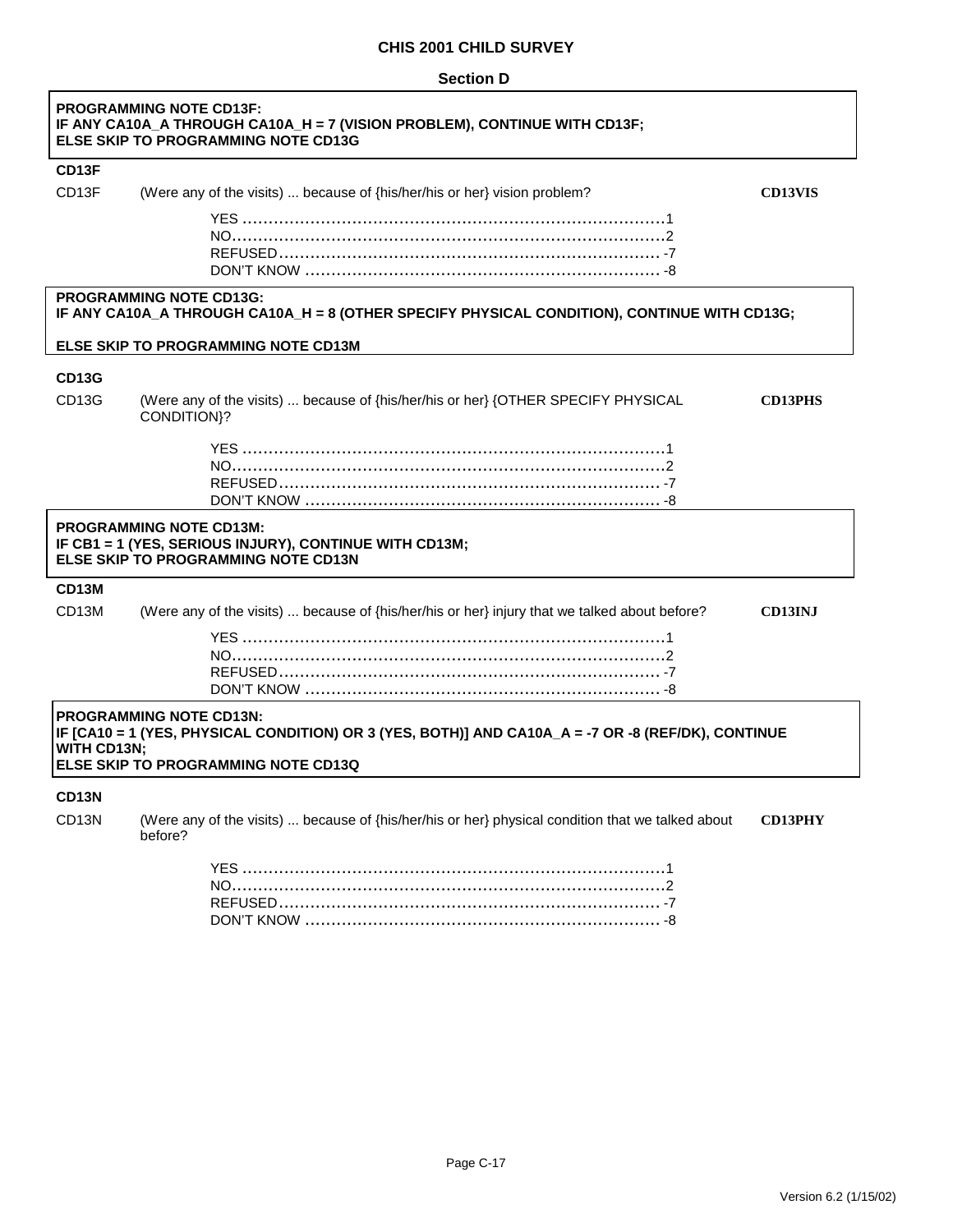**CHIS 2001 CHILD SURVEY**

**Section D**

**PROGRAMMING NOTE CD13F:**
**IF ANY CA10A_A THROUGH CA10A_H = 7 (VISION PROBLEM), CONTINUE WITH CD13F;**
**ELSE SKIP TO PROGRAMMING NOTE CD13G**

**CD13F**

CD13F (Were any of the visits) ... because of {his/her/his or her} vision problem? **CD13VIS**

YES ....................................................................................1
NO......................................................................................2
REFUSED ............................................................................ -7
DON'T KNOW ...................................................................... -8

**PROGRAMMING NOTE CD13G:**
**IF ANY CA10A_A THROUGH CA10A_H = 8 (OTHER SPECIFY PHYSICAL CONDITION), CONTINUE WITH CD13G;**

**ELSE SKIP TO PROGRAMMING NOTE CD13M**

**CD13G**

CD13G (Were any of the visits) ... because of {his/her/his or her} {OTHER SPECIFY PHYSICAL CONDITION}? **CD13PHS**

YES ....................................................................................1
NO......................................................................................2
REFUSED ............................................................................ -7
DON'T KNOW ...................................................................... -8

**PROGRAMMING NOTE CD13M:**
**IF CB1 = 1 (YES, SERIOUS INJURY), CONTINUE WITH CD13M;**
**ELSE SKIP TO PROGRAMMING NOTE CD13N**

**CD13M**

CD13M (Were any of the visits) ... because of {his/her/his or her} injury that we talked about before? **CD13INJ**

YES ....................................................................................1
NO......................................................................................2
REFUSED ............................................................................ -7
DON'T KNOW ...................................................................... -8

**PROGRAMMING NOTE CD13N:**
**IF [CA10 = 1 (YES, PHYSICAL CONDITION) OR 3 (YES, BOTH)] AND CA10A_A = -7 OR -8 (REF/DK), CONTINUE WITH CD13N;**
**ELSE SKIP TO PROGRAMMING NOTE CD13Q**

**CD13N**

CD13N (Were any of the visits) ... because of {his/her/his or her} physical condition that we talked about before? **CD13PHY**

YES ....................................................................................1
NO......................................................................................2
REFUSED ............................................................................ -7
DON'T KNOW ...................................................................... -8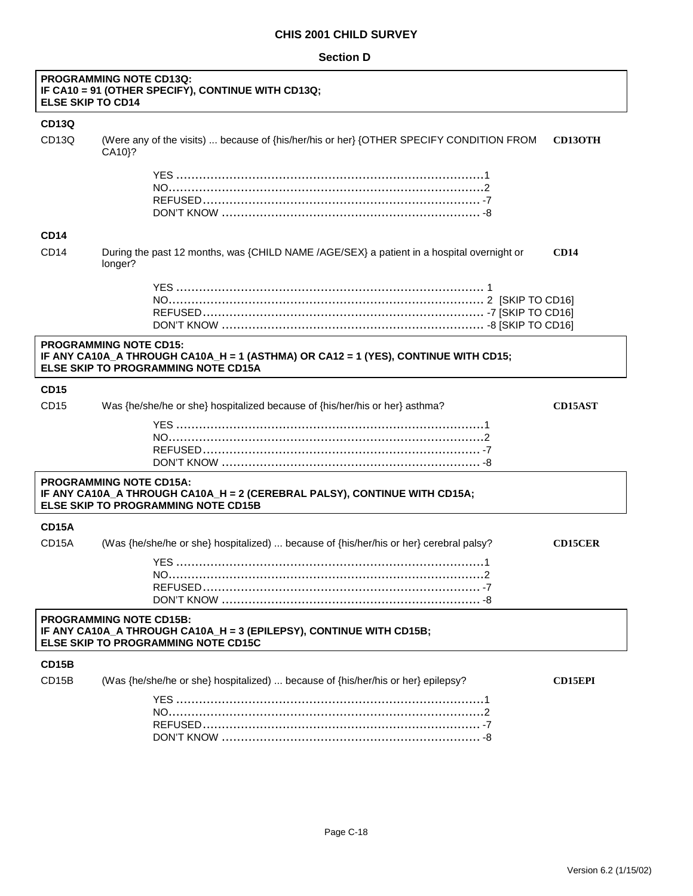## CHIS 2001 CHILD SURVEY

### Section D

**PROGRAMMING NOTE CD13Q:**
**IF CA10 = 91 (OTHER SPECIFY), CONTINUE WITH CD13Q;**
**ELSE SKIP TO CD14**

**CD13Q**

CD13Q (Were any of the visits) ... because of {his/her/his or her} {OTHER SPECIFY CONDITION FROM CA10}? **CD13OTH**

YES ........................................................................1
NO..........................................................................2
REFUSED................................................................-7
DON'T KNOW ..........................................................-8

**CD14**

CD14 During the past 12 months, was {CHILD NAME /AGE/SEX} a patient in a hospital overnight or longer? **CD14**

YES ........................................................................1
NO..........................................................................2 [SKIP TO CD16]
REFUSED................................................................-7 [SKIP TO CD16]
DON'T KNOW ..........................................................-8 [SKIP TO CD16]

**PROGRAMMING NOTE CD15:**
**IF ANY CA10A_A THROUGH CA10A_H = 1 (ASTHMA) OR CA12 = 1 (YES), CONTINUE WITH CD15;**
**ELSE SKIP TO PROGRAMMING NOTE CD15A**

**CD15**

CD15 Was {he/she/he or she} hospitalized because of {his/her/his or her} asthma? **CD15AST**

YES ........................................................................1
NO..........................................................................2
REFUSED................................................................-7
DON'T KNOW ..........................................................-8

**PROGRAMMING NOTE CD15A:**
**IF ANY CA10A_A THROUGH CA10A_H = 2 (CEREBRAL PALSY), CONTINUE WITH CD15A;**
**ELSE SKIP TO PROGRAMMING NOTE CD15B**

**CD15A**

CD15A (Was {he/she/he or she} hospitalized) ... because of {his/her/his or her} cerebral palsy? **CD15CER**

YES ........................................................................1
NO..........................................................................2
REFUSED................................................................-7
DON'T KNOW ..........................................................-8

**PROGRAMMING NOTE CD15B:**
**IF ANY CA10A_A THROUGH CA10A_H = 3 (EPILEPSY), CONTINUE WITH CD15B;**
**ELSE SKIP TO PROGRAMMING NOTE CD15C**

**CD15B**

CD15B (Was {he/she/he or she} hospitalized) ... because of {his/her/his or her} epilepsy? **CD15EPI**

YES ........................................................................1
NO..........................................................................2
REFUSED................................................................-7
DON'T KNOW ..........................................................-8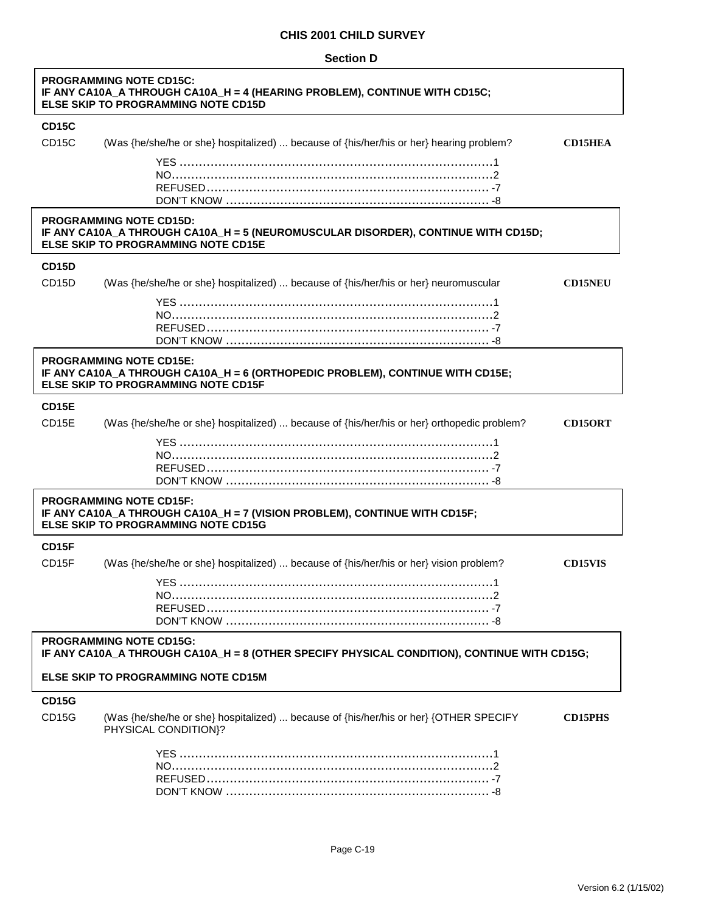**CHIS 2001 CHILD SURVEY**

**Section D**

**PROGRAMMING NOTE CD15C:**
**IF ANY CA10A_A THROUGH CA10A_H = 4 (HEARING PROBLEM), CONTINUE WITH CD15C;**
**ELSE SKIP TO PROGRAMMING NOTE CD15D**

**CD15C**

CD15C (Was {he/she/he or she} hospitalized) ... because of {his/her/his or her} hearing problem? **CD15HEA**

YES ........ 1
NO........ 2
REFUSED........ -7
DON'T KNOW ........ -8

**PROGRAMMING NOTE CD15D:**
**IF ANY CA10A_A THROUGH CA10A_H = 5 (NEUROMUSCULAR DISORDER), CONTINUE WITH CD15D;**
**ELSE SKIP TO PROGRAMMING NOTE CD15E**

**CD15D**

CD15D (Was {he/she/he or she} hospitalized) ... because of {his/her/his or her} neuromuscular **CD15NEU**

YES ........ 1
NO........ 2
REFUSED........ -7
DON'T KNOW ........ -8

**PROGRAMMING NOTE CD15E:**
**IF ANY CA10A_A THROUGH CA10A_H = 6 (ORTHOPEDIC PROBLEM), CONTINUE WITH CD15E;**
**ELSE SKIP TO PROGRAMMING NOTE CD15F**

**CD15E**

CD15E (Was {he/she/he or she} hospitalized) ... because of {his/her/his or her} orthopedic problem? **CD15ORT**

YES ........ 1
NO........ 2
REFUSED........ -7
DON'T KNOW ........ -8

**PROGRAMMING NOTE CD15F:**
**IF ANY CA10A_A THROUGH CA10A_H = 7 (VISION PROBLEM), CONTINUE WITH CD15F;**
**ELSE SKIP TO PROGRAMMING NOTE CD15G**

**CD15F**

CD15F (Was {he/she/he or she} hospitalized) ... because of {his/her/his or her} vision problem? **CD15VIS**

YES ........ 1
NO........ 2
REFUSED........ -7
DON'T KNOW ........ -8

**PROGRAMMING NOTE CD15G:**
**IF ANY CA10A_A THROUGH CA10A_H = 8 (OTHER SPECIFY PHYSICAL CONDITION), CONTINUE WITH CD15G;**

**ELSE SKIP TO PROGRAMMING NOTE CD15M**

**CD15G**

CD15G (Was {he/she/he or she} hospitalized) ... because of {his/her/his or her} {OTHER SPECIFY PHYSICAL CONDITION}? **CD15PHS**

YES ........ 1
NO........ 2
REFUSED........ -7
DON'T KNOW ........ -8

Version 6.2 (1/15/02)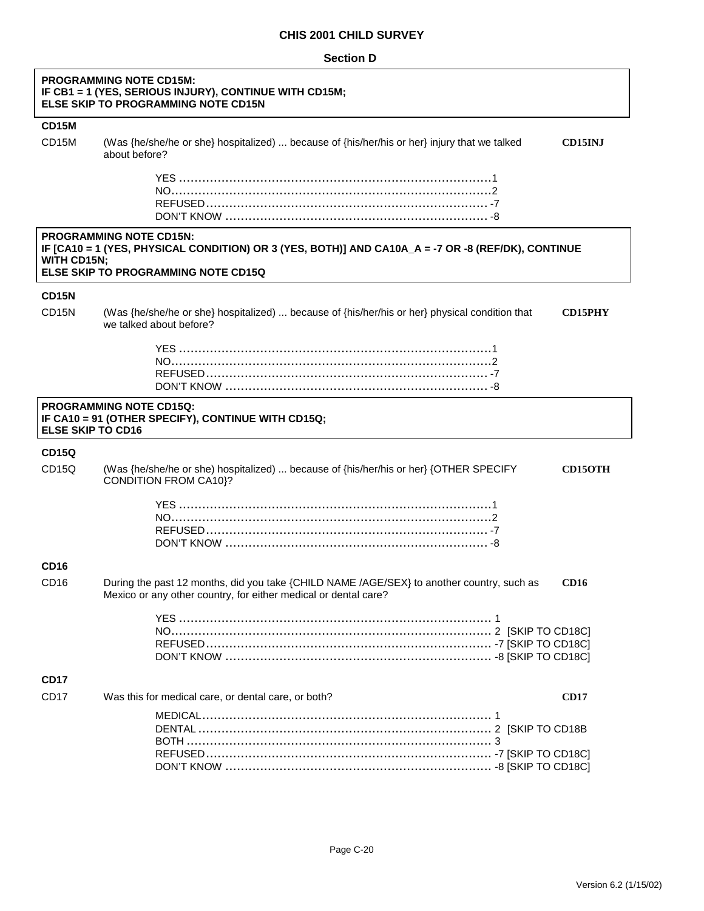# CHIS 2001 CHILD SURVEY

## Section D

**PROGRAMMING NOTE CD15M:**
**IF CB1 = 1 (YES, SERIOUS INJURY), CONTINUE WITH CD15M;**
**ELSE SKIP TO PROGRAMMING NOTE CD15N**

**CD15M**

CD15M (Was {he/she/he or she} hospitalized) ... because of {his/her/his or her} injury that we talked about before? **CD15INJ**

- YES ........................................................................1
- NO..........................................................................2
- REFUSED ................................................................ -7
- DON'T KNOW ........................................................... -8

**PROGRAMMING NOTE CD15N:**
**IF [CA10 = 1 (YES, PHYSICAL CONDITION) OR 3 (YES, BOTH)] AND CA10A_A = -7 OR -8 (REF/DK), CONTINUE WITH CD15N;**
**ELSE SKIP TO PROGRAMMING NOTE CD15Q**

**CD15N**

CD15N (Was {he/she/he or she} hospitalized) ... because of {his/her/his or her} physical condition that we talked about before? **CD15PHY**

- YES ........................................................................1
- NO..........................................................................2
- REFUSED ................................................................ -7
- DON'T KNOW ........................................................... -8

**PROGRAMMING NOTE CD15Q:**
**IF CA10 = 91 (OTHER SPECIFY), CONTINUE WITH CD15Q;**
**ELSE SKIP TO CD16**

**CD15Q**

CD15Q (Was {he/she/he or she) hospitalized) ... because of {his/her/his or her} {OTHER SPECIFY CONDITION FROM CA10}? **CD15OTH**

- YES ........................................................................1
- NO..........................................................................2
- REFUSED ................................................................ -7
- DON'T KNOW ........................................................... -8

**CD16**

CD16 During the past 12 months, did you take {CHILD NAME /AGE/SEX} to another country, such as Mexico or any other country, for either medical or dental care? **CD16**

- YES ........................................................................ 1
- NO.......................................................................... 2 [SKIP TO CD18C]
- REFUSED ................................................................ -7 [SKIP TO CD18C]
- DON'T KNOW ........................................................... -8 [SKIP TO CD18C]

**CD17**

CD17 Was this for medical care, or dental care, or both? **CD17**

- MEDICAL.................................................................. 1
- DENTAL ................................................................... 2 [SKIP TO CD18B
- BOTH ...................................................................... 3
- REFUSED ................................................................ -7 [SKIP TO CD18C]
- DON'T KNOW ........................................................... -8 [SKIP TO CD18C]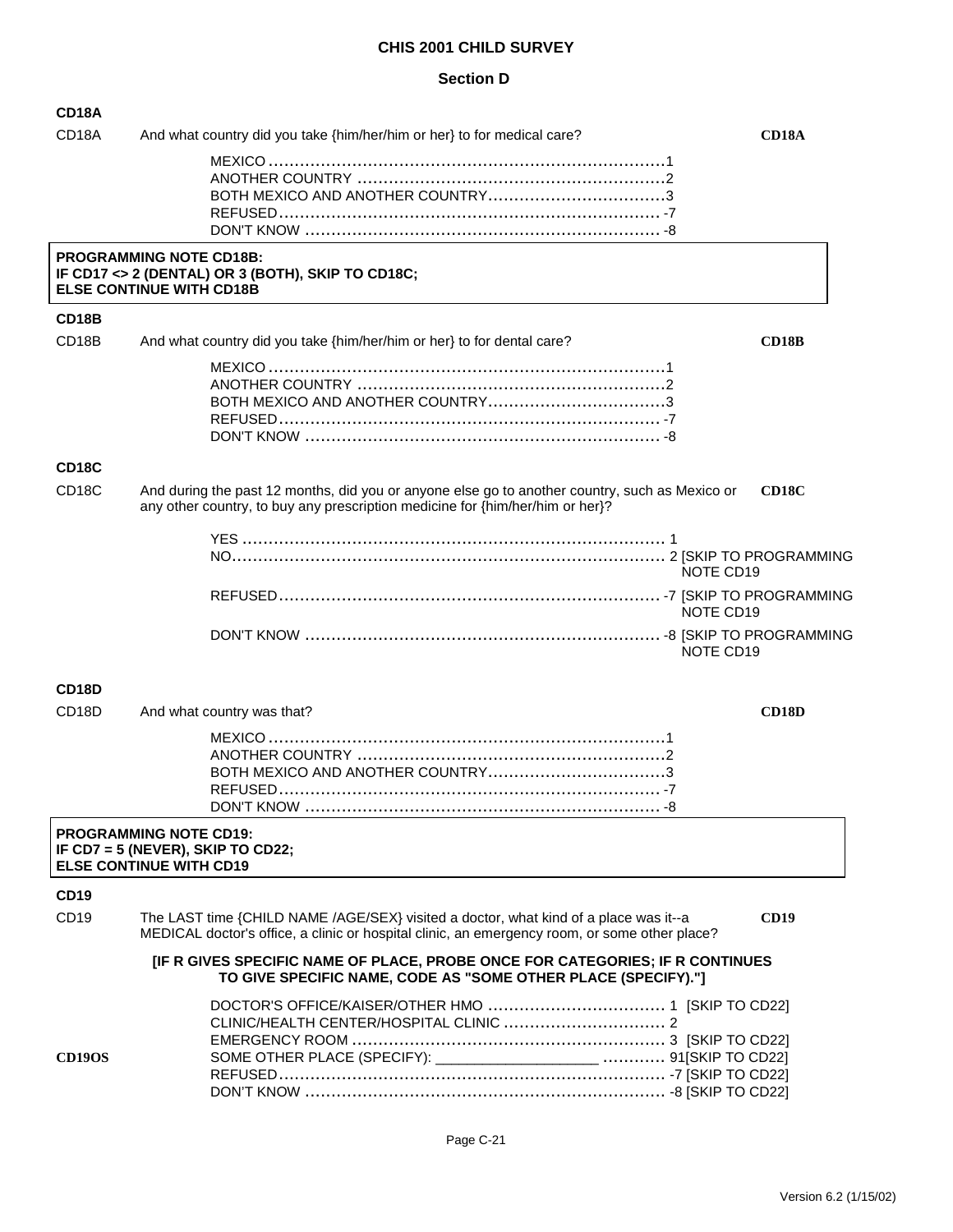# CHIS 2001 CHILD SURVEY

## Section D

### CD18A

CD18A — And what country did you take {him/her/him or her} to for medical care? **CD18A**

| Response | Code |
|---|---|
| MEXICO | 1 |
| ANOTHER COUNTRY | 2 |
| BOTH MEXICO AND ANOTHER COUNTRY | 3 |
| REFUSED | -7 |
| DON'T KNOW | -8 |

**PROGRAMMING NOTE CD18B:**
**IF CD17 <> 2 (DENTAL) OR 3 (BOTH), SKIP TO CD18C;**
**ELSE CONTINUE WITH CD18B**

### CD18B

CD18B — And what country did you take {him/her/him or her} to for dental care? **CD18B**

| Response | Code |
|---|---|
| MEXICO | 1 |
| ANOTHER COUNTRY | 2 |
| BOTH MEXICO AND ANOTHER COUNTRY | 3 |
| REFUSED | -7 |
| DON'T KNOW | -8 |

### CD18C

CD18C — And during the past 12 months, did you or anyone else go to another country, such as Mexico or any other country, to buy any prescription medicine for {him/her/him or her}? **CD18C**

| Response | Code | Instruction |
|---|---|---|
| YES | 1 | |
| NO | 2 | [SKIP TO PROGRAMMING NOTE CD19 |
| REFUSED | -7 | [SKIP TO PROGRAMMING NOTE CD19 |
| DON'T KNOW | -8 | [SKIP TO PROGRAMMING NOTE CD19 |

### CD18D

CD18D — And what country was that? **CD18D**

| Response | Code |
|---|---|
| MEXICO | 1 |
| ANOTHER COUNTRY | 2 |
| BOTH MEXICO AND ANOTHER COUNTRY | 3 |
| REFUSED | -7 |
| DON'T KNOW | -8 |

**PROGRAMMING NOTE CD19:**
**IF CD7 = 5 (NEVER), SKIP TO CD22;**
**ELSE CONTINUE WITH CD19**

### CD19

CD19 — The LAST time {CHILD NAME /AGE/SEX} visited a doctor, what kind of a place was it--a MEDICAL doctor's office, a clinic or hospital clinic, an emergency room, or some other place? **CD19**

**[IF R GIVES SPECIFIC NAME OF PLACE, PROBE ONCE FOR CATEGORIES; IF R CONTINUES TO GIVE SPECIFIC NAME, CODE AS "SOME OTHER PLACE (SPECIFY)."]**

| | Response | Code | Instruction |
|---|---|---|---|
| | DOCTOR'S OFFICE/KAISER/OTHER HMO | 1 | [SKIP TO CD22] |
| | CLINIC/HEALTH CENTER/HOSPITAL CLINIC | 2 | |
| | EMERGENCY ROOM | 3 | [SKIP TO CD22] |
| **CD19OS** | SOME OTHER PLACE (SPECIFY): ____________________ | 91 | [SKIP TO CD22] |
| | REFUSED | -7 | [SKIP TO CD22] |
| | DON'T KNOW | -8 | [SKIP TO CD22] |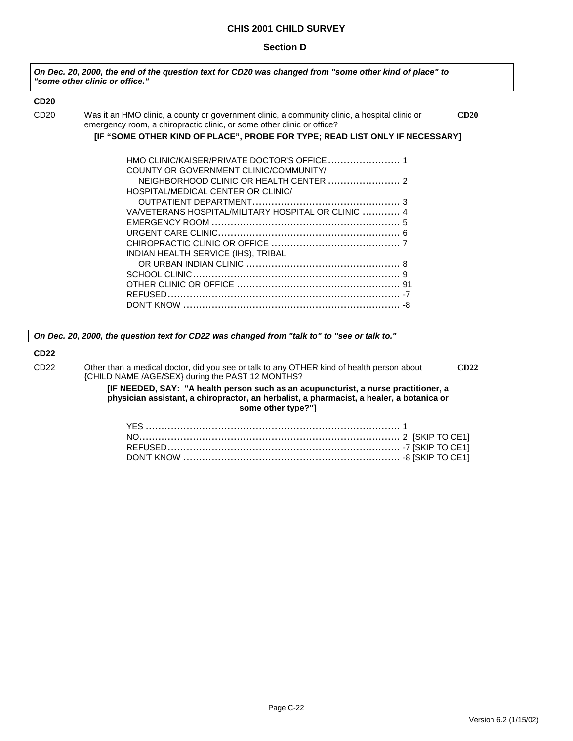**CHIS 2001 CHILD SURVEY**

**Section D**

***On Dec. 20, 2000, the end of the question text for CD20 was changed from "some other kind of place" to "some other clinic or office."***

**CD20**

CD20 Was it an HMO clinic, a county or government clinic, a community clinic, a hospital clinic or emergency room, a chiropractic clinic, or some other clinic or office? **CD20**

**[IF "SOME OTHER KIND OF PLACE", PROBE FOR TYPE; READ LIST ONLY IF NECESSARY]**

| Response | Code |
|---|---|
| HMO CLINIC/KAISER/PRIVATE DOCTOR'S OFFICE | 1 |
| COUNTY OR GOVERNMENT CLINIC/COMMUNITY/ NEIGHBORHOOD CLINIC OR HEALTH CENTER | 2 |
| HOSPITAL/MEDICAL CENTER OR CLINIC/ OUTPATIENT DEPARTMENT | 3 |
| VA/VETERANS HOSPITAL/MILITARY HOSPITAL OR CLINIC | 4 |
| EMERGENCY ROOM | 5 |
| URGENT CARE CLINIC | 6 |
| CHIROPRACTIC CLINIC OR OFFICE | 7 |
| INDIAN HEALTH SERVICE (IHS), TRIBAL OR URBAN INDIAN CLINIC | 8 |
| SCHOOL CLINIC | 9 |
| OTHER CLINIC OR OFFICE | 91 |
| REFUSED | -7 |
| DON'T KNOW | -8 |

***On Dec. 20, 2000, the question text for CD22 was changed from "talk to" to "see or talk to."***

**CD22**

CD22 Other than a medical doctor, did you see or talk to any OTHER kind of health person about {CHILD NAME /AGE/SEX} during the PAST 12 MONTHS? **CD22**

**[IF NEEDED, SAY: "A health person such as an acupuncturist, a nurse practitioner, a physician assistant, a chiropractor, an herbalist, a pharmacist, a healer, a botanica or some other type?"]**

| Response | Code | Skip |
|---|---|---|
| YES | 1 | |
| NO | 2 | [SKIP TO CE1] |
| REFUSED | -7 | [SKIP TO CE1] |
| DON'T KNOW | -8 | [SKIP TO CE1] |

Version 6.2 (1/15/02)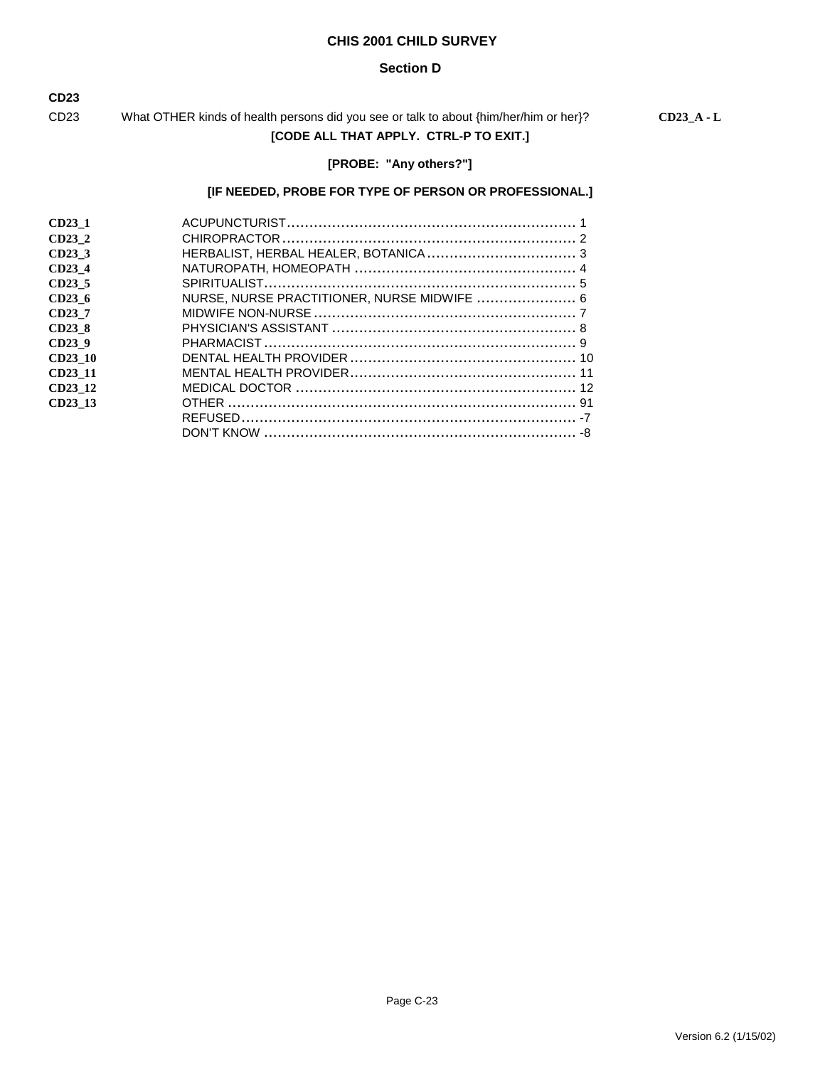# CHIS 2001 CHILD SURVEY

## Section D

**CD23**

CD23 What OTHER kinds of health persons did you see or talk to about {him/her/him or her}? **CD23_A - L**

**[CODE ALL THAT APPLY. CTRL-P TO EXIT.]**

**[PROBE: "Any others?"]**

**[IF NEEDED, PROBE FOR TYPE OF PERSON OR PROFESSIONAL.]**

| | | |
|---|---|---|
| **CD23_1** | ACUPUNCTURIST | 1 |
| **CD23_2** | CHIROPRACTOR | 2 |
| **CD23_3** | HERBALIST, HERBAL HEALER, BOTANICA | 3 |
| **CD23_4** | NATUROPATH, HOMEOPATH | 4 |
| **CD23_5** | SPIRITUALIST | 5 |
| **CD23_6** | NURSE, NURSE PRACTITIONER, NURSE MIDWIFE | 6 |
| **CD23_7** | MIDWIFE NON-NURSE | 7 |
| **CD23_8** | PHYSICIAN'S ASSISTANT | 8 |
| **CD23_9** | PHARMACIST | 9 |
| **CD23_10** | DENTAL HEALTH PROVIDER | 10 |
| **CD23_11** | MENTAL HEALTH PROVIDER | 11 |
| **CD23_12** | MEDICAL DOCTOR | 12 |
| **CD23_13** | OTHER | 91 |
| | REFUSED | -7 |
| | DON'T KNOW | -8 |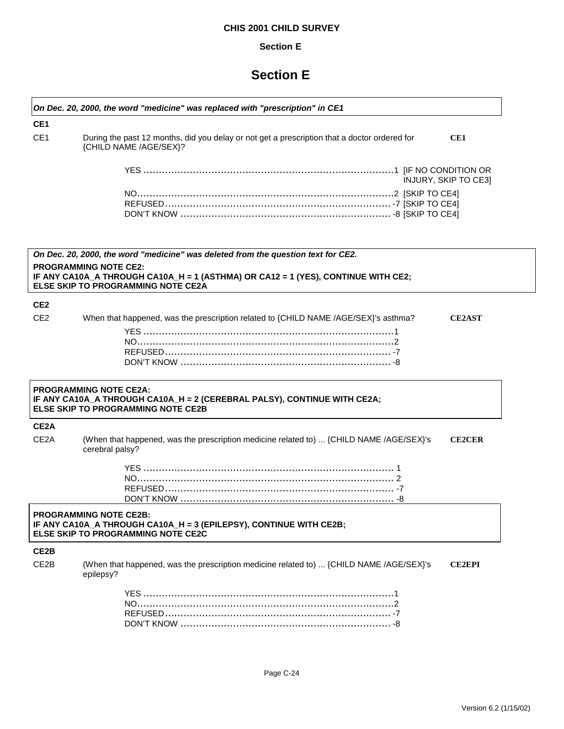**CHIS 2001 CHILD SURVEY**

**Section E**

# Section E

***On Dec. 20, 2000, the word "medicine" was replaced with "prescription" in CE1***

**CE1**

CE1 During the past 12 months, did you delay or not get a prescription that a doctor ordered for {CHILD NAME /AGE/SEX}? **CE1**

YES .......... 1 [IF NO CONDITION OR INJURY, SKIP TO CE3]
NO .......... 2 [SKIP TO CE4]
REFUSED .......... -7 [SKIP TO CE4]
DON'T KNOW .......... -8 [SKIP TO CE4]

***On Dec. 20, 2000, the word "medicine" was deleted from the question text for CE2.***

**PROGRAMMING NOTE CE2:**
**IF ANY CA10A_A THROUGH CA10A_H = 1 (ASTHMA) OR CA12 = 1 (YES), CONTINUE WITH CE2; ELSE SKIP TO PROGRAMMING NOTE CE2A**

**CE2**

CE2 When that happened, was the prescription related to {CHILD NAME /AGE/SEX}'s asthma? **CE2AST**

YES .......... 1
NO .......... 2
REFUSED .......... -7
DON'T KNOW .......... -8

**PROGRAMMING NOTE CE2A:**
**IF ANY CA10A_A THROUGH CA10A_H = 2 (CEREBRAL PALSY), CONTINUE WITH CE2A; ELSE SKIP TO PROGRAMMING NOTE CE2B**

**CE2A**

CE2A (When that happened, was the prescription medicine related to) ... {CHILD NAME /AGE/SEX}'s cerebral palsy? **CE2CER**

YES .......... 1
NO .......... 2
REFUSED .......... -7
DON'T KNOW .......... -8

**PROGRAMMING NOTE CE2B:**
**IF ANY CA10A_A THROUGH CA10A_H = 3 (EPILEPSY), CONTINUE WITH CE2B; ELSE SKIP TO PROGRAMMING NOTE CE2C**

**CE2B**

CE2B (When that happened, was the prescription medicine related to) ... {CHILD NAME /AGE/SEX}'s epilepsy? **CE2EPI**

YES .......... 1
NO .......... 2
REFUSED .......... -7
DON'T KNOW .......... -8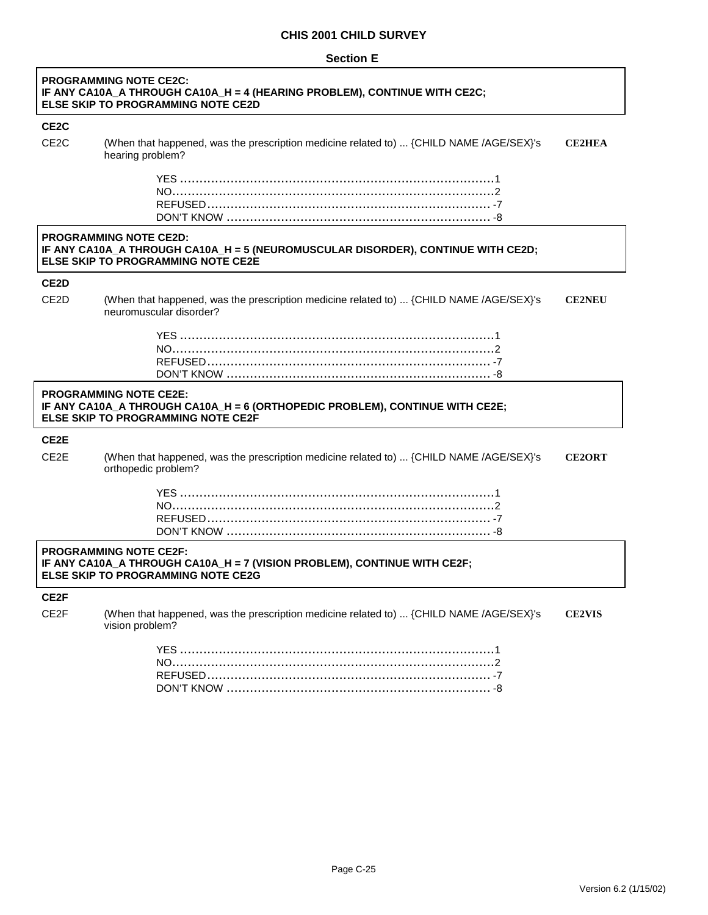**Section E**

**PROGRAMMING NOTE CE2C:**
**IF ANY CA10A_A THROUGH CA10A_H = 4 (HEARING PROBLEM), CONTINUE WITH CE2C;**
**ELSE SKIP TO PROGRAMMING NOTE CE2D**

**CE2C**

CE2C (When that happened, was the prescription medicine related to) ... {CHILD NAME /AGE/SEX}'s hearing problem? **CE2HEA**

- YES ....................................................................................1
- NO......................................................................................2
- REFUSED............................................................................-7
- DON'T KNOW ......................................................................-8

**PROGRAMMING NOTE CE2D:**
**IF ANY CA10A_A THROUGH CA10A_H = 5 (NEUROMUSCULAR DISORDER), CONTINUE WITH CE2D;**
**ELSE SKIP TO PROGRAMMING NOTE CE2E**

**CE2D**

CE2D (When that happened, was the prescription medicine related to) ... {CHILD NAME /AGE/SEX}'s neuromuscular disorder? **CE2NEU**

- YES ....................................................................................1
- NO......................................................................................2
- REFUSED............................................................................-7
- DON'T KNOW ......................................................................-8

**PROGRAMMING NOTE CE2E:**
**IF ANY CA10A_A THROUGH CA10A_H = 6 (ORTHOPEDIC PROBLEM), CONTINUE WITH CE2E;**
**ELSE SKIP TO PROGRAMMING NOTE CE2F**

**CE2E**

CE2E (When that happened, was the prescription medicine related to) ... {CHILD NAME /AGE/SEX}'s orthopedic problem? **CE2ORT**

- YES ....................................................................................1
- NO......................................................................................2
- REFUSED............................................................................-7
- DON'T KNOW ......................................................................-8

**PROGRAMMING NOTE CE2F:**
**IF ANY CA10A_A THROUGH CA10A_H = 7 (VISION PROBLEM), CONTINUE WITH CE2F;**
**ELSE SKIP TO PROGRAMMING NOTE CE2G**

**CE2F**

CE2F (When that happened, was the prescription medicine related to) ... {CHILD NAME /AGE/SEX}'s vision problem? **CE2VIS**

- YES ....................................................................................1
- NO......................................................................................2
- REFUSED............................................................................-7
- DON'T KNOW ......................................................................-8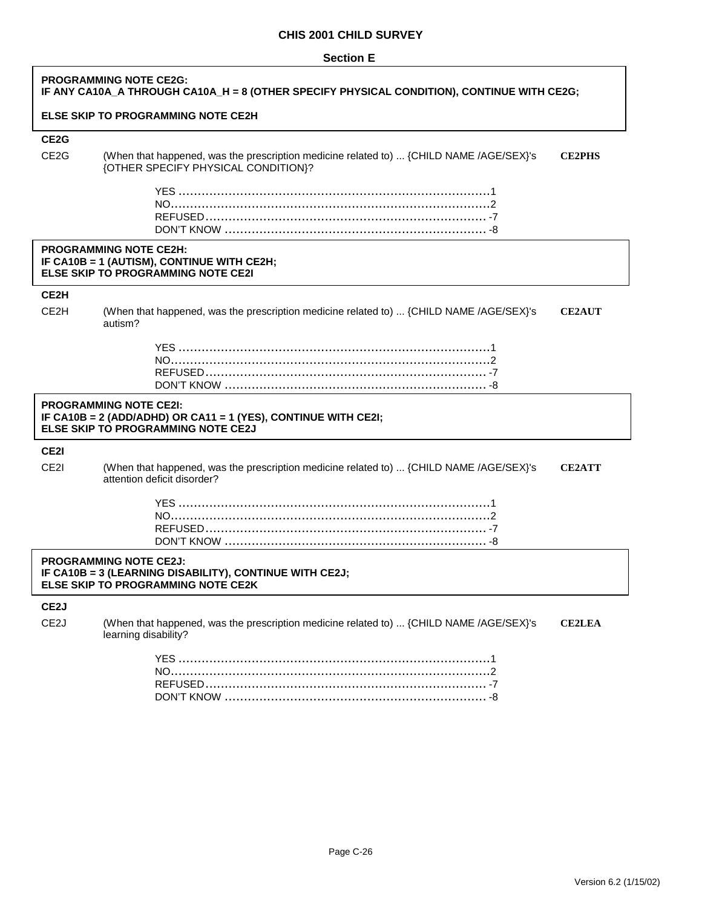## CHIS 2001 CHILD SURVEY

### Section E

**PROGRAMMING NOTE CE2G:**
**IF ANY CA10A_A THROUGH CA10A_H = 8 (OTHER SPECIFY PHYSICAL CONDITION), CONTINUE WITH CE2G;**

**ELSE SKIP TO PROGRAMMING NOTE CE2H**

**CE2G**

CE2G (When that happened, was the prescription medicine related to) ... {CHILD NAME /AGE/SEX}'s {OTHER SPECIFY PHYSICAL CONDITION}? **CE2PHS**

- YES ....................................................................................1
- NO......................................................................................2
- REFUSED........................................................................ -7
- DON'T KNOW ................................................................... -8

**PROGRAMMING NOTE CE2H:**
**IF CA10B = 1 (AUTISM), CONTINUE WITH CE2H;**
**ELSE SKIP TO PROGRAMMING NOTE CE2I**

**CE2H**

CE2H (When that happened, was the prescription medicine related to) ... {CHILD NAME /AGE/SEX}'s autism? **CE2AUT**

- YES ....................................................................................1
- NO......................................................................................2
- REFUSED........................................................................ -7
- DON'T KNOW ................................................................... -8

**PROGRAMMING NOTE CE2I:**
**IF CA10B = 2 (ADD/ADHD) OR CA11 = 1 (YES), CONTINUE WITH CE2I;**
**ELSE SKIP TO PROGRAMMING NOTE CE2J**

**CE2I**

CE2I (When that happened, was the prescription medicine related to) ... {CHILD NAME /AGE/SEX}'s attention deficit disorder? **CE2ATT**

- YES ....................................................................................1
- NO......................................................................................2
- REFUSED........................................................................ -7
- DON'T KNOW ................................................................... -8

**PROGRAMMING NOTE CE2J:**
**IF CA10B = 3 (LEARNING DISABILITY), CONTINUE WITH CE2J;**
**ELSE SKIP TO PROGRAMMING NOTE CE2K**

**CE2J**

CE2J (When that happened, was the prescription medicine related to) ... {CHILD NAME /AGE/SEX}'s learning disability? **CE2LEA**

- YES ....................................................................................1
- NO......................................................................................2
- REFUSED........................................................................ -7
- DON'T KNOW ................................................................... -8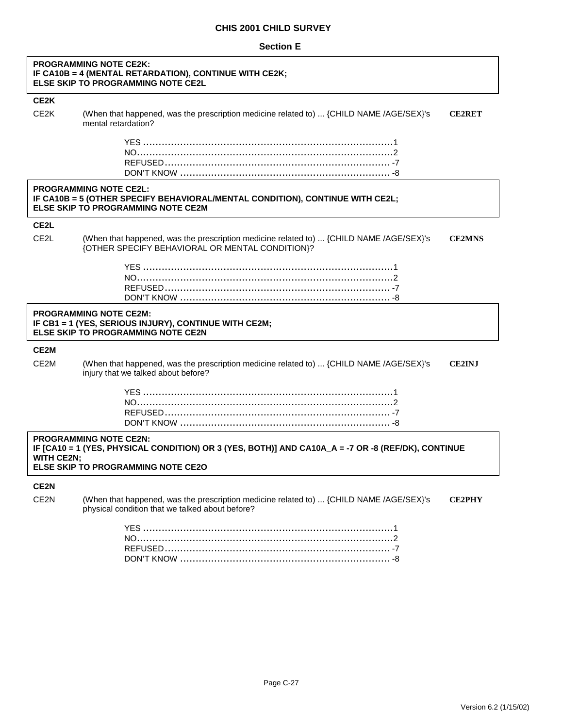**CHIS 2001 CHILD SURVEY**

**Section E**

**PROGRAMMING NOTE CE2K:**
**IF CA10B = 4 (MENTAL RETARDATION), CONTINUE WITH CE2K;**
**ELSE SKIP TO PROGRAMMING NOTE CE2L**

**CE2K**

CE2K (When that happened, was the prescription medicine related to) ... {CHILD NAME /AGE/SEX}'s mental retardation? **CE2RET**

- YES ........................................................................1
- NO.........................................................................2
- REFUSED................................................................ -7
- DON'T KNOW ........................................................... -8

**PROGRAMMING NOTE CE2L:**
**IF CA10B = 5 (OTHER SPECIFY BEHAVIORAL/MENTAL CONDITION), CONTINUE WITH CE2L;**
**ELSE SKIP TO PROGRAMMING NOTE CE2M**

**CE2L**

CE2L (When that happened, was the prescription medicine related to) ... {CHILD NAME /AGE/SEX}'s {OTHER SPECIFY BEHAVIORAL OR MENTAL CONDITION}? **CE2MNS**

- YES ........................................................................1
- NO.........................................................................2
- REFUSED................................................................ -7
- DON'T KNOW ........................................................... -8

**PROGRAMMING NOTE CE2M:**
**IF CB1 = 1 (YES, SERIOUS INJURY), CONTINUE WITH CE2M;**
**ELSE SKIP TO PROGRAMMING NOTE CE2N**

**CE2M**

CE2M (When that happened, was the prescription medicine related to) ... {CHILD NAME /AGE/SEX}'s injury that we talked about before? **CE2INJ**

- YES ........................................................................1
- NO.........................................................................2
- REFUSED................................................................ -7
- DON'T KNOW ........................................................... -8

**PROGRAMMING NOTE CE2N:**
**IF [CA10 = 1 (YES, PHYSICAL CONDITION) OR 3 (YES, BOTH)] AND CA10A_A = -7 OR -8 (REF/DK), CONTINUE WITH CE2N;**
**ELSE SKIP TO PROGRAMMING NOTE CE2O**

**CE2N**

CE2N (When that happened, was the prescription medicine related to) ... {CHILD NAME /AGE/SEX}'s physical condition that we talked about before? **CE2PHY**

- YES ........................................................................1
- NO.........................................................................2
- REFUSED................................................................ -7
- DON'T KNOW ........................................................... -8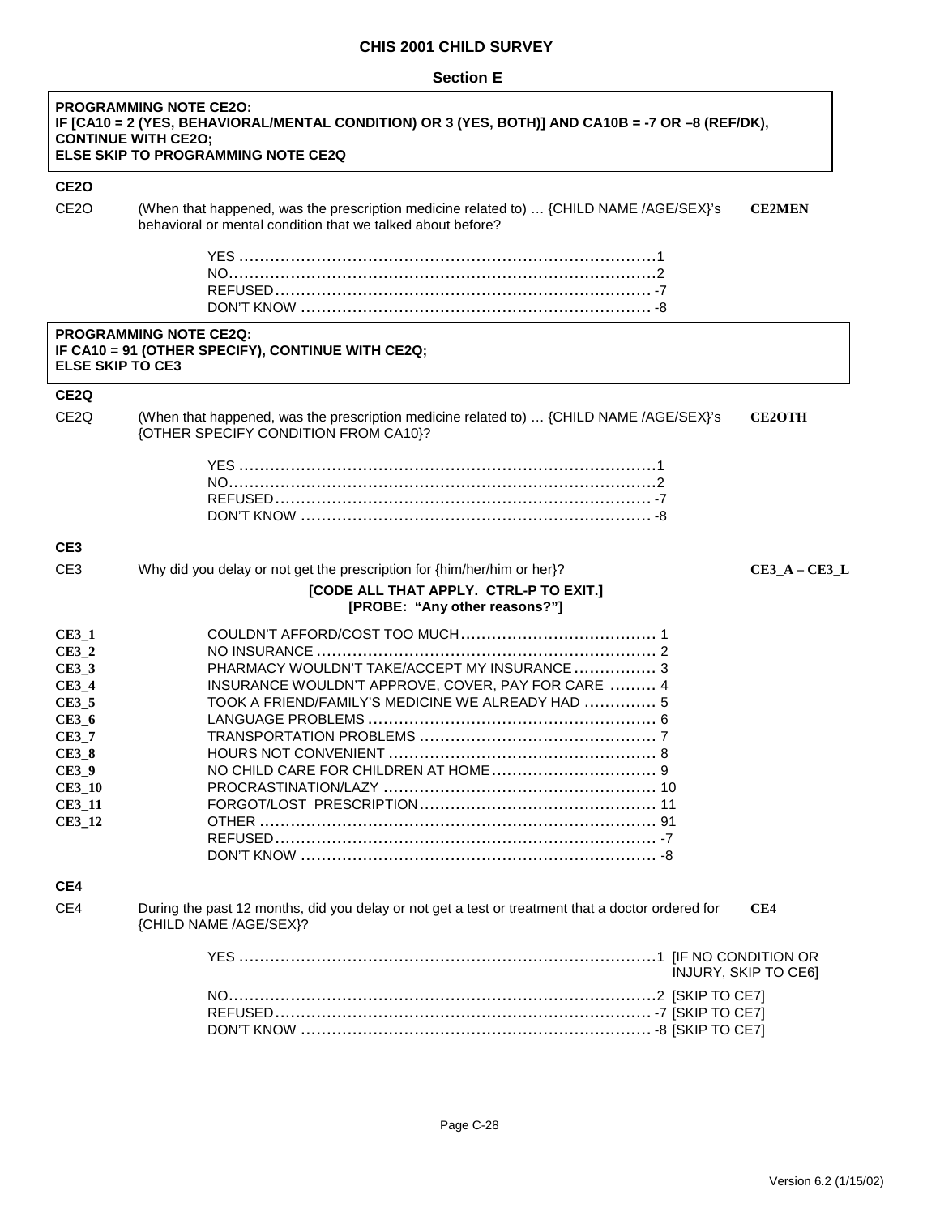# CHIS 2001 CHILD SURVEY

## Section E

**PROGRAMMING NOTE CE2O:**
**IF [CA10 = 2 (YES, BEHAVIORAL/MENTAL CONDITION) OR 3 (YES, BOTH)] AND CA10B = -7 OR –8 (REF/DK), CONTINUE WITH CE2O;**
**ELSE SKIP TO PROGRAMMING NOTE CE2Q**

**CE2O**

CE2O (When that happened, was the prescription medicine related to) … {CHILD NAME /AGE/SEX}'s behavioral or mental condition that we talked about before? **CE2MEN**

| | |
|---|---|
| YES | 1 |
| NO | 2 |
| REFUSED | -7 |
| DON'T KNOW | -8 |

**PROGRAMMING NOTE CE2Q:**
**IF CA10 = 91 (OTHER SPECIFY), CONTINUE WITH CE2Q;**
**ELSE SKIP TO CE3**

**CE2Q**

CE2Q (When that happened, was the prescription medicine related to) … {CHILD NAME /AGE/SEX}'s {OTHER SPECIFY CONDITION FROM CA10}? **CE2OTH**

| | |
|---|---|
| YES | 1 |
| NO | 2 |
| REFUSED | -7 |
| DON'T KNOW | -8 |

**CE3**

CE3 Why did you delay or not get the prescription for {him/her/him or her}? **CE3_A – CE3_L**

**[CODE ALL THAT APPLY. CTRL-P TO EXIT.]**
**[PROBE: "Any other reasons?"]**

| | | |
|---|---|---|
| **CE3_1** | COULDN'T AFFORD/COST TOO MUCH | 1 |
| **CE3_2** | NO INSURANCE | 2 |
| **CE3_3** | PHARMACY WOULDN'T TAKE/ACCEPT MY INSURANCE | 3 |
| **CE3_4** | INSURANCE WOULDN'T APPROVE, COVER, PAY FOR CARE | 4 |
| **CE3_5** | TOOK A FRIEND/FAMILY'S MEDICINE WE ALREADY HAD | 5 |
| **CE3_6** | LANGUAGE PROBLEMS | 6 |
| **CE3_7** | TRANSPORTATION PROBLEMS | 7 |
| **CE3_8** | HOURS NOT CONVENIENT | 8 |
| **CE3_9** | NO CHILD CARE FOR CHILDREN AT HOME | 9 |
| **CE3_10** | PROCRASTINATION/LAZY | 10 |
| **CE3_11** | FORGOT/LOST PRESCRIPTION | 11 |
| **CE3_12** | OTHER | 91 |
| | REFUSED | -7 |
| | DON'T KNOW | -8 |

**CE4**

CE4 During the past 12 months, did you delay or not get a test or treatment that a doctor ordered for {CHILD NAME /AGE/SEX}? **CE4**

| | | |
|---|---|---|
| YES | 1 | [IF NO CONDITION OR INJURY, SKIP TO CE6] |
| NO | 2 | [SKIP TO CE7] |
| REFUSED | -7 | [SKIP TO CE7] |
| DON'T KNOW | -8 | [SKIP TO CE7] |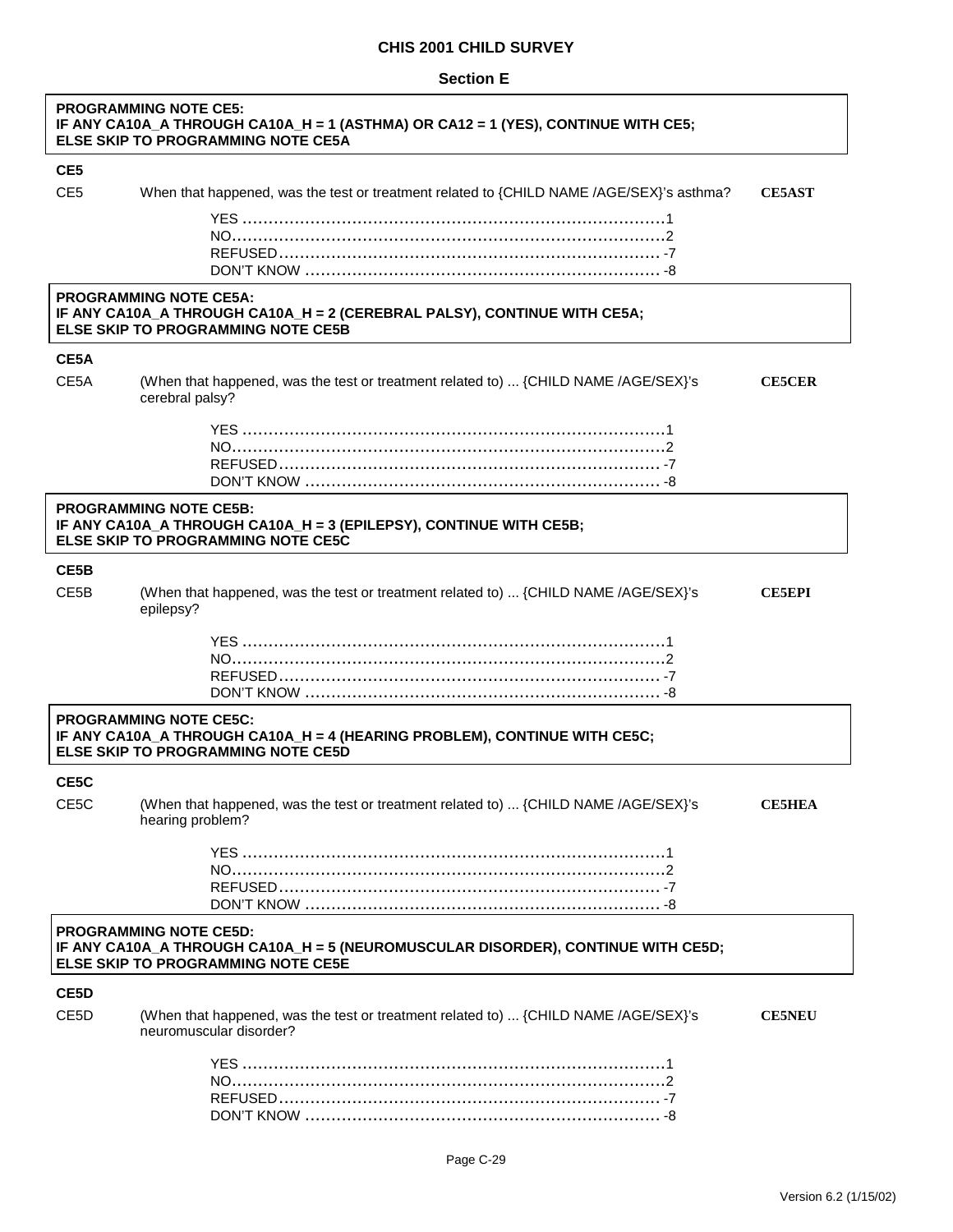# CHIS 2001 CHILD SURVEY

## Section E

**PROGRAMMING NOTE CE5:**
**IF ANY CA10A_A THROUGH CA10A_H = 1 (ASTHMA) OR CA12 = 1 (YES), CONTINUE WITH CE5;**
**ELSE SKIP TO PROGRAMMING NOTE CE5A**

**CE5**

CE5 When that happened, was the test or treatment related to {CHILD NAME /AGE/SEX}'s asthma? **CE5AST**

YES ............................................................................1
NO..............................................................................2
REFUSED.................................................................... -7
DON'T KNOW .............................................................. -8

**PROGRAMMING NOTE CE5A:**
**IF ANY CA10A_A THROUGH CA10A_H = 2 (CEREBRAL PALSY), CONTINUE WITH CE5A;**
**ELSE SKIP TO PROGRAMMING NOTE CE5B**

**CE5A**

CE5A (When that happened, was the test or treatment related to) ... {CHILD NAME /AGE/SEX}'s cerebral palsy? **CE5CER**

YES ............................................................................1
NO..............................................................................2
REFUSED.................................................................... -7
DON'T KNOW .............................................................. -8

**PROGRAMMING NOTE CE5B:**
**IF ANY CA10A_A THROUGH CA10A_H = 3 (EPILEPSY), CONTINUE WITH CE5B;**
**ELSE SKIP TO PROGRAMMING NOTE CE5C**

**CE5B**

CE5B (When that happened, was the test or treatment related to) ... {CHILD NAME /AGE/SEX}'s epilepsy? **CE5EPI**

YES ............................................................................1
NO..............................................................................2
REFUSED.................................................................... -7
DON'T KNOW .............................................................. -8

**PROGRAMMING NOTE CE5C:**
**IF ANY CA10A_A THROUGH CA10A_H = 4 (HEARING PROBLEM), CONTINUE WITH CE5C;**
**ELSE SKIP TO PROGRAMMING NOTE CE5D**

**CE5C**

CE5C (When that happened, was the test or treatment related to) ... {CHILD NAME /AGE/SEX}'s hearing problem? **CE5HEA**

YES ............................................................................1
NO..............................................................................2
REFUSED.................................................................... -7
DON'T KNOW .............................................................. -8

**PROGRAMMING NOTE CE5D:**
**IF ANY CA10A_A THROUGH CA10A_H = 5 (NEUROMUSCULAR DISORDER), CONTINUE WITH CE5D;**
**ELSE SKIP TO PROGRAMMING NOTE CE5E**

**CE5D**

CE5D (When that happened, was the test or treatment related to) ... {CHILD NAME /AGE/SEX}'s neuromuscular disorder? **CE5NEU**

YES ............................................................................1
NO..............................................................................2
REFUSED.................................................................... -7
DON'T KNOW .............................................................. -8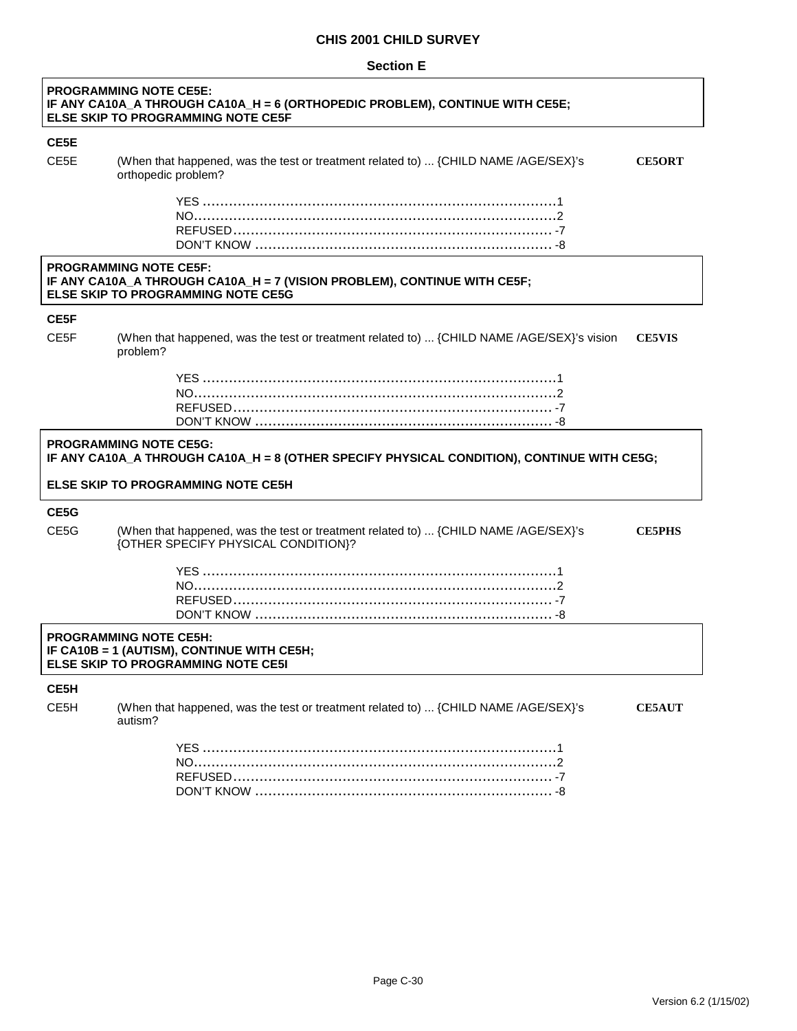## CHIS 2001 CHILD SURVEY

### Section E

**PROGRAMMING NOTE CE5E:**
**IF ANY CA10A_A THROUGH CA10A_H = 6 (ORTHOPEDIC PROBLEM), CONTINUE WITH CE5E;**
**ELSE SKIP TO PROGRAMMING NOTE CE5F**

**CE5E**

CE5E (When that happened, was the test or treatment related to) ... {CHILD NAME /AGE/SEX}'s orthopedic problem? **CE5ORT**

- YES ........................................................................1
- NO.........................................................................2
- REFUSED................................................................. -7
- DON'T KNOW ........................................................... -8

**PROGRAMMING NOTE CE5F:**
**IF ANY CA10A_A THROUGH CA10A_H = 7 (VISION PROBLEM), CONTINUE WITH CE5F;**
**ELSE SKIP TO PROGRAMMING NOTE CE5G**

**CE5F**

CE5F (When that happened, was the test or treatment related to) ... {CHILD NAME /AGE/SEX}'s vision problem? **CE5VIS**

- YES ........................................................................1
- NO.........................................................................2
- REFUSED................................................................. -7
- DON'T KNOW ........................................................... -8

**PROGRAMMING NOTE CE5G:**
**IF ANY CA10A_A THROUGH CA10A_H = 8 (OTHER SPECIFY PHYSICAL CONDITION), CONTINUE WITH CE5G;**

**ELSE SKIP TO PROGRAMMING NOTE CE5H**

**CE5G**

CE5G (When that happened, was the test or treatment related to) ... {CHILD NAME /AGE/SEX}'s {OTHER SPECIFY PHYSICAL CONDITION}? **CE5PHS**

- YES ........................................................................1
- NO.........................................................................2
- REFUSED................................................................. -7
- DON'T KNOW ........................................................... -8

**PROGRAMMING NOTE CE5H:**
**IF CA10B = 1 (AUTISM), CONTINUE WITH CE5H;**
**ELSE SKIP TO PROGRAMMING NOTE CE5I**

**CE5H**

CE5H (When that happened, was the test or treatment related to) ... {CHILD NAME /AGE/SEX}'s autism? **CE5AUT**

- YES ........................................................................1
- NO.........................................................................2
- REFUSED................................................................. -7
- DON'T KNOW ........................................................... -8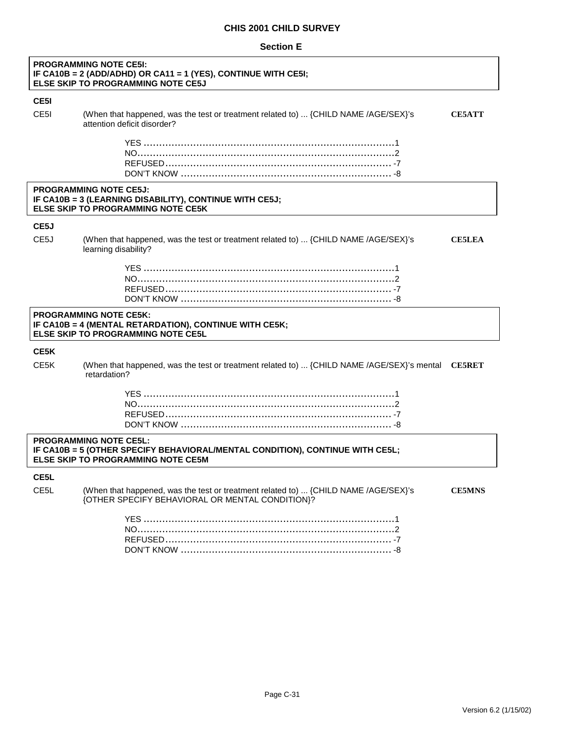# CHIS 2001 CHILD SURVEY

## Section E

**PROGRAMMING NOTE CE5I:**
**IF CA10B = 2 (ADD/ADHD) OR CA11 = 1 (YES), CONTINUE WITH CE5I;**
**ELSE SKIP TO PROGRAMMING NOTE CE5J**

**CE5I**

CE5I (When that happened, was the test or treatment related to) ... {CHILD NAME /AGE/SEX}'s attention deficit disorder? **CE5ATT**

YES ........................................ 1
NO ......................................... 2
REFUSED .................................... -7
DON'T KNOW ................................. -8

**PROGRAMMING NOTE CE5J:**
**IF CA10B = 3 (LEARNING DISABILITY), CONTINUE WITH CE5J;**
**ELSE SKIP TO PROGRAMMING NOTE CE5K**

**CE5J**

CE5J (When that happened, was the test or treatment related to) ... {CHILD NAME /AGE/SEX}'s learning disability? **CE5LEA**

YES ........................................ 1
NO ......................................... 2
REFUSED .................................... -7
DON'T KNOW ................................. -8

**PROGRAMMING NOTE CE5K:**
**IF CA10B = 4 (MENTAL RETARDATION), CONTINUE WITH CE5K;**
**ELSE SKIP TO PROGRAMMING NOTE CE5L**

**CE5K**

CE5K (When that happened, was the test or treatment related to) ... {CHILD NAME /AGE/SEX}'s mental retardation? **CE5RET**

YES ........................................ 1
NO ......................................... 2
REFUSED .................................... -7
DON'T KNOW ................................. -8

**PROGRAMMING NOTE CE5L:**
**IF CA10B = 5 (OTHER SPECIFY BEHAVIORAL/MENTAL CONDITION), CONTINUE WITH CE5L;**
**ELSE SKIP TO PROGRAMMING NOTE CE5M**

**CE5L**

CE5L (When that happened, was the test or treatment related to) ... {CHILD NAME /AGE/SEX}'s {OTHER SPECIFY BEHAVIORAL OR MENTAL CONDITION}? **CE5MNS**

YES ........................................ 1
NO ......................................... 2
REFUSED .................................... -7
DON'T KNOW ................................. -8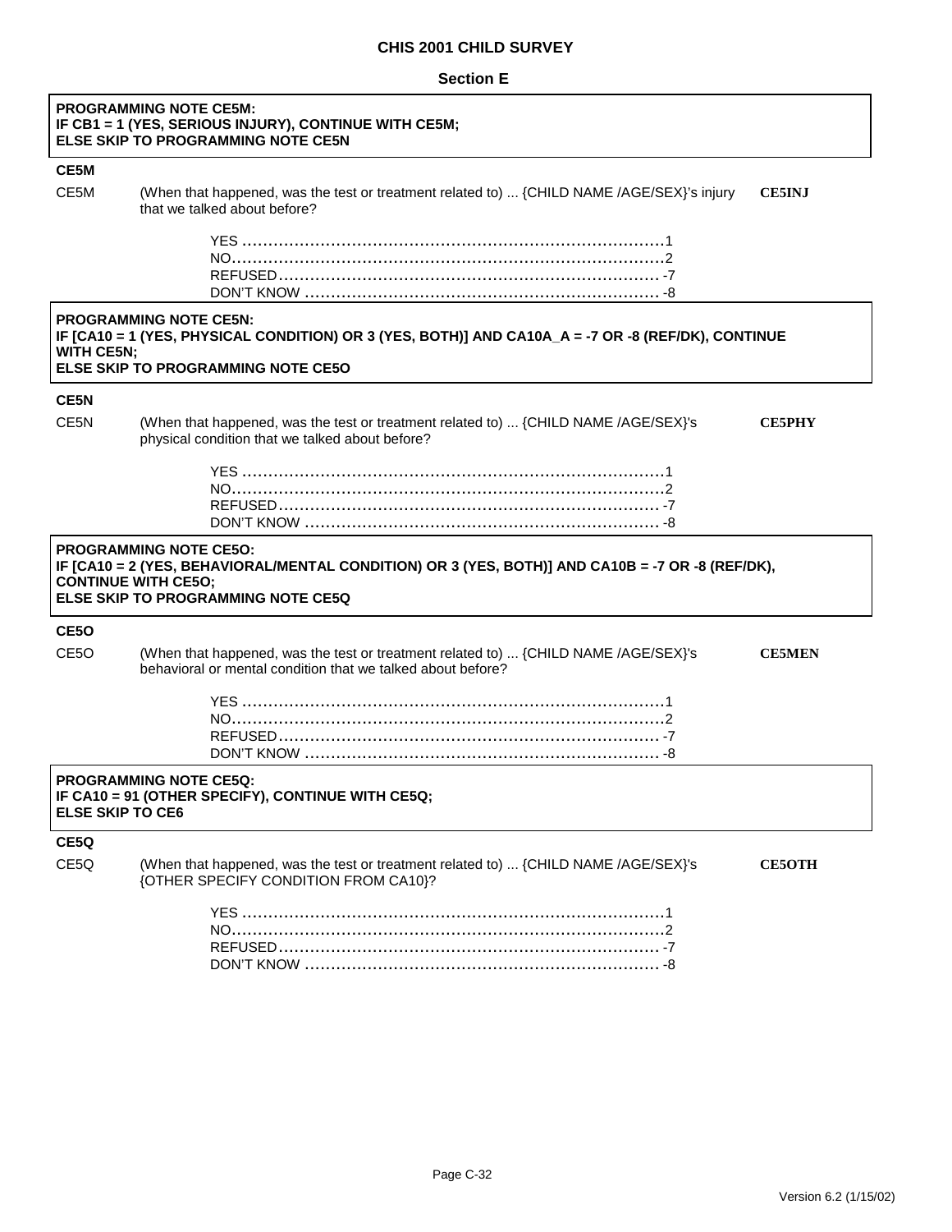**CHIS 2001 CHILD SURVEY**

**Section E**

**PROGRAMMING NOTE CE5M:**
**IF CB1 = 1 (YES, SERIOUS INJURY), CONTINUE WITH CE5M;**
**ELSE SKIP TO PROGRAMMING NOTE CE5N**

**CE5M**

CE5M (When that happened, was the test or treatment related to) ... {CHILD NAME /AGE/SEX}'s injury that we talked about before? **CE5INJ**

- YES ........................................................................1
- NO..........................................................................2
- REFUSED ............................................................... -7
- DON'T KNOW .......................................................... -8

**PROGRAMMING NOTE CE5N:**
**IF [CA10 = 1 (YES, PHYSICAL CONDITION) OR 3 (YES, BOTH)] AND CA10A_A = -7 OR -8 (REF/DK), CONTINUE WITH CE5N;**
**ELSE SKIP TO PROGRAMMING NOTE CE5O**

**CE5N**

CE5N (When that happened, was the test or treatment related to) ... {CHILD NAME /AGE/SEX}'s physical condition that we talked about before? **CE5PHY**

- YES ........................................................................1
- NO..........................................................................2
- REFUSED ............................................................... -7
- DON'T KNOW .......................................................... -8

**PROGRAMMING NOTE CE5O:**
**IF [CA10 = 2 (YES, BEHAVIORAL/MENTAL CONDITION) OR 3 (YES, BOTH)] AND CA10B = -7 OR -8 (REF/DK), CONTINUE WITH CE5O;**
**ELSE SKIP TO PROGRAMMING NOTE CE5Q**

**CE5O**

CE5O (When that happened, was the test or treatment related to) ... {CHILD NAME /AGE/SEX}'s behavioral or mental condition that we talked about before? **CE5MEN**

- YES ........................................................................1
- NO..........................................................................2
- REFUSED ............................................................... -7
- DON'T KNOW .......................................................... -8

**PROGRAMMING NOTE CE5Q:**
**IF CA10 = 91 (OTHER SPECIFY), CONTINUE WITH CE5Q;**
**ELSE SKIP TO CE6**

**CE5Q**

CE5Q (When that happened, was the test or treatment related to) ... {CHILD NAME /AGE/SEX}'s {OTHER SPECIFY CONDITION FROM CA10}? **CE5OTH**

- YES ........................................................................1
- NO..........................................................................2
- REFUSED ............................................................... -7
- DON'T KNOW .......................................................... -8

Version 6.2 (1/15/02)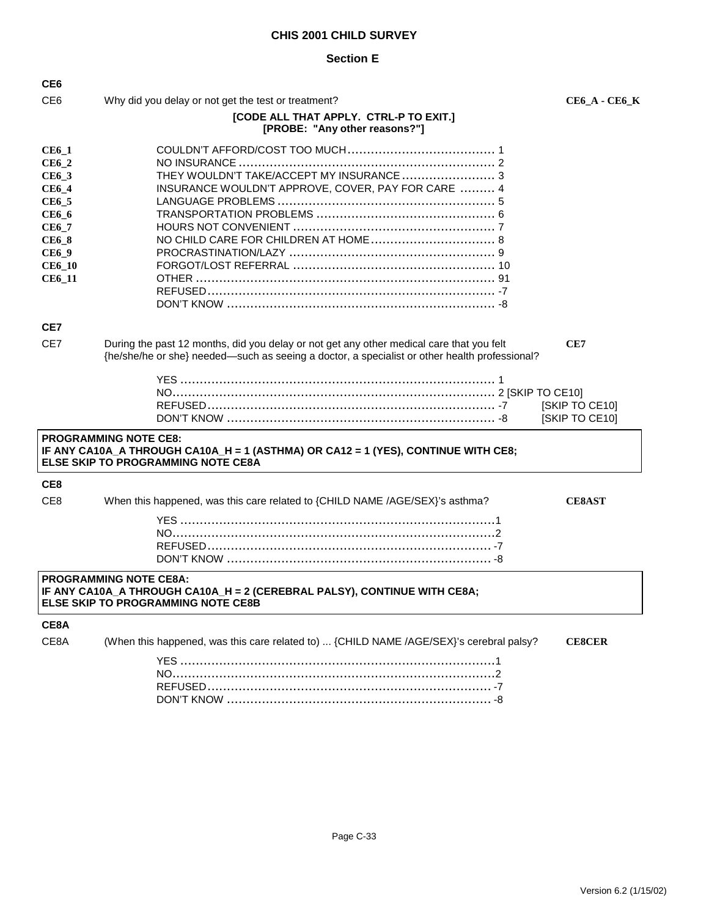**CHIS 2001 CHILD SURVEY**

**Section E**

**CE6**

CE6 Why did you delay or not get the test or treatment? **CE6_A - CE6_K**

**[CODE ALL THAT APPLY. CTRL-P TO EXIT.]**
**[PROBE: "Any other reasons?"]**

| | | |
|---|---|---|
| **CE6_1** | COULDN'T AFFORD/COST TOO MUCH | 1 |
| **CE6_2** | NO INSURANCE | 2 |
| **CE6_3** | THEY WOULDN'T TAKE/ACCEPT MY INSURANCE | 3 |
| **CE6_4** | INSURANCE WOULDN'T APPROVE, COVER, PAY FOR CARE | 4 |
| **CE6_5** | LANGUAGE PROBLEMS | 5 |
| **CE6_6** | TRANSPORTATION PROBLEMS | 6 |
| **CE6_7** | HOURS NOT CONVENIENT | 7 |
| **CE6_8** | NO CHILD CARE FOR CHILDREN AT HOME | 8 |
| **CE6_9** | PROCRASTINATION/LAZY | 9 |
| **CE6_10** | FORGOT/LOST REFERRAL | 10 |
| **CE6_11** | OTHER | 91 |
| | REFUSED | -7 |
| | DON'T KNOW | -8 |

**CE7**

CE7 During the past 12 months, did you delay or not get any other medical care that you felt {he/she/he or she} needed—such as seeing a doctor, a specialist or other health professional? **CE7**

YES ........ 1
NO ........ 2 [SKIP TO CE10]
REFUSED ........ -7 [SKIP TO CE10]
DON'T KNOW ........ -8 [SKIP TO CE10]

**PROGRAMMING NOTE CE8:**
**IF ANY CA10A_A THROUGH CA10A_H = 1 (ASTHMA) OR CA12 = 1 (YES), CONTINUE WITH CE8; ELSE SKIP TO PROGRAMMING NOTE CE8A**

**CE8**

CE8 When this happened, was this care related to {CHILD NAME /AGE/SEX}'s asthma? **CE8AST**

YES ........ 1
NO ........ 2
REFUSED ........ -7
DON'T KNOW ........ -8

**PROGRAMMING NOTE CE8A:**
**IF ANY CA10A_A THROUGH CA10A_H = 2 (CEREBRAL PALSY), CONTINUE WITH CE8A; ELSE SKIP TO PROGRAMMING NOTE CE8B**

**CE8A**

CE8A (When this happened, was this care related to) ... {CHILD NAME /AGE/SEX}'s cerebral palsy? **CE8CER**

YES ........ 1
NO ........ 2
REFUSED ........ -7
DON'T KNOW ........ -8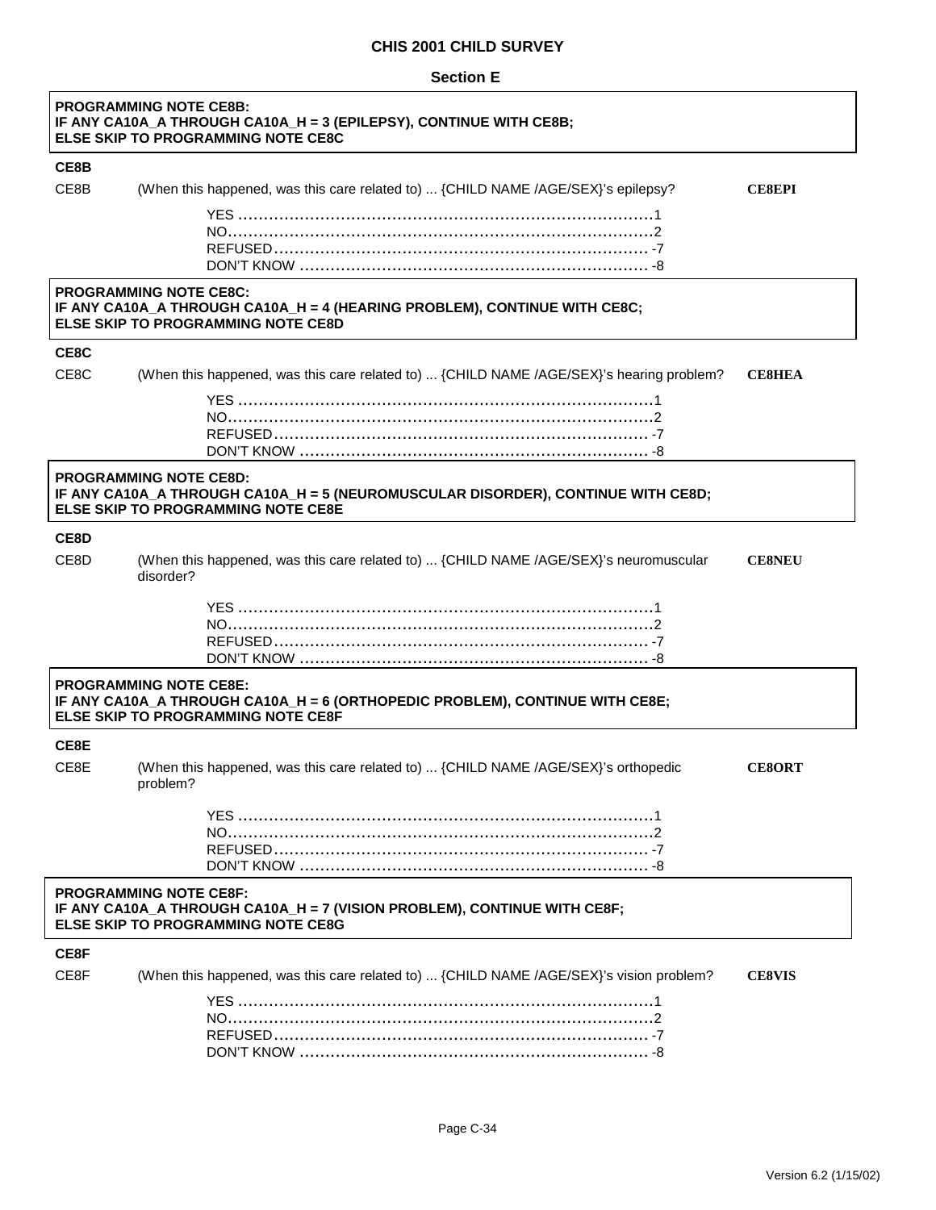# CHIS 2001 CHILD SURVEY

## Section E

**PROGRAMMING NOTE CE8B:**
**IF ANY CA10A_A THROUGH CA10A_H = 3 (EPILEPSY), CONTINUE WITH CE8B;**
**ELSE SKIP TO PROGRAMMING NOTE CE8C**

**CE8B**

CE8B (When this happened, was this care related to) ... {CHILD NAME /AGE/SEX}'s epilepsy? **CE8EPI**

YES ........................................................................1
NO..........................................................................2
REFUSED ................................................................ -7
DON'T KNOW .......................................................... -8

**PROGRAMMING NOTE CE8C:**
**IF ANY CA10A_A THROUGH CA10A_H = 4 (HEARING PROBLEM), CONTINUE WITH CE8C;**
**ELSE SKIP TO PROGRAMMING NOTE CE8D**

**CE8C**

CE8C (When this happened, was this care related to) ... {CHILD NAME /AGE/SEX}'s hearing problem? **CE8HEA**

YES ........................................................................1
NO..........................................................................2
REFUSED ................................................................ -7
DON'T KNOW .......................................................... -8

**PROGRAMMING NOTE CE8D:**
**IF ANY CA10A_A THROUGH CA10A_H = 5 (NEUROMUSCULAR DISORDER), CONTINUE WITH CE8D;**
**ELSE SKIP TO PROGRAMMING NOTE CE8E**

**CE8D**

CE8D (When this happened, was this care related to) ... {CHILD NAME /AGE/SEX}'s neuromuscular disorder? **CE8NEU**

YES ........................................................................1
NO..........................................................................2
REFUSED ................................................................ -7
DON'T KNOW .......................................................... -8

**PROGRAMMING NOTE CE8E:**
**IF ANY CA10A_A THROUGH CA10A_H = 6 (ORTHOPEDIC PROBLEM), CONTINUE WITH CE8E;**
**ELSE SKIP TO PROGRAMMING NOTE CE8F**

**CE8E**

CE8E (When this happened, was this care related to) ... {CHILD NAME /AGE/SEX}'s orthopedic problem? **CE8ORT**

YES ........................................................................1
NO..........................................................................2
REFUSED ................................................................ -7
DON'T KNOW .......................................................... -8

**PROGRAMMING NOTE CE8F:**
**IF ANY CA10A_A THROUGH CA10A_H = 7 (VISION PROBLEM), CONTINUE WITH CE8F;**
**ELSE SKIP TO PROGRAMMING NOTE CE8G**

**CE8F**

CE8F (When this happened, was this care related to) ... {CHILD NAME /AGE/SEX}'s vision problem? **CE8VIS**

YES ........................................................................1
NO..........................................................................2
REFUSED ................................................................ -7
DON'T KNOW .......................................................... -8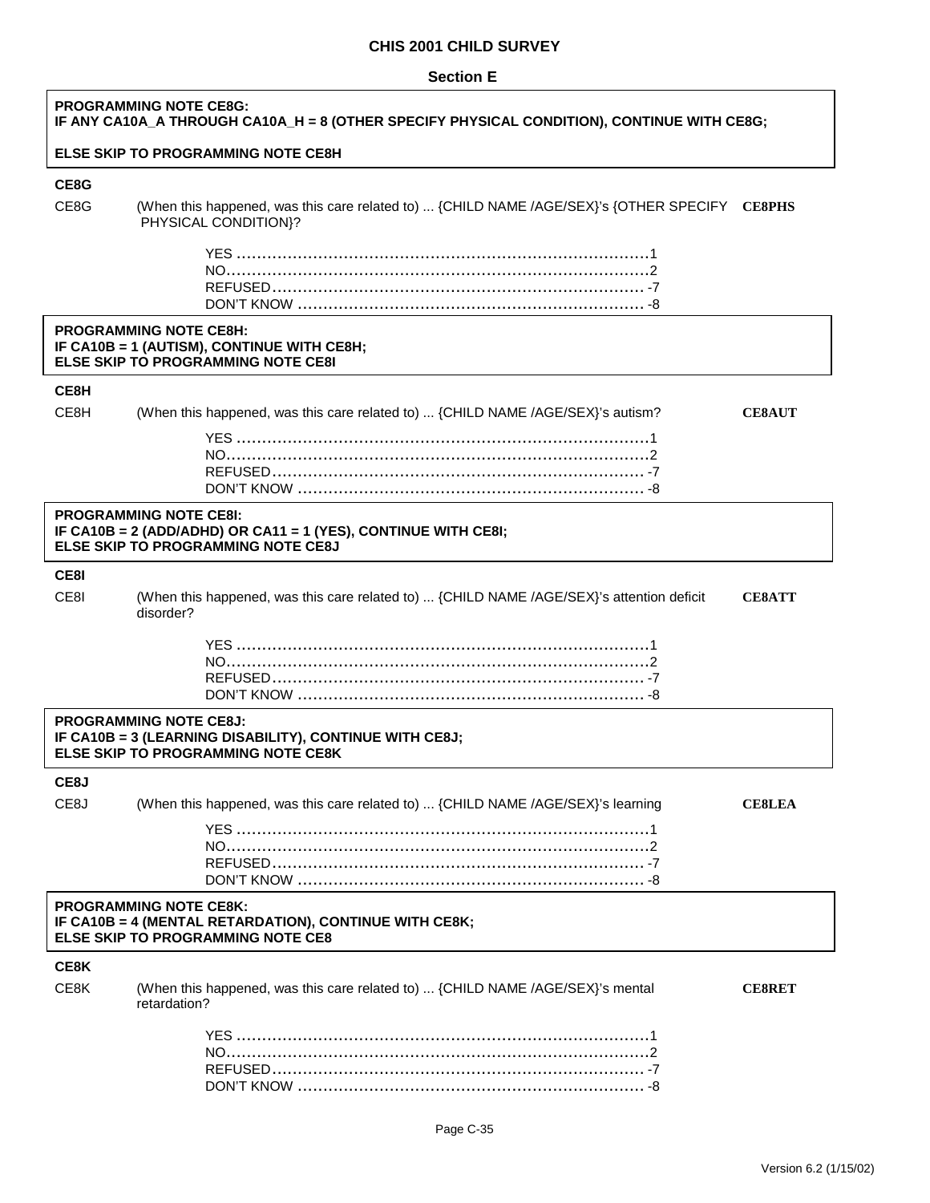# CHIS 2001 CHILD SURVEY

## Section E

**PROGRAMMING NOTE CE8G:**
**IF ANY CA10A_A THROUGH CA10A_H = 8 (OTHER SPECIFY PHYSICAL CONDITION), CONTINUE WITH CE8G;**

**ELSE SKIP TO PROGRAMMING NOTE CE8H**

**CE8G**

CE8G (When this happened, was this care related to) ... {CHILD NAME /AGE/SEX}'s {OTHER SPECIFY PHYSICAL CONDITION}? **CE8PHS**

YES ....................................................................................1
NO......................................................................................2
REFUSED............................................................................ -7
DON'T KNOW ...................................................................... -8

**PROGRAMMING NOTE CE8H:**
**IF CA10B = 1 (AUTISM), CONTINUE WITH CE8H;**
**ELSE SKIP TO PROGRAMMING NOTE CE8I**

**CE8H**

CE8H (When this happened, was this care related to) ... {CHILD NAME /AGE/SEX}'s autism? **CE8AUT**

YES ....................................................................................1
NO......................................................................................2
REFUSED............................................................................ -7
DON'T KNOW ...................................................................... -8

**PROGRAMMING NOTE CE8I:**
**IF CA10B = 2 (ADD/ADHD) OR CA11 = 1 (YES), CONTINUE WITH CE8I;**
**ELSE SKIP TO PROGRAMMING NOTE CE8J**

**CE8I**

CE8I (When this happened, was this care related to) ... {CHILD NAME /AGE/SEX}'s attention deficit disorder? **CE8ATT**

YES ....................................................................................1
NO......................................................................................2
REFUSED............................................................................ -7
DON'T KNOW ...................................................................... -8

**PROGRAMMING NOTE CE8J:**
**IF CA10B = 3 (LEARNING DISABILITY), CONTINUE WITH CE8J;**
**ELSE SKIP TO PROGRAMMING NOTE CE8K**

**CE8J**

CE8J (When this happened, was this care related to) ... {CHILD NAME /AGE/SEX}'s learning **CE8LEA**

YES ....................................................................................1
NO......................................................................................2
REFUSED............................................................................ -7
DON'T KNOW ...................................................................... -8

**PROGRAMMING NOTE CE8K:**
**IF CA10B = 4 (MENTAL RETARDATION), CONTINUE WITH CE8K;**
**ELSE SKIP TO PROGRAMMING NOTE CE8**

**CE8K**

CE8K (When this happened, was this care related to) ... {CHILD NAME /AGE/SEX}'s mental retardation? **CE8RET**

YES ....................................................................................1
NO......................................................................................2
REFUSED............................................................................ -7
DON'T KNOW ...................................................................... -8

Version 6.2 (1/15/02)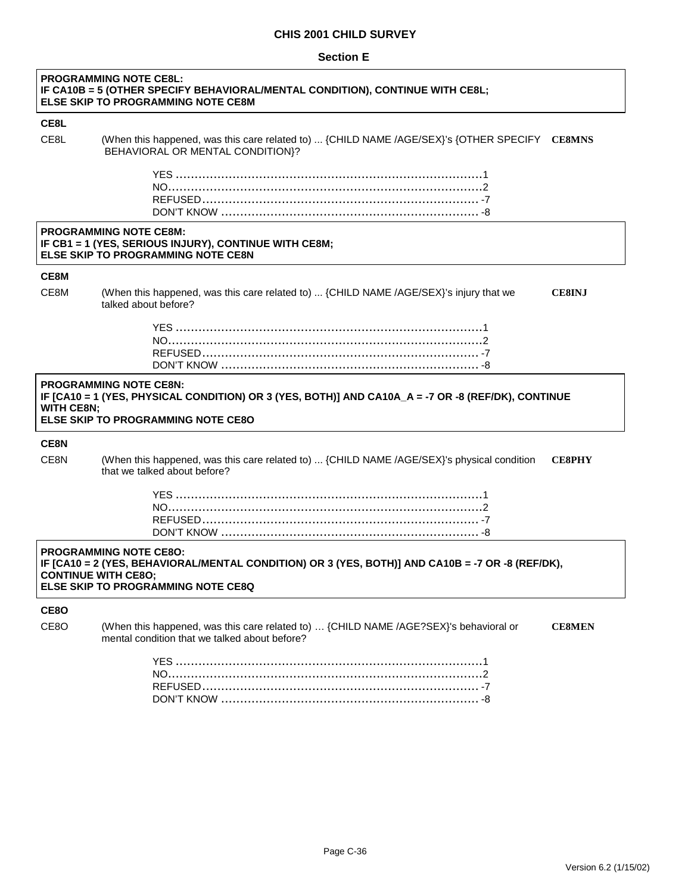**PROGRAMMING NOTE CE8L:**
**IF CA10B = 5 (OTHER SPECIFY BEHAVIORAL/MENTAL CONDITION), CONTINUE WITH CE8L;**
**ELSE SKIP TO PROGRAMMING NOTE CE8M**

**CE8L**

CE8L (When this happened, was this care related to) ... {CHILD NAME /AGE/SEX}'s {OTHER SPECIFY BEHAVIORAL OR MENTAL CONDITION}? **CE8MNS**

YES .......................................................................1
NO.........................................................................2
REFUSED.................................................................-7
DON'T KNOW ...........................................................-8

**PROGRAMMING NOTE CE8M:**
**IF CB1 = 1 (YES, SERIOUS INJURY), CONTINUE WITH CE8M;**
**ELSE SKIP TO PROGRAMMING NOTE CE8N**

**CE8M**

CE8M (When this happened, was this care related to) ... {CHILD NAME /AGE/SEX}'s injury that we talked about before? **CE8INJ**

YES .......................................................................1
NO.........................................................................2
REFUSED.................................................................-7
DON'T KNOW ...........................................................-8

**PROGRAMMING NOTE CE8N:**
**IF [CA10 = 1 (YES, PHYSICAL CONDITION) OR 3 (YES, BOTH)] AND CA10A_A = -7 OR -8 (REF/DK), CONTINUE WITH CE8N;**
**ELSE SKIP TO PROGRAMMING NOTE CE8O**

**CE8N**

CE8N (When this happened, was this care related to) ... {CHILD NAME /AGE/SEX}'s physical condition that we talked about before? **CE8PHY**

YES .......................................................................1
NO.........................................................................2
REFUSED.................................................................-7
DON'T KNOW ...........................................................-8

**PROGRAMMING NOTE CE8O:**
**IF [CA10 = 2 (YES, BEHAVIORAL/MENTAL CONDITION) OR 3 (YES, BOTH)] AND CA10B = -7 OR -8 (REF/DK), CONTINUE WITH CE8O;**
**ELSE SKIP TO PROGRAMMING NOTE CE8Q**

**CE8O**

CE8O (When this happened, was this care related to) … {CHILD NAME /AGE?SEX}'s behavioral or mental condition that we talked about before? **CE8MEN**

YES .......................................................................1
NO.........................................................................2
REFUSED.................................................................-7
DON'T KNOW ...........................................................-8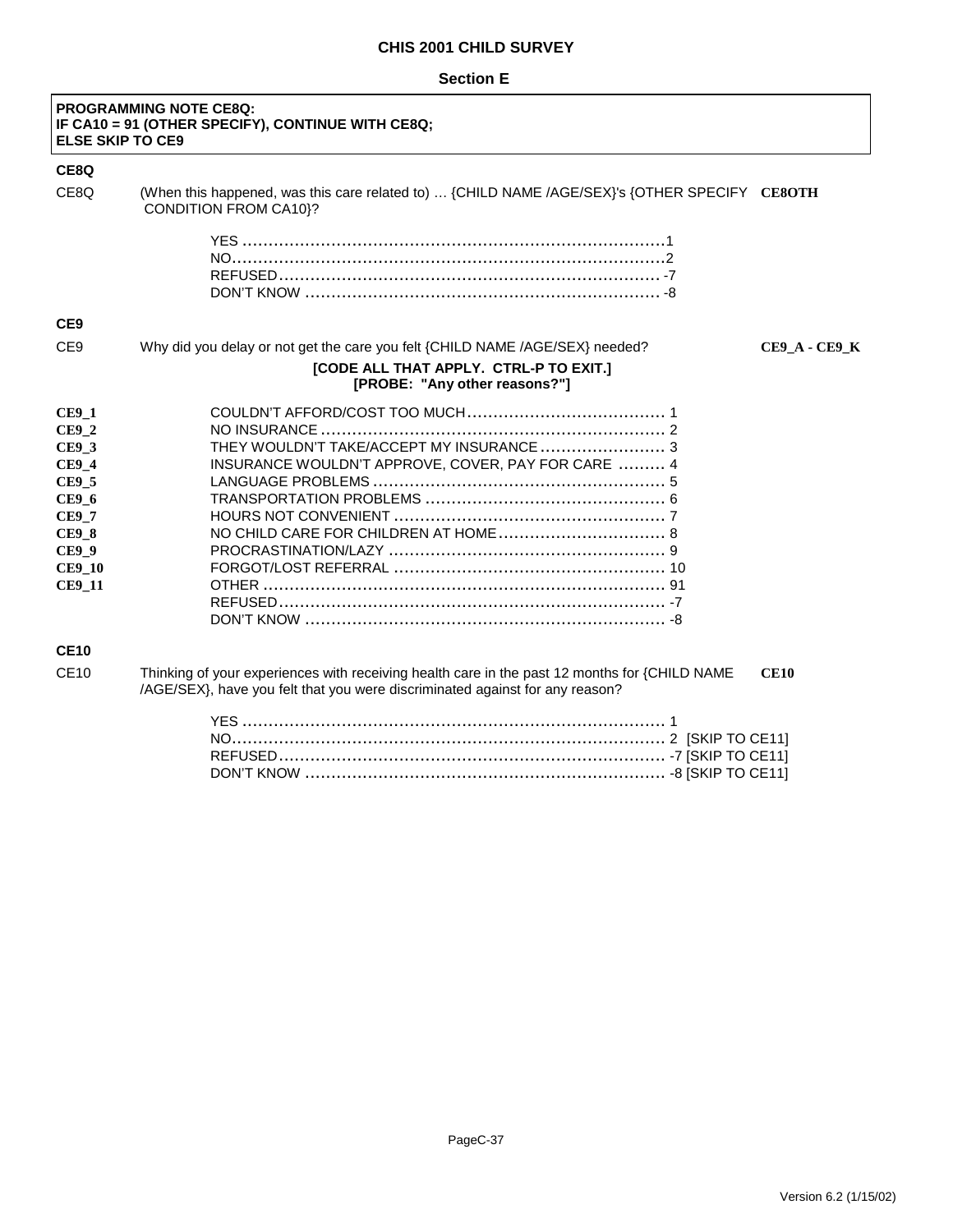**CHIS 2001 CHILD SURVEY**

**Section E**

**PROGRAMMING NOTE CE8Q:**
**IF CA10 = 91 (OTHER SPECIFY), CONTINUE WITH CE8Q;**
**ELSE SKIP TO CE9**

### CE8Q

CE8Q (When this happened, was this care related to) … {CHILD NAME /AGE/SEX}'s {OTHER SPECIFY CONDITION FROM CA10}? **CE8OTH**

YES ....... 1
NO ....... 2
REFUSED ....... -7
DON'T KNOW ....... -8

### CE9

CE9 Why did you delay or not get the care you felt {CHILD NAME /AGE/SEX} needed? **CE9_A - CE9_K**

**[CODE ALL THAT APPLY. CTRL-P TO EXIT.]**
**[PROBE: "Any other reasons?"]**

**CE9_1** COULDN'T AFFORD/COST TOO MUCH ....... 1
**CE9_2** NO INSURANCE ....... 2
**CE9_3** THEY WOULDN'T TAKE/ACCEPT MY INSURANCE ....... 3
**CE9_4** INSURANCE WOULDN'T APPROVE, COVER, PAY FOR CARE ....... 4
**CE9_5** LANGUAGE PROBLEMS ....... 5
**CE9_6** TRANSPORTATION PROBLEMS ....... 6
**CE9_7** HOURS NOT CONVENIENT ....... 7
**CE9_8** NO CHILD CARE FOR CHILDREN AT HOME ....... 8
**CE9_9** PROCRASTINATION/LAZY ....... 9
**CE9_10** FORGOT/LOST REFERRAL ....... 10
**CE9_11** OTHER ....... 91
REFUSED ....... -7
DON'T KNOW ....... -8

### CE10

CE10 Thinking of your experiences with receiving health care in the past 12 months for {CHILD NAME /AGE/SEX}, have you felt that you were discriminated against for any reason? **CE10**

YES ....... 1
NO ....... 2 [SKIP TO CE11]
REFUSED ....... -7 [SKIP TO CE11]
DON'T KNOW ....... -8 [SKIP TO CE11]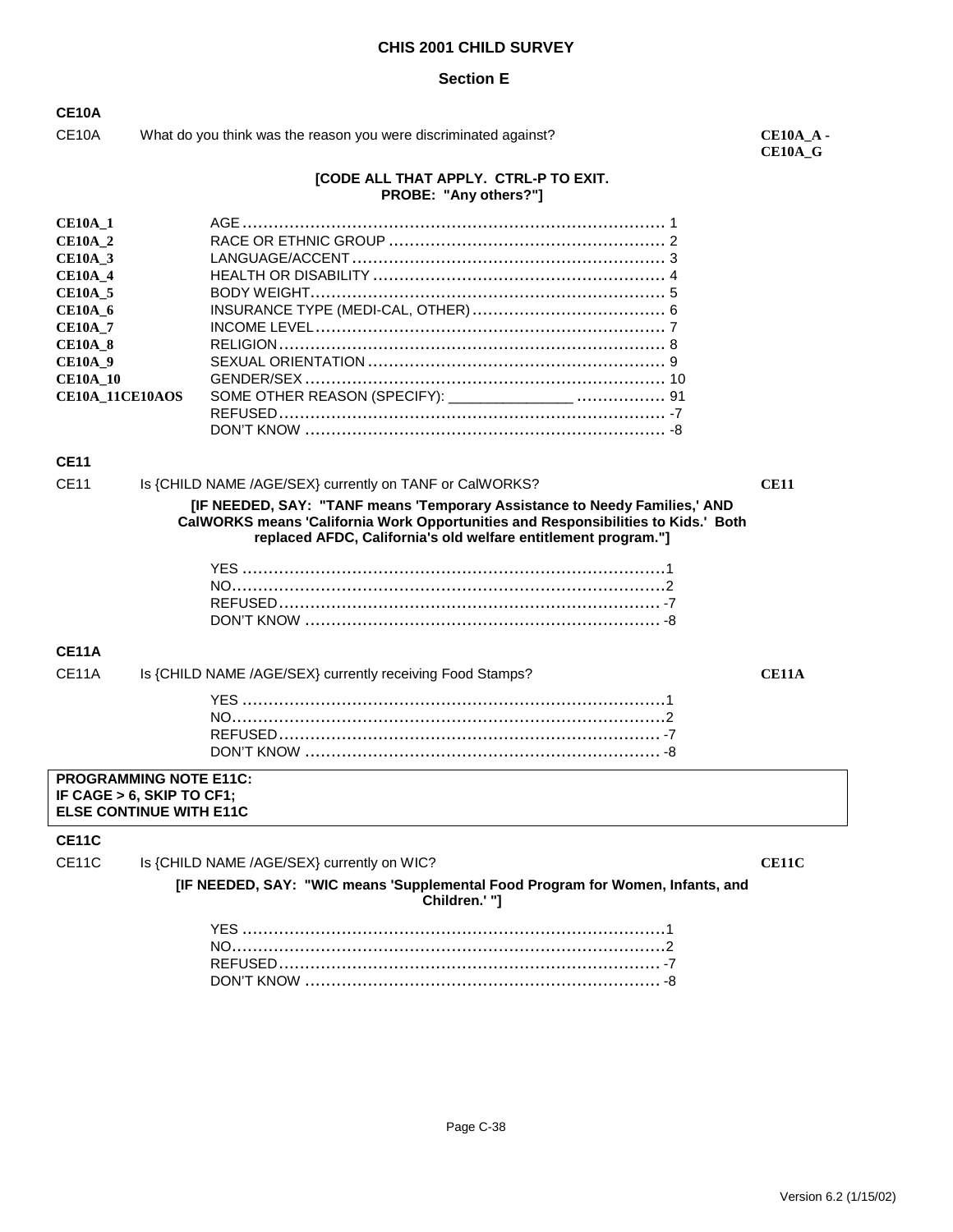## CHIS 2001 CHILD SURVEY

### Section E

**CE10A**

CE10A What do you think was the reason you were discriminated against? **CE10A_A - CE10A_G**

**[CODE ALL THAT APPLY. CTRL-P TO EXIT. PROBE: "Any others?"]**

| | | |
|---|---|---|
| **CE10A_1** | AGE | 1 |
| **CE10A_2** | RACE OR ETHNIC GROUP | 2 |
| **CE10A_3** | LANGUAGE/ACCENT | 3 |
| **CE10A_4** | HEALTH OR DISABILITY | 4 |
| **CE10A_5** | BODY WEIGHT | 5 |
| **CE10A_6** | INSURANCE TYPE (MEDI-CAL, OTHER) | 6 |
| **CE10A_7** | INCOME LEVEL | 7 |
| **CE10A_8** | RELIGION | 8 |
| **CE10A_9** | SEXUAL ORIENTATION | 9 |
| **CE10A_10** | GENDER/SEX | 10 |
| **CE10A_11CE10AOS** | SOME OTHER REASON (SPECIFY): _______________ | 91 |
| | REFUSED | -7 |
| | DON'T KNOW | -8 |

**CE11**

CE11 Is {CHILD NAME /AGE/SEX} currently on TANF or CalWORKS? **CE11**

**[IF NEEDED, SAY: "TANF means 'Temporary Assistance to Needy Families,' AND CalWORKS means 'California Work Opportunities and Responsibilities to Kids.' Both replaced AFDC, California's old welfare entitlement program."]**

| | |
|---|---|
| YES | 1 |
| NO | 2 |
| REFUSED | -7 |
| DON'T KNOW | -8 |

**CE11A**

CE11A Is {CHILD NAME /AGE/SEX} currently receiving Food Stamps? **CE11A**

| | |
|---|---|
| YES | 1 |
| NO | 2 |
| REFUSED | -7 |
| DON'T KNOW | -8 |

**PROGRAMMING NOTE E11C:**
**IF CAGE > 6, SKIP TO CF1;**
**ELSE CONTINUE WITH E11C**

**CE11C**

CE11C Is {CHILD NAME /AGE/SEX} currently on WIC? **CE11C**

**[IF NEEDED, SAY: "WIC means 'Supplemental Food Program for Women, Infants, and Children.' "]**

| | |
|---|---|
| YES | 1 |
| NO | 2 |
| REFUSED | -7 |
| DON'T KNOW | -8 |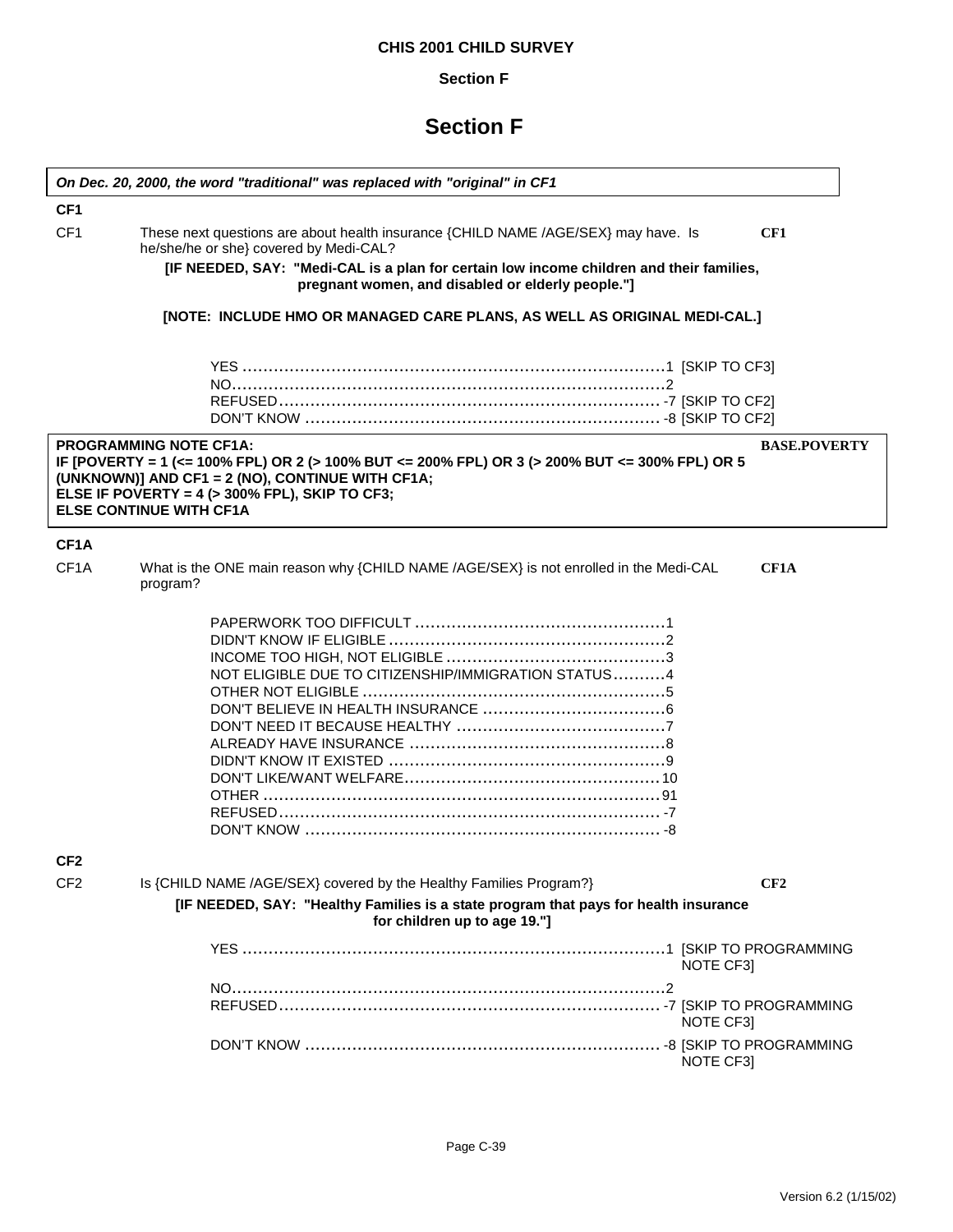# Section F

*On Dec. 20, 2000, the word "traditional" was replaced with "original" in CF1*

**CF1**

CF1 These next questions are about health insurance {CHILD NAME /AGE/SEX} may have. Is he/she/he or she} covered by Medi-CAL? **CF1**

**[IF NEEDED, SAY: "Medi-CAL is a plan for certain low income children and their families, pregnant women, and disabled or elderly people."]**

**[NOTE: INCLUDE HMO OR MANAGED CARE PLANS, AS WELL AS ORIGINAL MEDI-CAL.]**

- YES ........................................ 1 [SKIP TO CF3]
- NO........................................ 2
- REFUSED........................................ -7 [SKIP TO CF2]
- DON'T KNOW ........................................ -8 [SKIP TO CF2]

**PROGRAMMING NOTE CF1A:** **BASE.POVERTY**
**IF [POVERTY = 1 (<= 100% FPL) OR 2 (> 100% BUT <= 200% FPL) OR 3 (> 200% BUT <= 300% FPL) OR 5 (UNKNOWN)] AND CF1 = 2 (NO), CONTINUE WITH CF1A;**
**ELSE IF POVERTY = 4 (> 300% FPL), SKIP TO CF3;**
**ELSE CONTINUE WITH CF1A**

**CF1A**

CF1A What is the ONE main reason why {CHILD NAME /AGE/SEX} is not enrolled in the Medi-CAL program? **CF1A**

- PAPERWORK TOO DIFFICULT ........................................ 1
- DIDN'T KNOW IF ELIGIBLE ........................................ 2
- INCOME TOO HIGH, NOT ELIGIBLE ........................................ 3
- NOT ELIGIBLE DUE TO CITIZENSHIP/IMMIGRATION STATUS.......... 4
- OTHER NOT ELIGIBLE ........................................ 5
- DON'T BELIEVE IN HEALTH INSURANCE ........................................ 6
- DON'T NEED IT BECAUSE HEALTHY ........................................ 7
- ALREADY HAVE INSURANCE ........................................ 8
- DIDN'T KNOW IT EXISTED ........................................ 9
- DON'T LIKE/WANT WELFARE........................................ 10
- OTHER ........................................ 91
- REFUSED........................................ -7
- DON'T KNOW ........................................ -8

**CF2**

CF2 Is {CHILD NAME /AGE/SEX} covered by the Healthy Families Program?} **CF2**

**[IF NEEDED, SAY: "Healthy Families is a state program that pays for health insurance for children up to age 19."]**

- YES ........................................ 1 [SKIP TO PROGRAMMING NOTE CF3]
- NO........................................ 2
- REFUSED........................................ -7 [SKIP TO PROGRAMMING NOTE CF3]
- DON'T KNOW ........................................ -8 [SKIP TO PROGRAMMING NOTE CF3]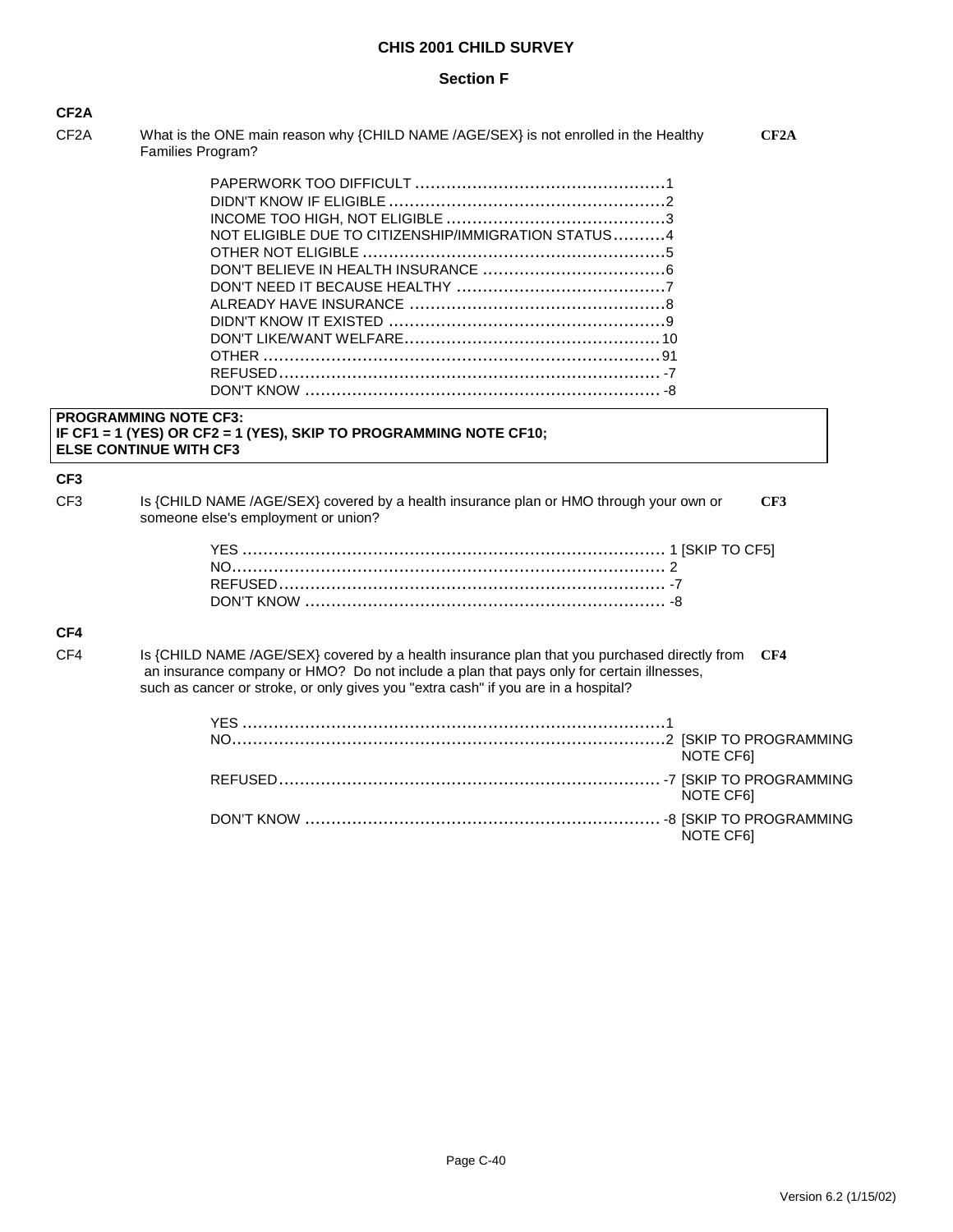## CHIS 2001 CHILD SURVEY

### Section F

**CF2A**

CF2A What is the ONE main reason why {CHILD NAME /AGE/SEX} is not enrolled in the Healthy Families Program? **CF2A**

| | |
|---|---|
| PAPERWORK TOO DIFFICULT | 1 |
| DIDN'T KNOW IF ELIGIBLE | 2 |
| INCOME TOO HIGH, NOT ELIGIBLE | 3 |
| NOT ELIGIBLE DUE TO CITIZENSHIP/IMMIGRATION STATUS | 4 |
| OTHER NOT ELIGIBLE | 5 |
| DON'T BELIEVE IN HEALTH INSURANCE | 6 |
| DON'T NEED IT BECAUSE HEALTHY | 7 |
| ALREADY HAVE INSURANCE | 8 |
| DIDN'T KNOW IT EXISTED | 9 |
| DON'T LIKE/WANT WELFARE | 10 |
| OTHER | 91 |
| REFUSED | -7 |
| DON'T KNOW | -8 |

**PROGRAMMING NOTE CF3:**
**IF CF1 = 1 (YES) OR CF2 = 1 (YES), SKIP TO PROGRAMMING NOTE CF10;**
**ELSE CONTINUE WITH CF3**

**CF3**

CF3 Is {CHILD NAME /AGE/SEX} covered by a health insurance plan or HMO through your own or someone else's employment or union? **CF3**

| | | |
|---|---|---|
| YES | 1 | [SKIP TO CF5] |
| NO | 2 | |
| REFUSED | -7 | |
| DON'T KNOW | -8 | |

**CF4**

CF4 Is {CHILD NAME /AGE/SEX} covered by a health insurance plan that you purchased directly from an insurance company or HMO? Do not include a plan that pays only for certain illnesses, such as cancer or stroke, or only gives you "extra cash" if you are in a hospital? **CF4**

| | | |
|---|---|---|
| YES | 1 | |
| NO | 2 | [SKIP TO PROGRAMMING NOTE CF6] |
| REFUSED | -7 | [SKIP TO PROGRAMMING NOTE CF6] |
| DON'T KNOW | -8 | [SKIP TO PROGRAMMING NOTE CF6] |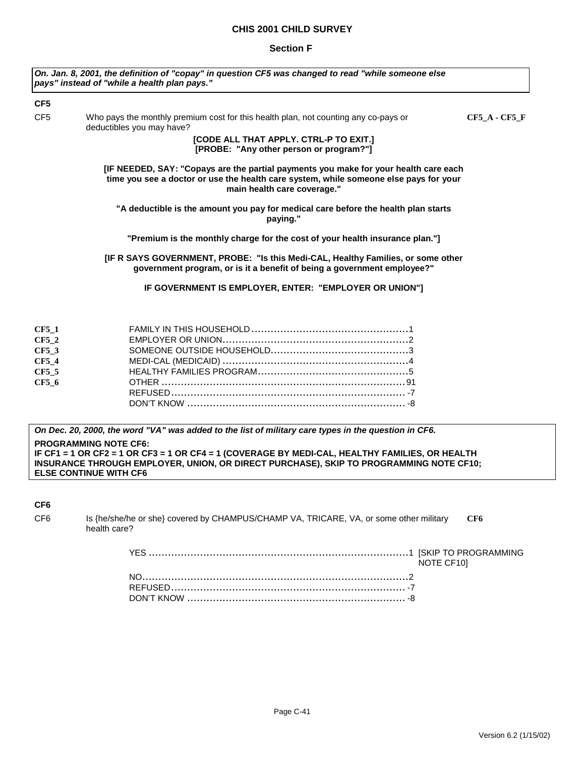# CHIS 2001 CHILD SURVEY

## Section F

***On. Jan. 8, 2001, the definition of "copay" in question CF5 was changed to read "while someone else pays" instead of "while a health plan pays."***

**CF5**

CF5 Who pays the monthly premium cost for this health plan, not counting any co-pays or deductibles you may have? **CF5_A - CF5_F**

**[CODE ALL THAT APPLY. CTRL-P TO EXIT.]**
**[PROBE: "Any other person or program?"]**

**[IF NEEDED, SAY: "Copays are the partial payments you make for your health care each time you see a doctor or use the health care system, while someone else pays for your main health care coverage."**

**"A deductible is the amount you pay for medical care before the health plan starts paying."**

**"Premium is the monthly charge for the cost of your health insurance plan."]**

**[IF R SAYS GOVERNMENT, PROBE: "Is this Medi-CAL, Healthy Families, or some other government program, or is it a benefit of being a government employee?"**

**IF GOVERNMENT IS EMPLOYER, ENTER: "EMPLOYER OR UNION"]**

| | | |
|---|---|---|
| **CF5_1** | FAMILY IN THIS HOUSEHOLD | 1 |
| **CF5_2** | EMPLOYER OR UNION | 2 |
| **CF5_3** | SOMEONE OUTSIDE HOUSEHOLD | 3 |
| **CF5_4** | MEDI-CAL (MEDICAID) | 4 |
| **CF5_5** | HEALTHY FAMILIES PROGRAM | 5 |
| **CF5_6** | OTHER | 91 |
| | REFUSED | -7 |
| | DON'T KNOW | -8 |

***On Dec. 20, 2000, the word "VA" was added to the list of military care types in the question in CF6.***

**PROGRAMMING NOTE CF6:**
**IF CF1 = 1 OR CF2 = 1 OR CF3 = 1 OR CF4 = 1 (COVERAGE BY MEDI-CAL, HEALTHY FAMILIES, OR HEALTH INSURANCE THROUGH EMPLOYER, UNION, OR DIRECT PURCHASE), SKIP TO PROGRAMMING NOTE CF10; ELSE CONTINUE WITH CF6**

**CF6**

CF6 Is {he/she/he or she} covered by CHAMPUS/CHAMP VA, TRICARE, VA, or some other military health care? **CF6**

| | | |
|---|---|---|
| YES | 1 | [SKIP TO PROGRAMMING NOTE CF10] |
| NO | 2 | |
| REFUSED | -7 | |
| DON'T KNOW | -8 | |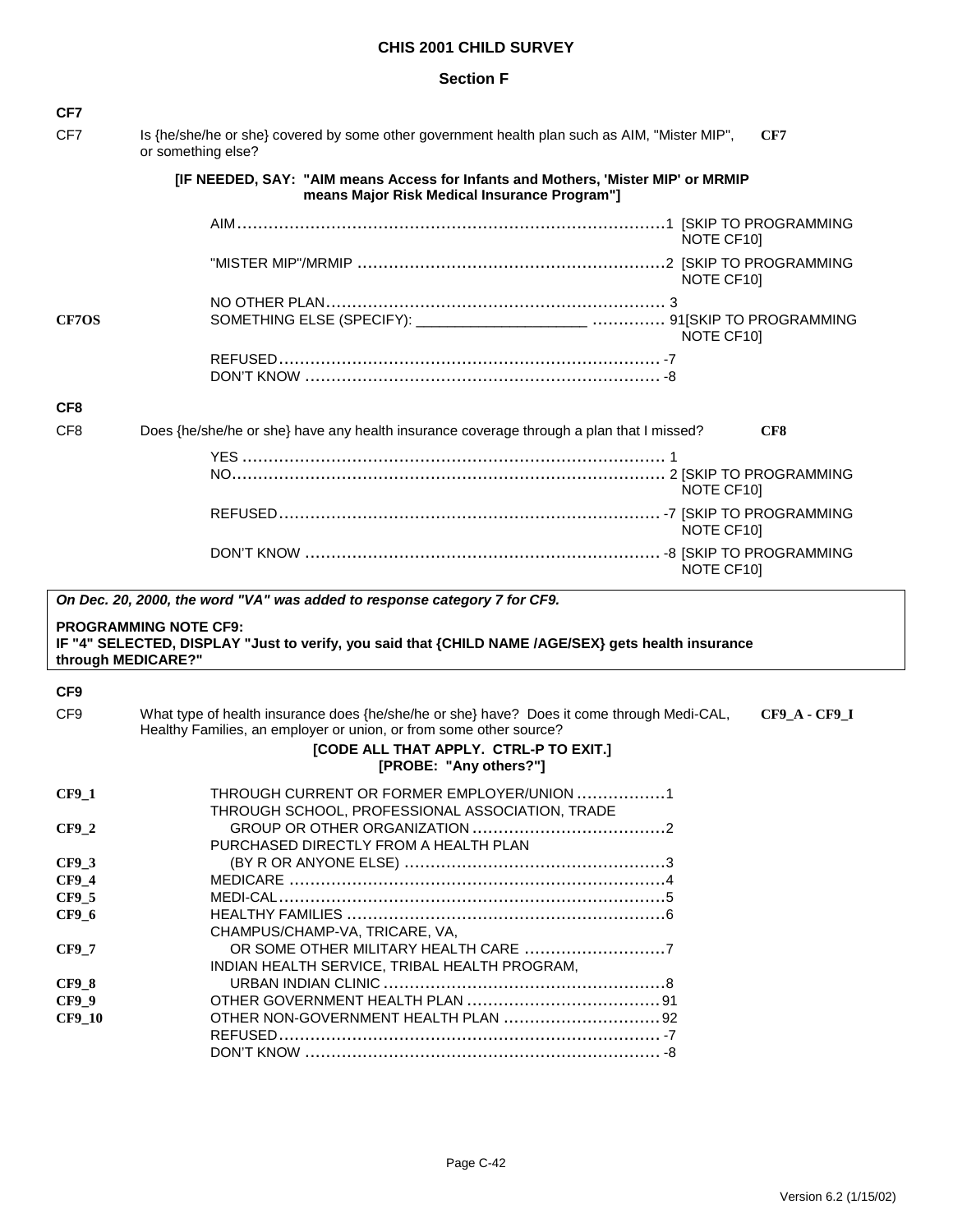# CHIS 2001 CHILD SURVEY

## Section F

### CF7

CF7 Is {he/she/he or she} covered by some other government health plan such as AIM, "Mister MIP", or something else? **CF7**

**[IF NEEDED, SAY: "AIM means Access for Infants and Mothers, 'Mister MIP' or MRMIP means Major Risk Medical Insurance Program"]**

AIM .................................................... 1 [SKIP TO PROGRAMMING NOTE CF10]

"MISTER MIP"/MRMIP .................................................... 2 [SKIP TO PROGRAMMING NOTE CF10]

NO OTHER PLAN .................................................... 3

**CF7OS** SOMETHING ELSE (SPECIFY): _____________________ .............. 91[SKIP TO PROGRAMMING NOTE CF10]

REFUSED .................................................... -7

DON'T KNOW .................................................... -8

### CF8

CF8 Does {he/she/he or she} have any health insurance coverage through a plan that I missed? **CF8**

YES .................................................... 1

NO .................................................... 2 [SKIP TO PROGRAMMING NOTE CF10]

REFUSED .................................................... -7 [SKIP TO PROGRAMMING NOTE CF10]

DON'T KNOW .................................................... -8 [SKIP TO PROGRAMMING NOTE CF10]

***On Dec. 20, 2000, the word "VA" was added to response category 7 for CF9.***

**PROGRAMMING NOTE CF9:**
**IF "4" SELECTED, DISPLAY "Just to verify, you said that {CHILD NAME /AGE/SEX} gets health insurance through MEDICARE?"**

### CF9

CF9 What type of health insurance does {he/she/he or she} have? Does it come through Medi-CAL, Healthy Families, an employer or union, or from some other source? **CF9_A - CF9_I**

**[CODE ALL THAT APPLY. CTRL-P TO EXIT.]**
**[PROBE: "Any others?"]**

**CF9_1** THROUGH CURRENT OR FORMER EMPLOYER/UNION .................. 1

**CF9_2** THROUGH SCHOOL, PROFESSIONAL ASSOCIATION, TRADE GROUP OR OTHER ORGANIZATION .................................... 2

**CF9_3** PURCHASED DIRECTLY FROM A HEALTH PLAN (BY R OR ANYONE ELSE) .................................... 3

**CF9_4** MEDICARE .................................................... 4

**CF9_5** MEDI-CAL .................................................... 5

**CF9_6** HEALTHY FAMILIES .................................................... 6

**CF9_7** CHAMPUS/CHAMP-VA, TRICARE, VA, OR SOME OTHER MILITARY HEALTH CARE .......................... 7

**CF9_8** INDIAN HEALTH SERVICE, TRIBAL HEALTH PROGRAM, URBAN INDIAN CLINIC .................................... 8

**CF9_9** OTHER GOVERNMENT HEALTH PLAN .................................... 91

**CF9_10** OTHER NON-GOVERNMENT HEALTH PLAN .......................... 92

REFUSED .................................................... -7

DON'T KNOW .................................................... -8

Version 6.2 (1/15/02)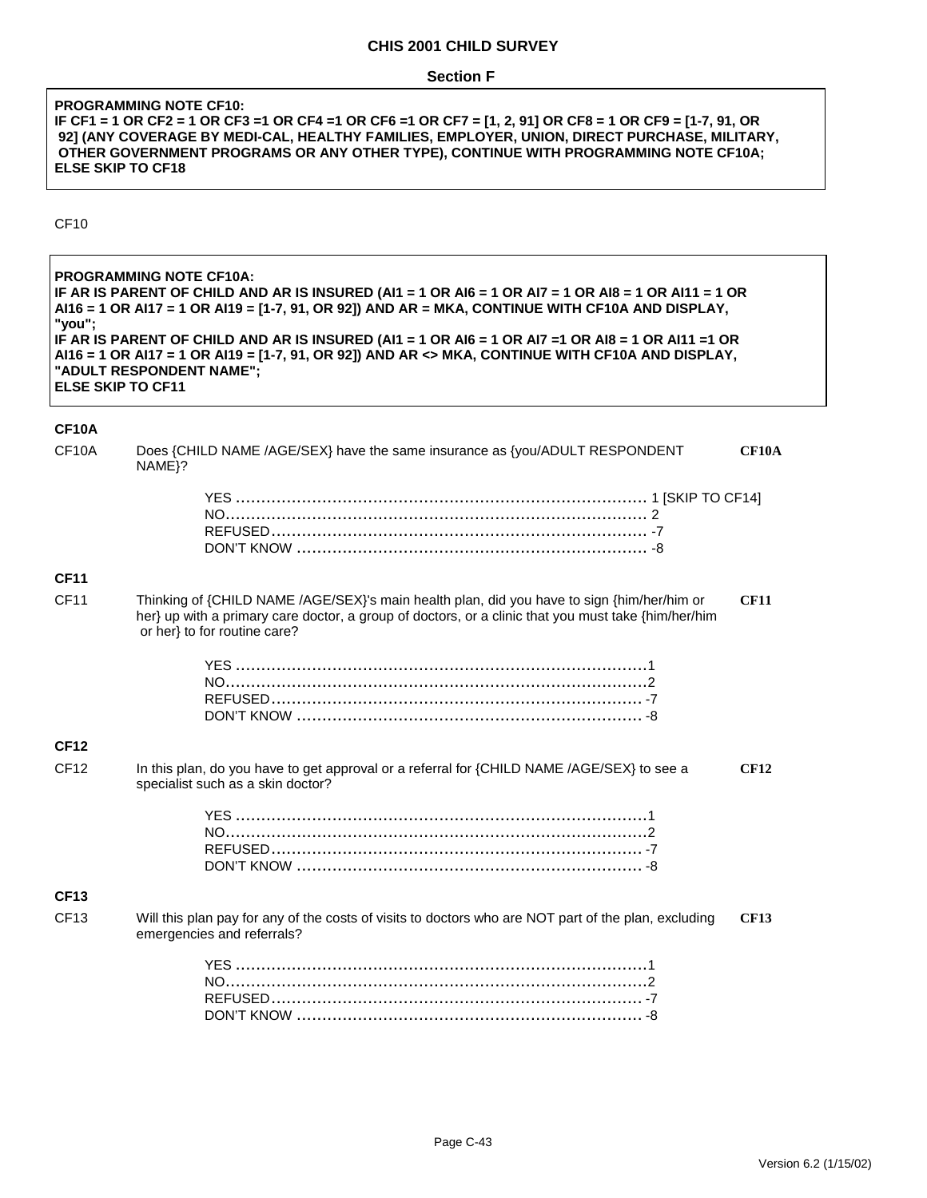**CHIS 2001 CHILD SURVEY**

**Section F**

> **PROGRAMMING NOTE CF10:**
> **IF CF1 = 1 OR CF2 = 1 OR CF3 =1 OR CF4 =1 OR CF6 =1 OR CF7 = [1, 2, 91] OR CF8 = 1 OR CF9 = [1-7, 91, OR 92] (ANY COVERAGE BY MEDI-CAL, HEALTHY FAMILIES, EMPLOYER, UNION, DIRECT PURCHASE, MILITARY, OTHER GOVERNMENT PROGRAMS OR ANY OTHER TYPE), CONTINUE WITH PROGRAMMING NOTE CF10A; ELSE SKIP TO CF18**

CF10

> **PROGRAMMING NOTE CF10A:**
> **IF AR IS PARENT OF CHILD AND AR IS INSURED (AI1 = 1 OR AI6 = 1 OR AI7 = 1 OR AI8 = 1 OR AI11 = 1 OR AI16 = 1 OR AI17 = 1 OR AI19 = [1-7, 91, OR 92]) AND AR = MKA, CONTINUE WITH CF10A AND DISPLAY, "you";**
> **IF AR IS PARENT OF CHILD AND AR IS INSURED (AI1 = 1 OR AI6 = 1 OR AI7 =1 OR AI8 = 1 OR AI11 =1 OR AI16 = 1 OR AI17 = 1 OR AI19 = [1-7, 91, OR 92]) AND AR <> MKA, CONTINUE WITH CF10A AND DISPLAY, "ADULT RESPONDENT NAME";**
> **ELSE SKIP TO CF11**

**CF10A**

CF10A Does {CHILD NAME /AGE/SEX} have the same insurance as {you/ADULT RESPONDENT NAME}? **CF10A**

- YES ........................................ 1 [SKIP TO CF14]
- NO ........................................ 2
- REFUSED ........................................ -7
- DON'T KNOW ........................................ -8

**CF11**

CF11 Thinking of {CHILD NAME /AGE/SEX}'s main health plan, did you have to sign {him/her/him or her} up with a primary care doctor, a group of doctors, or a clinic that you must take {him/her/him or her} to for routine care? **CF11**

- YES ........................................ 1
- NO ........................................ 2
- REFUSED ........................................ -7
- DON'T KNOW ........................................ -8

**CF12**

CF12 In this plan, do you have to get approval or a referral for {CHILD NAME /AGE/SEX} to see a specialist such as a skin doctor? **CF12**

- YES ........................................ 1
- NO ........................................ 2
- REFUSED ........................................ -7
- DON'T KNOW ........................................ -8

**CF13**

CF13 Will this plan pay for any of the costs of visits to doctors who are NOT part of the plan, excluding emergencies and referrals? **CF13**

- YES ........................................ 1
- NO ........................................ 2
- REFUSED ........................................ -7
- DON'T KNOW ........................................ -8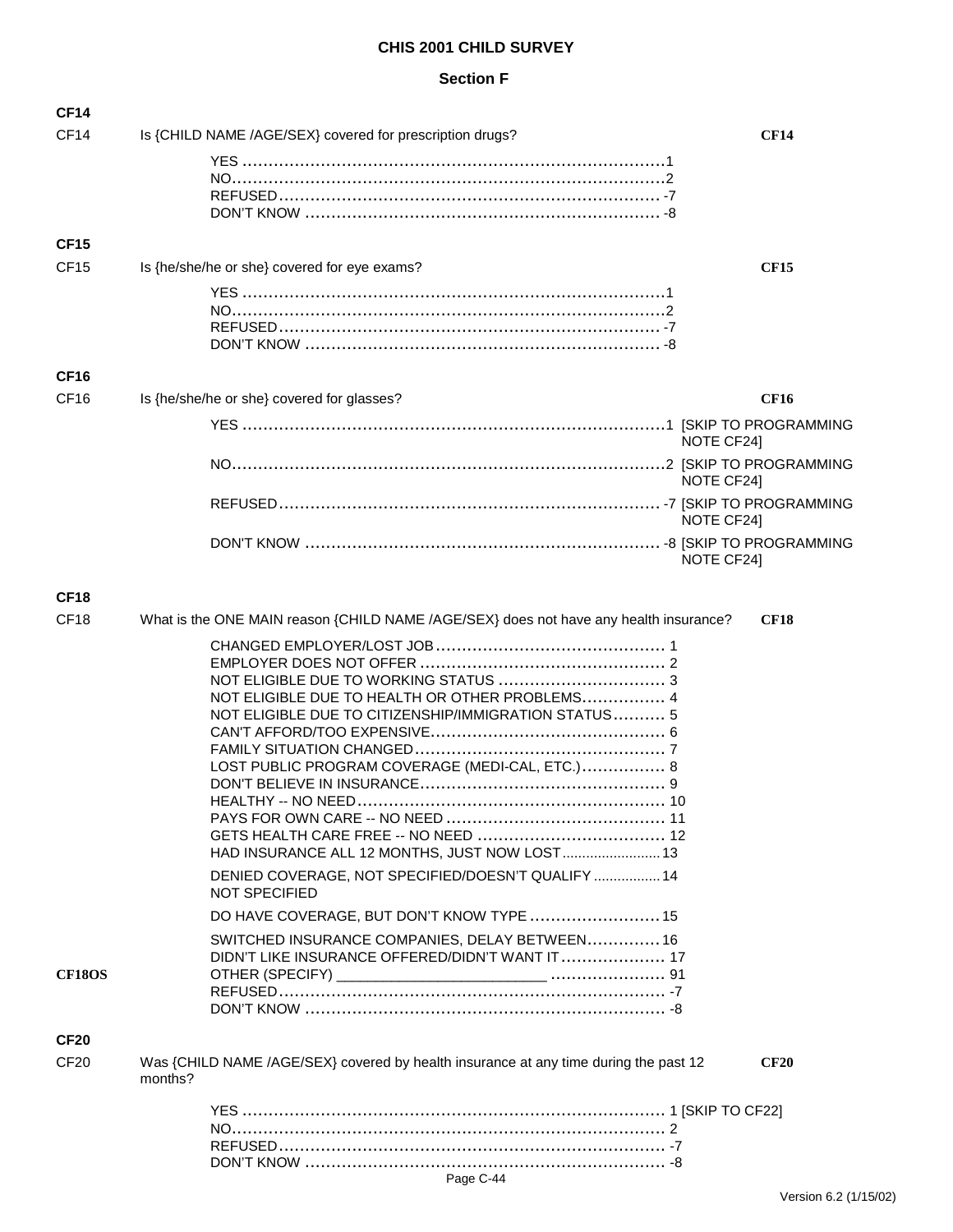**CHIS 2001 CHILD SURVEY**

**Section F**

**CF14**

CF14 Is {CHILD NAME /AGE/SEX} covered for prescription drugs? **CF14**

YES ....................................................................................1
NO......................................................................................2
REFUSED ........................................................................ -7
DON'T KNOW ................................................................... -8

**CF15**

CF15 Is {he/she/he or she} covered for eye exams? **CF15**

YES ....................................................................................1
NO......................................................................................2
REFUSED ........................................................................ -7
DON'T KNOW ................................................................... -8

**CF16**

CF16 Is {he/she/he or she} covered for glasses? **CF16**

YES ....................................................................................1 [SKIP TO PROGRAMMING NOTE CF24]
NO......................................................................................2 [SKIP TO PROGRAMMING NOTE CF24]
REFUSED ........................................................................ -7 [SKIP TO PROGRAMMING NOTE CF24]
DON'T KNOW ................................................................... -8 [SKIP TO PROGRAMMING NOTE CF24]

**CF18**

CF18 What is the ONE MAIN reason {CHILD NAME /AGE/SEX} does not have any health insurance? **CF18**

CHANGED EMPLOYER/LOST JOB ............................................ 1
EMPLOYER DOES NOT OFFER ............................................... 2
NOT ELIGIBLE DUE TO WORKING STATUS ................................ 3
NOT ELIGIBLE DUE TO HEALTH OR OTHER PROBLEMS................ 4
NOT ELIGIBLE DUE TO CITIZENSHIP/IMMIGRATION STATUS.......... 5
CAN'T AFFORD/TOO EXPENSIVE............................................. 6
FAMILY SITUATION CHANGED............................................... 7
LOST PUBLIC PROGRAM COVERAGE (MEDI-CAL, ETC.)................ 8
DON'T BELIEVE IN INSURANCE.............................................. 9
HEALTHY -- NO NEED........................................................... 10
PAYS FOR OWN CARE -- NO NEED .......................................... 11
GETS HEALTH CARE FREE -- NO NEED ..................................... 12
HAD INSURANCE ALL 12 MONTHS, JUST NOW LOST ......................... 13
DENIED COVERAGE, NOT SPECIFIED/DOESN'T QUALIFY NOT SPECIFIED ................. 14
DO HAVE COVERAGE, BUT DON'T KNOW TYPE ......................... 15
SWITCHED INSURANCE COMPANIES, DELAY BETWEEN.............. 16
DIDN'T LIKE INSURANCE OFFERED/DIDN'T WANT IT.................... 17
**CF18OS** OTHER (SPECIFY) _________________________ ...................... 91
REFUSED ......................................................................... -7
DON'T KNOW .................................................................... -8

**CF20**

CF20 Was {CHILD NAME /AGE/SEX} covered by health insurance at any time during the past 12 months? **CF20**

YES ................................................................................. 1 [SKIP TO CF22]
NO.................................................................................... 2
REFUSED ......................................................................... -7
DON'T KNOW .................................................................... -8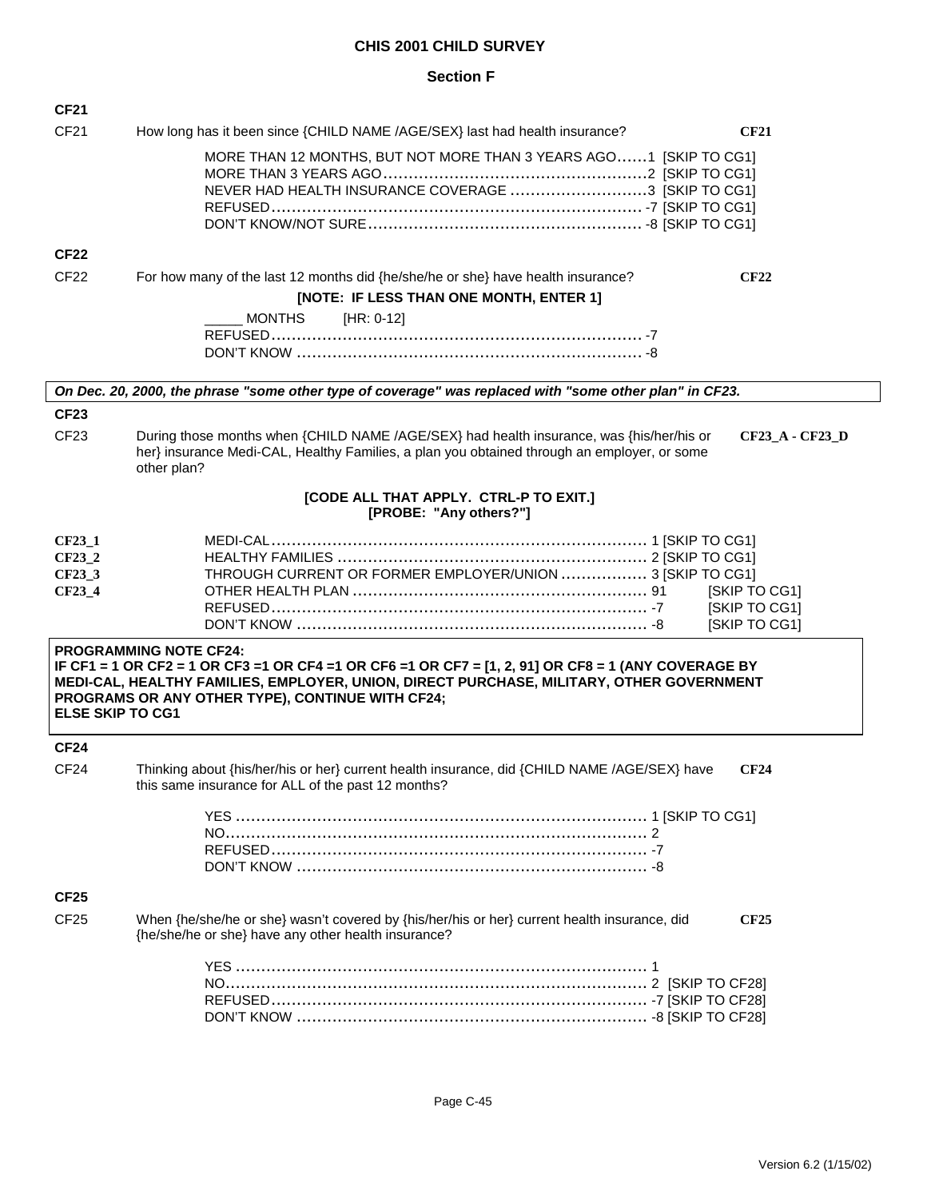# CHIS 2001 CHILD SURVEY

## Section F

**CF21**

CF21 How long has it been since {CHILD NAME /AGE/SEX} last had health insurance? **CF21**

MORE THAN 12 MONTHS, BUT NOT MORE THAN 3 YEARS AGO......1 [SKIP TO CG1]
MORE THAN 3 YEARS AGO........................................................2 [SKIP TO CG1]
NEVER HAD HEALTH INSURANCE COVERAGE ...........................3 [SKIP TO CG1]
REFUSED......................................................................... -7 [SKIP TO CG1]
DON'T KNOW/NOT SURE...................................................... -8 [SKIP TO CG1]

**CF22**

CF22 For how many of the last 12 months did {he/she/he or she} have health insurance? **CF22**

**[NOTE: IF LESS THAN ONE MONTH, ENTER 1]**

_____ MONTHS [HR: 0-12]
REFUSED......................................................................... -7
DON'T KNOW ..................................................................... -8

*On Dec. 20, 2000, the phrase "some other type of coverage" was replaced with "some other plan" in CF23.*

**CF23**

CF23 During those months when {CHILD NAME /AGE/SEX} had health insurance, was {his/her/his or her} insurance Medi-CAL, Healthy Families, a plan you obtained through an employer, or some other plan? **CF23_A - CF23_D**

**[CODE ALL THAT APPLY. CTRL-P TO EXIT.]**
**[PROBE: "Any others?"]**

**CF23_1** MEDI-CAL.......................................................................... 1 [SKIP TO CG1]
**CF23_2** HEALTHY FAMILIES ............................................................ 2 [SKIP TO CG1]
**CF23_3** THROUGH CURRENT OR FORMER EMPLOYER/UNION ................. 3 [SKIP TO CG1]
**CF23_4** OTHER HEALTH PLAN .......................................................... 91 [SKIP TO CG1]
REFUSED.......................................................................... -7 [SKIP TO CG1]
DON'T KNOW ..................................................................... -8 [SKIP TO CG1]

**PROGRAMMING NOTE CF24:**
**IF CF1 = 1 OR CF2 = 1 OR CF3 =1 OR CF4 =1 OR CF6 =1 OR CF7 = [1, 2, 91] OR CF8 = 1 (ANY COVERAGE BY MEDI-CAL, HEALTHY FAMILIES, EMPLOYER, UNION, DIRECT PURCHASE, MILITARY, OTHER GOVERNMENT PROGRAMS OR ANY OTHER TYPE), CONTINUE WITH CF24;**
**ELSE SKIP TO CG1**

**CF24**

CF24 Thinking about {his/her/his or her} current health insurance, did {CHILD NAME /AGE/SEX} have this same insurance for ALL of the past 12 months? **CF24**

YES ................................................................................. 1 [SKIP TO CG1]
NO................................................................................... 2
REFUSED.......................................................................... -7
DON'T KNOW ..................................................................... -8

**CF25**

CF25 When {he/she/he or she} wasn't covered by {his/her/his or her} current health insurance, did {he/she/he or she} have any other health insurance? **CF25**

YES ................................................................................. 1
NO................................................................................... 2 [SKIP TO CF28]
REFUSED.......................................................................... -7 [SKIP TO CF28]
DON'T KNOW ..................................................................... -8 [SKIP TO CF28]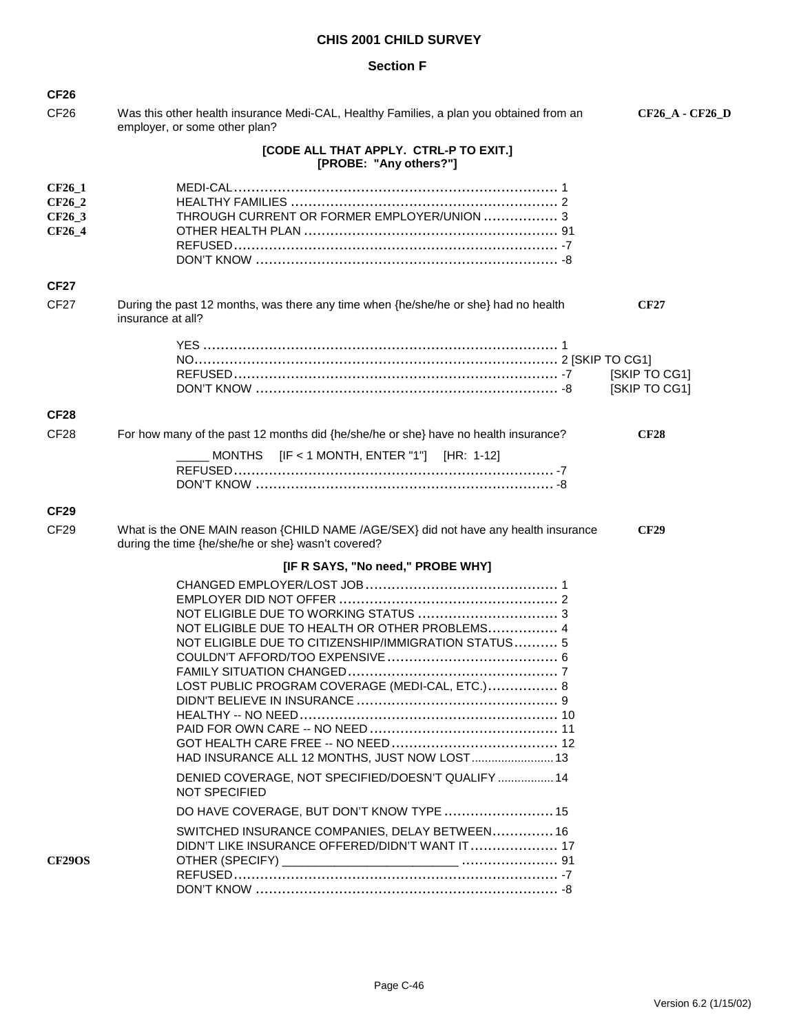# CHIS 2001 CHILD SURVEY

## Section F

**CF26**

CF26 Was this other health insurance Medi-CAL, Healthy Families, a plan you obtained from an employer, or some other plan? **CF26_A - CF26_D**

**[CODE ALL THAT APPLY. CTRL-P TO EXIT.]**
**[PROBE: "Any others?"]**

| | | |
|---|---|---|
| **CF26_1** | MEDI-CAL | 1 |
| **CF26_2** | HEALTHY FAMILIES | 2 |
| **CF26_3** | THROUGH CURRENT OR FORMER EMPLOYER/UNION | 3 |
| **CF26_4** | OTHER HEALTH PLAN | 91 |
| | REFUSED | -7 |
| | DON'T KNOW | -8 |

**CF27**

CF27 During the past 12 months, was there any time when {he/she/he or she} had no health insurance at all? **CF27**

| | |
|---|---|
| YES | 1 |
| NO | 2 [SKIP TO CG1] |
| REFUSED | -7 [SKIP TO CG1] |
| DON'T KNOW | -8 [SKIP TO CG1] |

**CF28**

CF28 For how many of the past 12 months did {he/she/he or she} have no health insurance? **CF28**

_____ MONTHS [IF < 1 MONTH, ENTER "1"] [HR: 1-12]

| | |
|---|---|
| REFUSED | -7 |
| DON'T KNOW | -8 |

**CF29**

CF29 What is the ONE MAIN reason {CHILD NAME /AGE/SEX} did not have any health insurance during the time {he/she/he or she} wasn't covered? **CF29**

**[IF R SAYS, "No need," PROBE WHY]**

| | | |
|---|---|---|
| | CHANGED EMPLOYER/LOST JOB | 1 |
| | EMPLOYER DID NOT OFFER | 2 |
| | NOT ELIGIBLE DUE TO WORKING STATUS | 3 |
| | NOT ELIGIBLE DUE TO HEALTH OR OTHER PROBLEMS | 4 |
| | NOT ELIGIBLE DUE TO CITIZENSHIP/IMMIGRATION STATUS | 5 |
| | COULDN'T AFFORD/TOO EXPENSIVE | 6 |
| | FAMILY SITUATION CHANGED | 7 |
| | LOST PUBLIC PROGRAM COVERAGE (MEDI-CAL, ETC.) | 8 |
| | DIDN'T BELIEVE IN INSURANCE | 9 |
| | HEALTHY -- NO NEED | 10 |
| | PAID FOR OWN CARE -- NO NEED | 11 |
| | GOT HEALTH CARE FREE -- NO NEED | 12 |
| | HAD INSURANCE ALL 12 MONTHS, JUST NOW LOST | 13 |
| | DENIED COVERAGE, NOT SPECIFIED/DOESN'T QUALIFY NOT SPECIFIED | 14 |
| | DO HAVE COVERAGE, BUT DON'T KNOW TYPE | 15 |
| | SWITCHED INSURANCE COMPANIES, DELAY BETWEEN | 16 |
| | DIDN'T LIKE INSURANCE OFFERED/DIDN'T WANT IT | 17 |
| **CF29OS** | OTHER (SPECIFY) _________________________ | 91 |
| | REFUSED | -7 |
| | DON'T KNOW | -8 |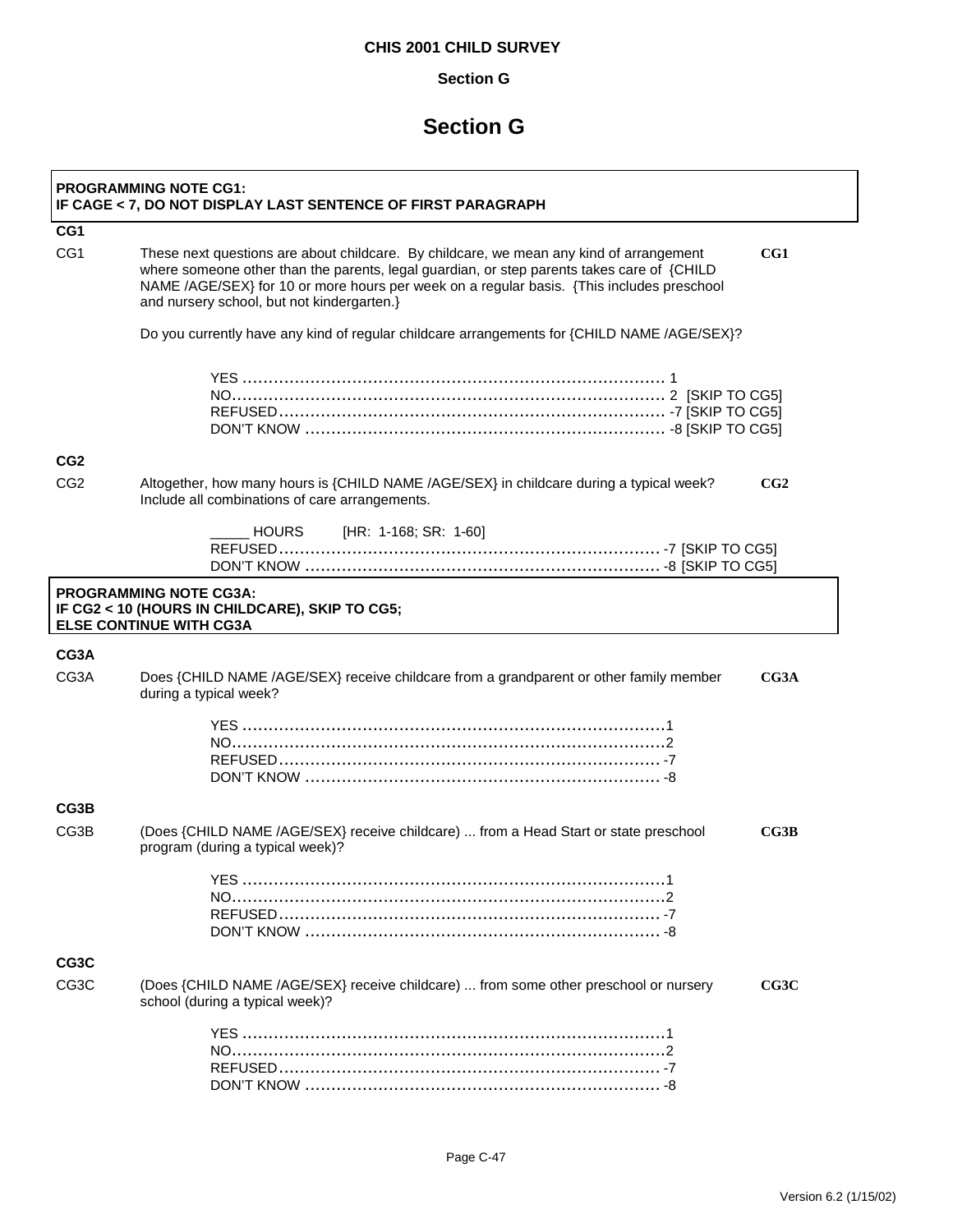**CHIS 2001 CHILD SURVEY**

**Section G**

# Section G

> **PROGRAMMING NOTE CG1:**
> **IF CAGE < 7, DO NOT DISPLAY LAST SENTENCE OF FIRST PARAGRAPH**

### CG1

CG1 These next questions are about childcare. By childcare, we mean any kind of arrangement where someone other than the parents, legal guardian, or step parents takes care of {CHILD NAME /AGE/SEX} for 10 or more hours per week on a regular basis. {This includes preschool and nursery school, but not kindergarten.} **CG1**

Do you currently have any kind of regular childcare arrangements for {CHILD NAME /AGE/SEX}?

- YES .......... 1
- NO .......... 2 [SKIP TO CG5]
- REFUSED .......... -7 [SKIP TO CG5]
- DON'T KNOW .......... -8 [SKIP TO CG5]

### CG2

CG2 Altogether, how many hours is {CHILD NAME /AGE/SEX} in childcare during a typical week? Include all combinations of care arrangements. **CG2**

- _____ HOURS [HR: 1-168; SR: 1-60]
- REFUSED .......... -7 [SKIP TO CG5]
- DON'T KNOW .......... -8 [SKIP TO CG5]

> **PROGRAMMING NOTE CG3A:**
> **IF CG2 < 10 (HOURS IN CHILDCARE), SKIP TO CG5;**
> **ELSE CONTINUE WITH CG3A**

### CG3A

CG3A Does {CHILD NAME /AGE/SEX} receive childcare from a grandparent or other family member during a typical week? **CG3A**

- YES .......... 1
- NO .......... 2
- REFUSED .......... -7
- DON'T KNOW .......... -8

### CG3B

CG3B (Does {CHILD NAME /AGE/SEX} receive childcare) ... from a Head Start or state preschool program (during a typical week)? **CG3B**

- YES .......... 1
- NO .......... 2
- REFUSED .......... -7
- DON'T KNOW .......... -8

### CG3C

CG3C (Does {CHILD NAME /AGE/SEX} receive childcare) ... from some other preschool or nursery school (during a typical week)? **CG3C**

- YES .......... 1
- NO .......... 2
- REFUSED .......... -7
- DON'T KNOW .......... -8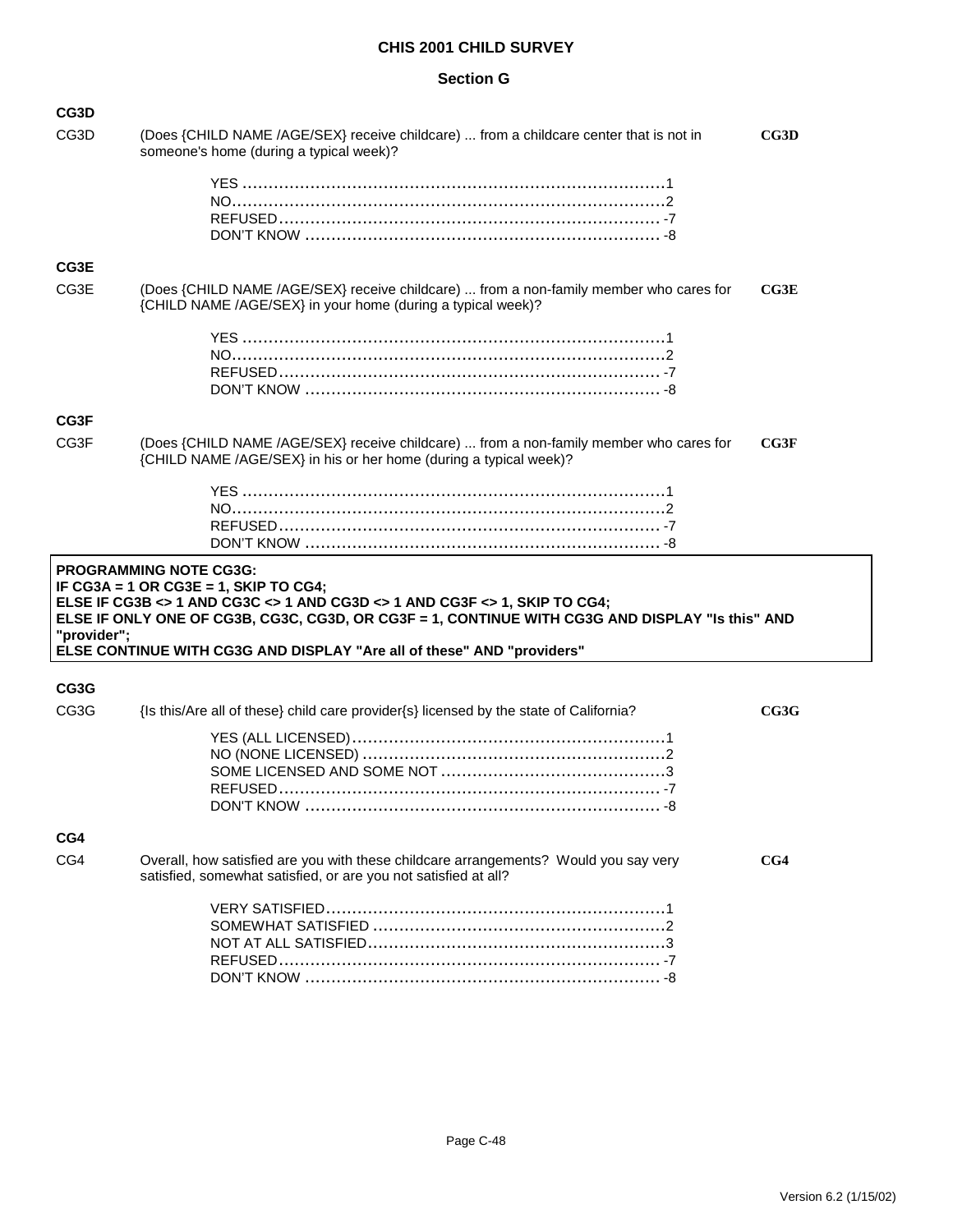**CHIS 2001 CHILD SURVEY**

**Section G**

**CG3D**

CG3D (Does {CHILD NAME /AGE/SEX} receive childcare) ... from a childcare center that is not in someone's home (during a typical week)? **CG3D**

YES ........................................................................1
NO..........................................................................2
REFUSED................................................................-7
DON'T KNOW ..........................................................-8

**CG3E**

CG3E (Does {CHILD NAME /AGE/SEX} receive childcare) ... from a non-family member who cares for {CHILD NAME /AGE/SEX} in your home (during a typical week)? **CG3E**

YES ........................................................................1
NO..........................................................................2
REFUSED................................................................-7
DON'T KNOW ..........................................................-8

**CG3F**

CG3F (Does {CHILD NAME /AGE/SEX} receive childcare) ... from a non-family member who cares for {CHILD NAME /AGE/SEX} in his or her home (during a typical week)? **CG3F**

YES ........................................................................1
NO..........................................................................2
REFUSED................................................................-7
DON'T KNOW ..........................................................-8

**PROGRAMMING NOTE CG3G:**
**IF CG3A = 1 OR CG3E = 1, SKIP TO CG4;**
**ELSE IF CG3B <> 1 AND CG3C <> 1 AND CG3D <> 1 AND CG3F <> 1, SKIP TO CG4;**
**ELSE IF ONLY ONE OF CG3B, CG3C, CG3D, OR CG3F = 1, CONTINUE WITH CG3G AND DISPLAY "Is this" AND "provider";**
**ELSE CONTINUE WITH CG3G AND DISPLAY "Are all of these" AND "providers"**

**CG3G**

CG3G {Is this/Are all of these} child care provider{s} licensed by the state of California? **CG3G**

YES (ALL LICENSED)...................................................1
NO (NONE LICENSED) .................................................2
SOME LICENSED AND SOME NOT ..................................3
REFUSED................................................................-7
DON'T KNOW ..........................................................-8

**CG4**

CG4 Overall, how satisfied are you with these childcare arrangements? Would you say very satisfied, somewhat satisfied, or are you not satisfied at all? **CG4**

VERY SATISFIED........................................................1
SOMEWHAT SATISFIED ...............................................2
NOT AT ALL SATISFIED...............................................3
REFUSED................................................................-7
DON'T KNOW ..........................................................-8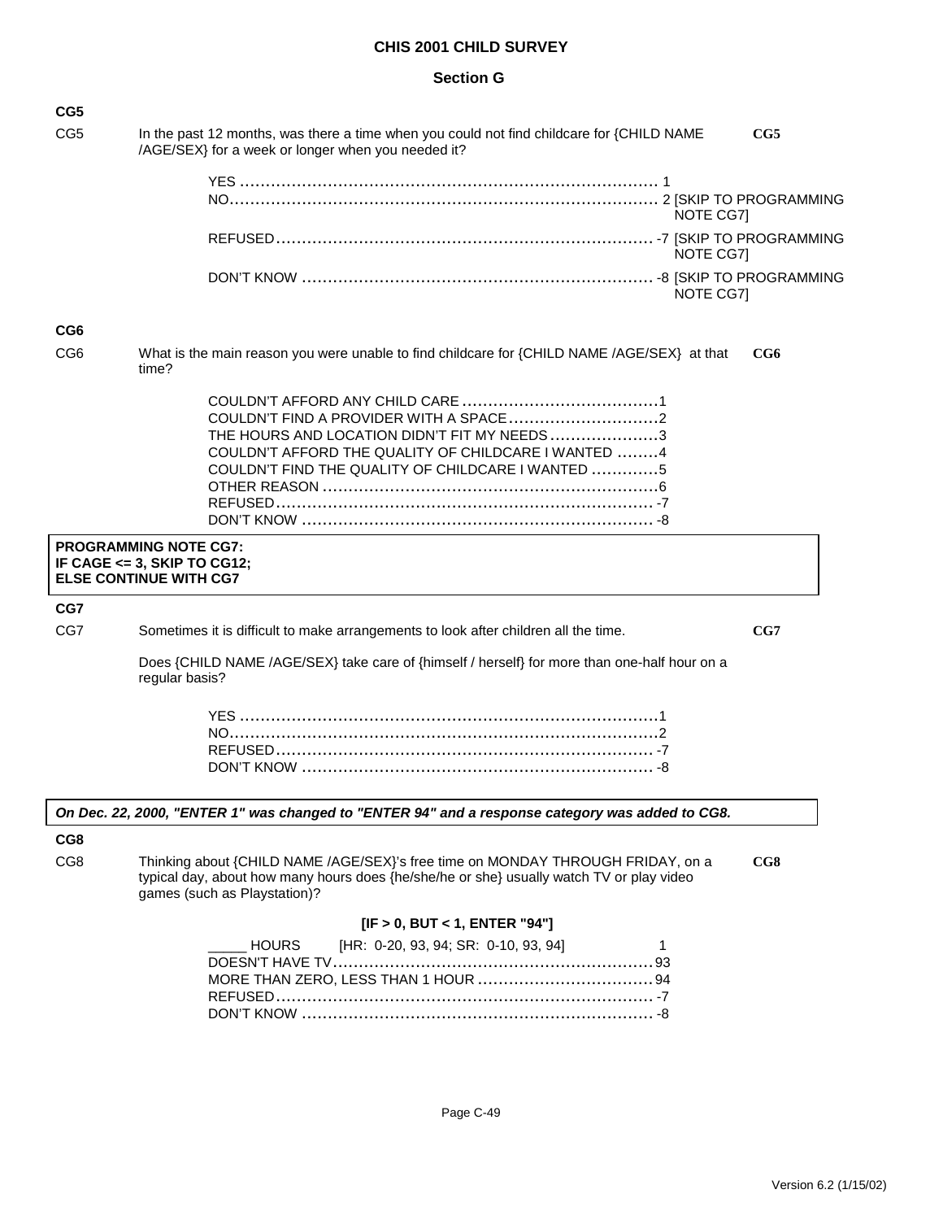**CHIS 2001 CHILD SURVEY**

**Section G**

**CG5**

CG5 In the past 12 months, was there a time when you could not find childcare for {CHILD NAME /AGE/SEX} for a week or longer when you needed it? **CG5**

YES .................................................................................. 1
NO.................................................................................... 2 [SKIP TO PROGRAMMING NOTE CG7]
REFUSED........................................................................ -7 [SKIP TO PROGRAMMING NOTE CG7]
DON'T KNOW .................................................................. -8 [SKIP TO PROGRAMMING NOTE CG7]

**CG6**

CG6 What is the main reason you were unable to find childcare for {CHILD NAME /AGE/SEX} at that time? **CG6**

COULDN'T AFFORD ANY CHILD CARE ......................................1
COULDN'T FIND A PROVIDER WITH A SPACE.............................2
THE HOURS AND LOCATION DIDN'T FIT MY NEEDS.....................3
COULDN'T AFFORD THE QUALITY OF CHILDCARE I WANTED ........4
COULDN'T FIND THE QUALITY OF CHILDCARE I WANTED .............5
OTHER REASON .................................................................6
REFUSED........................................................................ -7
DON'T KNOW .................................................................. -8

**PROGRAMMING NOTE CG7:**
**IF CAGE <= 3, SKIP TO CG12;**
**ELSE CONTINUE WITH CG7**

**CG7**

CG7 Sometimes it is difficult to make arrangements to look after children all the time. **CG7**

Does {CHILD NAME /AGE/SEX} take care of {himself / herself} for more than one-half hour on a regular basis?

YES ..................................................................................1
NO....................................................................................2
REFUSED........................................................................ -7
DON'T KNOW .................................................................. -8

***On Dec. 22, 2000, "ENTER 1" was changed to "ENTER 94" and a response category was added to CG8.***

**CG8**

CG8 Thinking about {CHILD NAME /AGE/SEX}'s free time on MONDAY THROUGH FRIDAY, on a typical day, about how many hours does {he/she/he or she} usually watch TV or play video games (such as Playstation)? **CG8**

**[IF > 0, BUT < 1, ENTER "94"]**

_____ HOURS [HR: 0-20, 93, 94; SR: 0-10, 93, 94] 1
DOESN'T HAVE TV..............................................................93
MORE THAN ZERO, LESS THAN 1 HOUR ..................................94
REFUSED........................................................................ -7
DON'T KNOW .................................................................. -8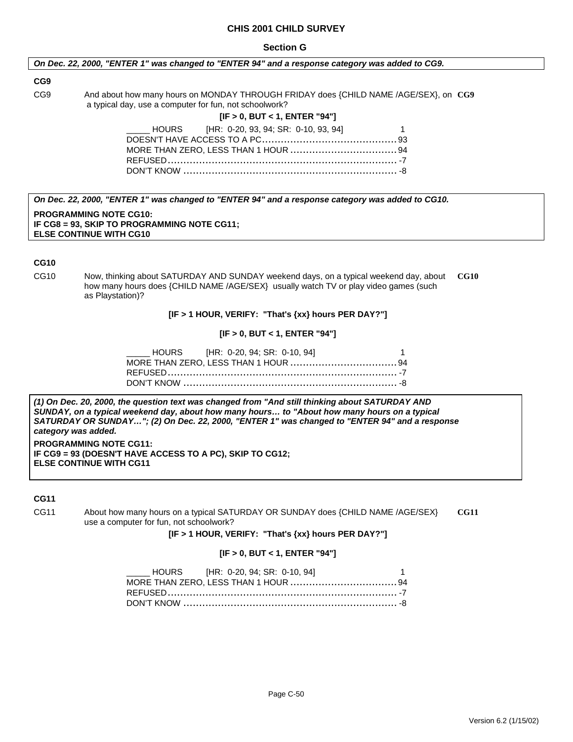**CHIS 2001 CHILD SURVEY**

**Section G**

***On Dec. 22, 2000, "ENTER 1" was changed to "ENTER 94" and a response category was added to CG9.***

**CG9**

CG9 And about how many hours on MONDAY THROUGH FRIDAY does {CHILD NAME /AGE/SEX}, on a typical day, use a computer for fun, not schoolwork? **CG9**

**[IF > 0, BUT < 1, ENTER "94"]**

| | |
|---|---|
| _____ HOURS [HR: 0-20, 93, 94; SR: 0-10, 93, 94] | 1 |
| DOESN'T HAVE ACCESS TO A PC | 93 |
| MORE THAN ZERO, LESS THAN 1 HOUR | 94 |
| REFUSED | -7 |
| DON'T KNOW | -8 |

***On Dec. 22, 2000, "ENTER 1" was changed to "ENTER 94" and a response category was added to CG10.***

**PROGRAMMING NOTE CG10:**
**IF CG8 = 93, SKIP TO PROGRAMMING NOTE CG11;**
**ELSE CONTINUE WITH CG10**

**CG10**

CG10 Now, thinking about SATURDAY AND SUNDAY weekend days, on a typical weekend day, about how many hours does {CHILD NAME /AGE/SEX} usually watch TV or play video games (such as Playstation)? **CG10**

**[IF > 1 HOUR, VERIFY: "That's {xx} hours PER DAY?"]**

**[IF > 0, BUT < 1, ENTER "94"]**

| | |
|---|---|
| _____ HOURS [HR: 0-20, 94; SR: 0-10, 94] | 1 |
| MORE THAN ZERO, LESS THAN 1 HOUR | 94 |
| REFUSED | -7 |
| DON'T KNOW | -8 |

***(1) On Dec. 20, 2000, the question text was changed from "And still thinking about SATURDAY AND SUNDAY, on a typical weekend day, about how many hours… to "About how many hours on a typical SATURDAY OR SUNDAY…"; (2) On Dec. 22, 2000, "ENTER 1" was changed to "ENTER 94" and a response category was added.***

**PROGRAMMING NOTE CG11:**
**IF CG9 = 93 (DOESN'T HAVE ACCESS TO A PC), SKIP TO CG12;**
**ELSE CONTINUE WITH CG11**

**CG11**

CG11 About how many hours on a typical SATURDAY OR SUNDAY does {CHILD NAME /AGE/SEX} use a computer for fun, not schoolwork? **CG11**

**[IF > 1 HOUR, VERIFY: "That's {xx} hours PER DAY?"]**

**[IF > 0, BUT < 1, ENTER "94"]**

| | |
|---|---|
| _____ HOURS [HR: 0-20, 94; SR: 0-10, 94] | 1 |
| MORE THAN ZERO, LESS THAN 1 HOUR | 94 |
| REFUSED | -7 |
| DON'T KNOW | -8 |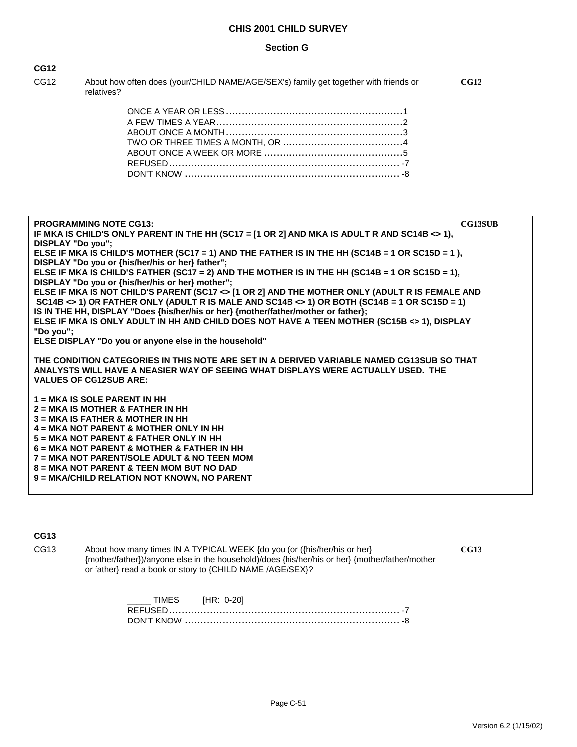# CHIS 2001 CHILD SURVEY

## Section G

### CG12

CG12 About how often does (your/CHILD NAME/AGE/SEX's) family get together with friends or relatives? **CG12**

| | |
|---|---|
| ONCE A YEAR OR LESS | 1 |
| A FEW TIMES A YEAR | 2 |
| ABOUT ONCE A MONTH | 3 |
| TWO OR THREE TIMES A MONTH, OR | 4 |
| ABOUT ONCE A WEEK OR MORE | 5 |
| REFUSED | -7 |
| DON'T KNOW | -8 |

**PROGRAMMING NOTE CG13:** **CG13SUB**
**IF MKA IS CHILD'S ONLY PARENT IN THE HH (SC17 = [1 OR 2] AND MKA IS ADULT R AND SC14B <> 1), DISPLAY "Do you";**
**ELSE IF MKA IS CHILD'S MOTHER (SC17 = 1) AND THE FATHER IS IN THE HH (SC14B = 1 OR SC15D = 1 ), DISPLAY "Do you or {his/her/his or her} father";**
**ELSE IF MKA IS CHILD'S FATHER (SC17 = 2) AND THE MOTHER IS IN THE HH (SC14B = 1 OR SC15D = 1), DISPLAY "Do you or {his/her/his or her} mother";**
**ELSE IF MKA IS NOT CHILD'S PARENT (SC17 <> [1 OR 2] AND THE MOTHER ONLY (ADULT R IS FEMALE AND SC14B <> 1) OR FATHER ONLY (ADULT R IS MALE AND SC14B <> 1) OR BOTH (SC14B = 1 OR SC15D = 1) IS IN THE HH, DISPLAY "Does {his/her/his or her} {mother/father/mother or father};**
**ELSE IF MKA IS ONLY ADULT IN HH AND CHILD DOES NOT HAVE A TEEN MOTHER (SC15B <> 1), DISPLAY "Do you";**
**ELSE DISPLAY "Do you or anyone else in the household"**

**THE CONDITION CATEGORIES IN THIS NOTE ARE SET IN A DERIVED VARIABLE NAMED CG13SUB SO THAT ANALYSTS WILL HAVE A NEASIER WAY OF SEEING WHAT DISPLAYS WERE ACTUALLY USED. THE VALUES OF CG12SUB ARE:**

**1 = MKA IS SOLE PARENT IN HH**
**2 = MKA IS MOTHER & FATHER IN HH**
**3 = MKA IS FATHER & MOTHER IN HH**
**4 = MKA NOT PARENT & MOTHER ONLY IN HH**
**5 = MKA NOT PARENT & FATHER ONLY IN HH**
**6 = MKA NOT PARENT & MOTHER & FATHER IN HH**
**7 = MKA NOT PARENT/SOLE ADULT & NO TEEN MOM**
**8 = MKA NOT PARENT & TEEN MOM BUT NO DAD**
**9 = MKA/CHILD RELATION NOT KNOWN, NO PARENT**

### CG13

CG13 About how many times IN A TYPICAL WEEK {do you (or ({his/her/his or her} {mother/father})/anyone else in the household)/does {his/her/his or her} {mother/father/mother or father} read a book or story to {CHILD NAME /AGE/SEX}? **CG13**

| | |
|---|---|
| _____ TIMES [HR: 0-20] | |
| REFUSED | -7 |
| DON'T KNOW | -8 |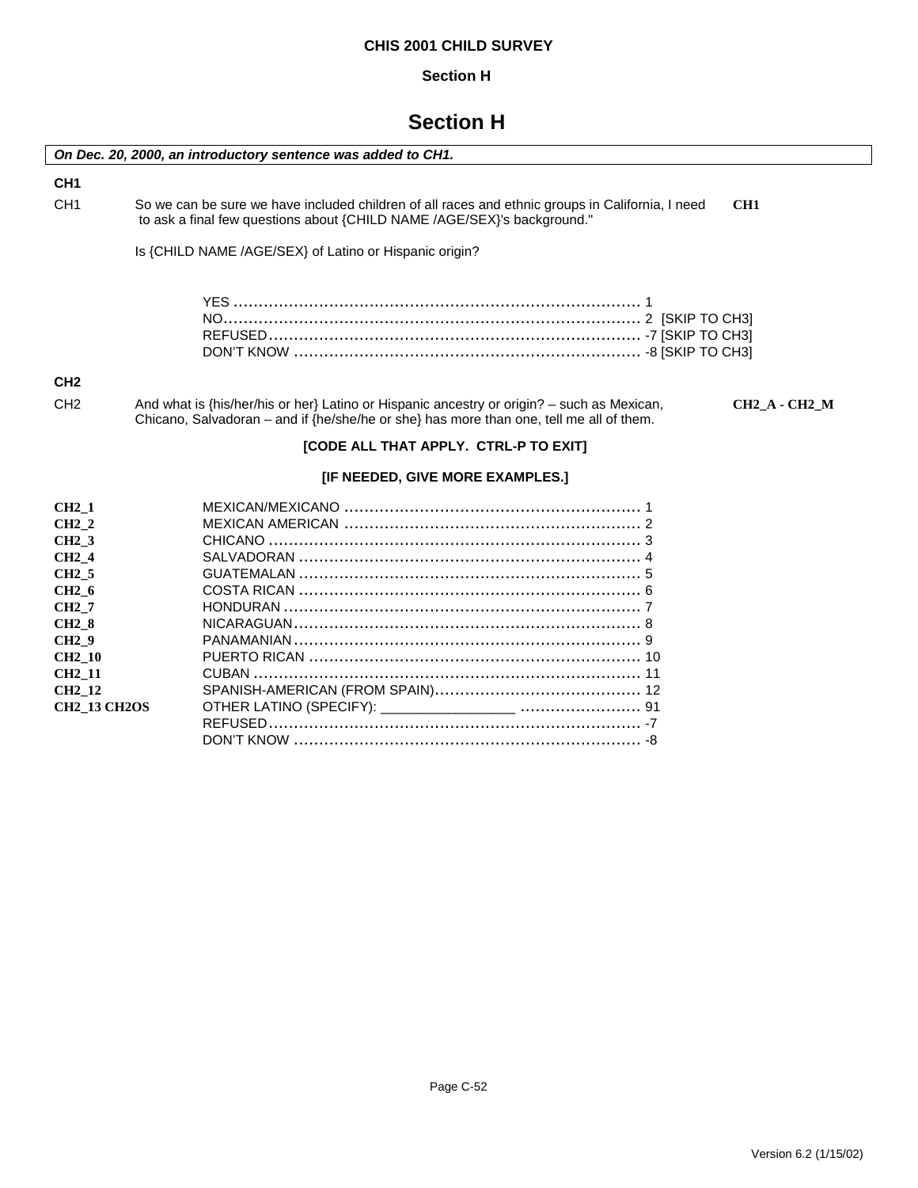# Section H

*On Dec. 20, 2000, an introductory sentence was added to CH1.*

**CH1**

CH1 So we can be sure we have included children of all races and ethnic groups in California, I need to ask a final few questions about {CHILD NAME /AGE/SEX}'s background." **CH1**

Is {CHILD NAME /AGE/SEX} of Latino or Hispanic origin?

YES .......... 1
NO.......... 2 [SKIP TO CH3]
REFUSED.......... -7 [SKIP TO CH3]
DON'T KNOW .......... -8 [SKIP TO CH3]

**CH2**

CH2 And what is {his/her/his or her} Latino or Hispanic ancestry or origin? – such as Mexican, Chicano, Salvadoran – and if {he/she/he or she} has more than one, tell me all of them. **CH2_A - CH2_M**

**[CODE ALL THAT APPLY. CTRL-P TO EXIT]**

**[IF NEEDED, GIVE MORE EXAMPLES.]**

| Variable | Response | Code |
|---|---|---|
| **CH2_1** | MEXICAN/MEXICANO | 1 |
| **CH2_2** | MEXICAN AMERICAN | 2 |
| **CH2_3** | CHICANO | 3 |
| **CH2_4** | SALVADORAN | 4 |
| **CH2_5** | GUATEMALAN | 5 |
| **CH2_6** | COSTA RICAN | 6 |
| **CH2_7** | HONDURAN | 7 |
| **CH2_8** | NICARAGUAN | 8 |
| **CH2_9** | PANAMANIAN | 9 |
| **CH2_10** | PUERTO RICAN | 10 |
| **CH2_11** | CUBAN | 11 |
| **CH2_12** | SPANISH-AMERICAN (FROM SPAIN) | 12 |
| **CH2_13 CH2OS** | OTHER LATINO (SPECIFY): ________________ | 91 |
| | REFUSED | -7 |
| | DON'T KNOW | -8 |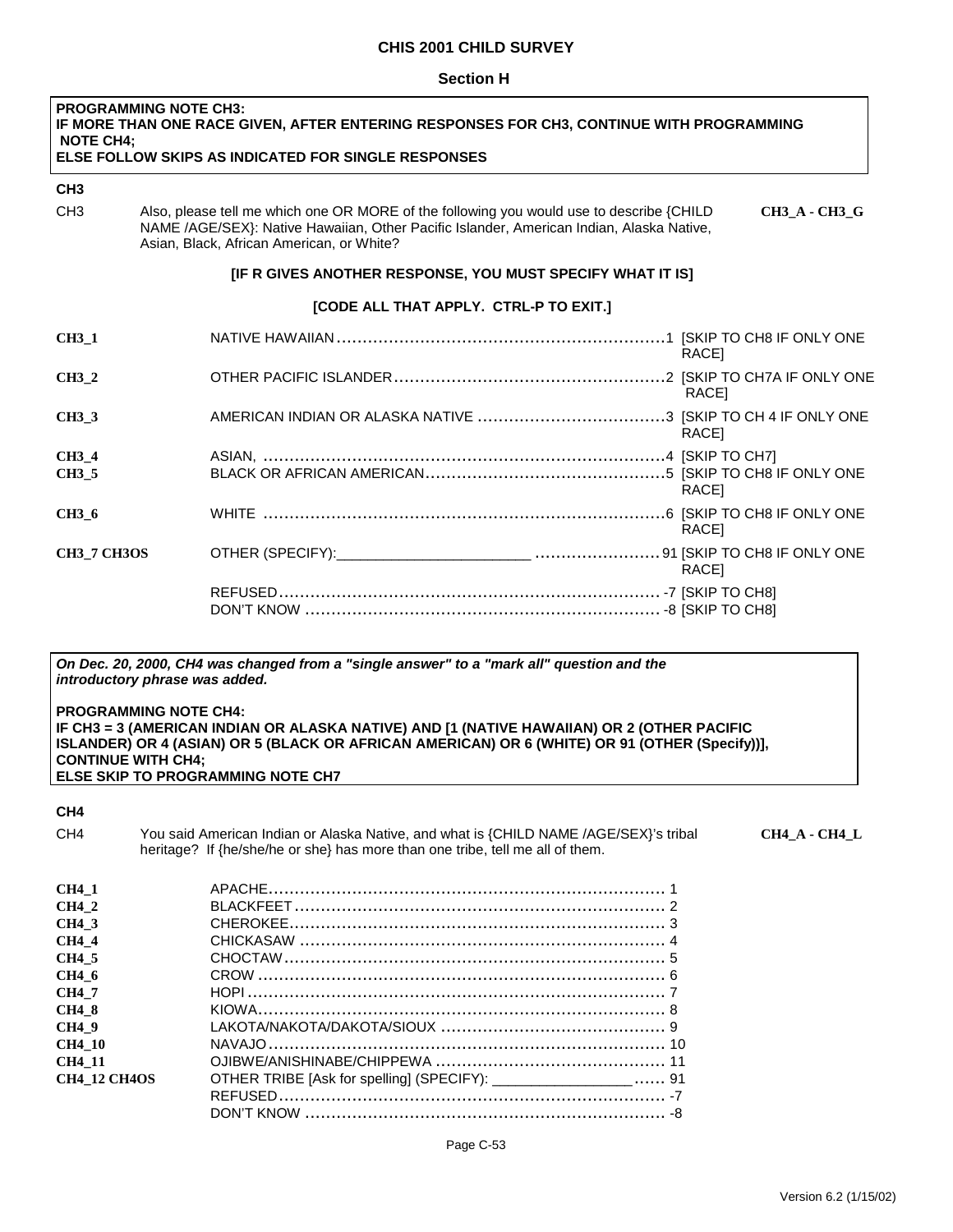**CHIS 2001 CHILD SURVEY**

**Section H**

**PROGRAMMING NOTE CH3:**
**IF MORE THAN ONE RACE GIVEN, AFTER ENTERING RESPONSES FOR CH3, CONTINUE WITH PROGRAMMING NOTE CH4;**
**ELSE FOLLOW SKIPS AS INDICATED FOR SINGLE RESPONSES**

**CH3**

CH3 Also, please tell me which one OR MORE of the following you would use to describe {CHILD NAME /AGE/SEX}: Native Hawaiian, Other Pacific Islander, American Indian, Alaska Native, Asian, Black, African American, or White? **CH3_A - CH3_G**

**[IF R GIVES ANOTHER RESPONSE, YOU MUST SPECIFY WHAT IT IS]**

**[CODE ALL THAT APPLY. CTRL-P TO EXIT.]**

| | | | |
|---|---|---|---|
| **CH3_1** | NATIVE HAWAIIAN | 1 | [SKIP TO CH8 IF ONLY ONE RACE] |
| **CH3_2** | OTHER PACIFIC ISLANDER | 2 | [SKIP TO CH7A IF ONLY ONE RACE] |
| **CH3_3** | AMERICAN INDIAN OR ALASKA NATIVE | 3 | [SKIP TO CH 4 IF ONLY ONE RACE] |
| **CH3_4** | ASIAN, | 4 | [SKIP TO CH7] |
| **CH3_5** | BLACK OR AFRICAN AMERICAN | 5 | [SKIP TO CH8 IF ONLY ONE RACE] |
| **CH3_6** | WHITE | 6 | [SKIP TO CH8 IF ONLY ONE RACE] |
| **CH3_7 CH3OS** | OTHER (SPECIFY):_______________________ | 91 | [SKIP TO CH8 IF ONLY ONE RACE] |
| | REFUSED | -7 | [SKIP TO CH8] |
| | DON'T KNOW | -8 | [SKIP TO CH8] |

***On Dec. 20, 2000, CH4 was changed from a "single answer" to a "mark all" question and the introductory phrase was added.***

**PROGRAMMING NOTE CH4:**
**IF CH3 = 3 (AMERICAN INDIAN OR ALASKA NATIVE) AND [1 (NATIVE HAWAIIAN) OR 2 (OTHER PACIFIC ISLANDER) OR 4 (ASIAN) OR 5 (BLACK OR AFRICAN AMERICAN) OR 6 (WHITE) OR 91 (OTHER (Specify))], CONTINUE WITH CH4;**
**ELSE SKIP TO PROGRAMMING NOTE CH7**

**CH4**

CH4 You said American Indian or Alaska Native, and what is {CHILD NAME /AGE/SEX}'s tribal heritage? If {he/she/he or she} has more than one tribe, tell me all of them. **CH4_A - CH4_L**

| | | |
|---|---|---|
| **CH4_1** | APACHE | 1 |
| **CH4_2** | BLACKFEET | 2 |
| **CH4_3** | CHEROKEE | 3 |
| **CH4_4** | CHICKASAW | 4 |
| **CH4_5** | CHOCTAW | 5 |
| **CH4_6** | CROW | 6 |
| **CH4_7** | HOPI | 7 |
| **CH4_8** | KIOWA | 8 |
| **CH4_9** | LAKOTA/NAKOTA/DAKOTA/SIOUX | 9 |
| **CH4_10** | NAVAJO | 10 |
| **CH4_11** | OJIBWE/ANISHINABE/CHIPPEWA | 11 |
| **CH4_12 CH4OS** | OTHER TRIBE [Ask for spelling] (SPECIFY): _________________ | 91 |
| | REFUSED | -7 |
| | DON'T KNOW | -8 |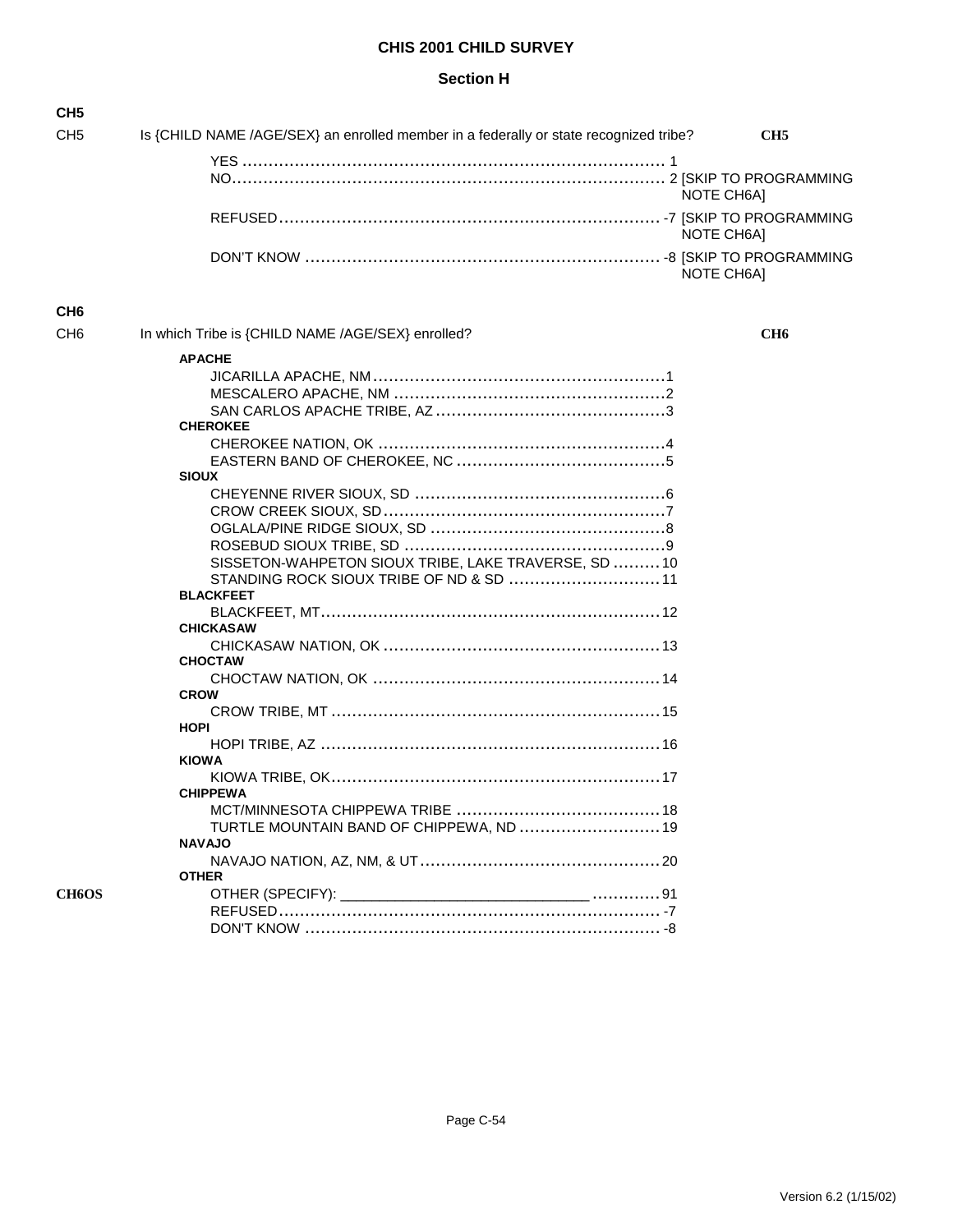# CHIS 2001 CHILD SURVEY

## Section H

**CH5**

CH5 Is {CHILD NAME /AGE/SEX} an enrolled member in a federally or state recognized tribe? **CH5**

| | | |
|---|---|---|
| YES | 1 | |
| NO | 2 | [SKIP TO PROGRAMMING NOTE CH6A] |
| REFUSED | -7 | [SKIP TO PROGRAMMING NOTE CH6A] |
| DON'T KNOW | -8 | [SKIP TO PROGRAMMING NOTE CH6A] |

**CH6**

CH6 In which Tribe is {CHILD NAME /AGE/SEX} enrolled? **CH6**

**APACHE**

| | |
|---|---|
| JICARILLA APACHE, NM | 1 |
| MESCALERO APACHE, NM | 2 |
| SAN CARLOS APACHE TRIBE, AZ | 3 |

**CHEROKEE**

| | |
|---|---|
| CHEROKEE NATION, OK | 4 |
| EASTERN BAND OF CHEROKEE, NC | 5 |

**SIOUX**

| | |
|---|---|
| CHEYENNE RIVER SIOUX, SD | 6 |
| CROW CREEK SIOUX, SD | 7 |
| OGLALA/PINE RIDGE SIOUX, SD | 8 |
| ROSEBUD SIOUX TRIBE, SD | 9 |
| SISSETON-WAHPETON SIOUX TRIBE, LAKE TRAVERSE, SD | 10 |
| STANDING ROCK SIOUX TRIBE OF ND & SD | 11 |

**BLACKFEET**

| | |
|---|---|
| BLACKFEET, MT | 12 |

**CHICKASAW**

| | |
|---|---|
| CHICKASAW NATION, OK | 13 |

**CHOCTAW**

| | |
|---|---|
| CHOCTAW NATION, OK | 14 |

**CROW**

| | |
|---|---|
| CROW TRIBE, MT | 15 |

**HOPI**

| | |
|---|---|
| HOPI TRIBE, AZ | 16 |

**KIOWA**

| | |
|---|---|
| KIOWA TRIBE, OK | 17 |

**CHIPPEWA**

| | |
|---|---|
| MCT/MINNESOTA CHIPPEWA TRIBE | 18 |
| TURTLE MOUNTAIN BAND OF CHIPPEWA, ND | 19 |

**NAVAJO**

| | |
|---|---|
| NAVAJO NATION, AZ, NM, & UT | 20 |

**OTHER**

| | |
|---|---|
| **CH6OS** OTHER (SPECIFY): ______________________________ | 91 |
| REFUSED | -7 |
| DON'T KNOW | -8 |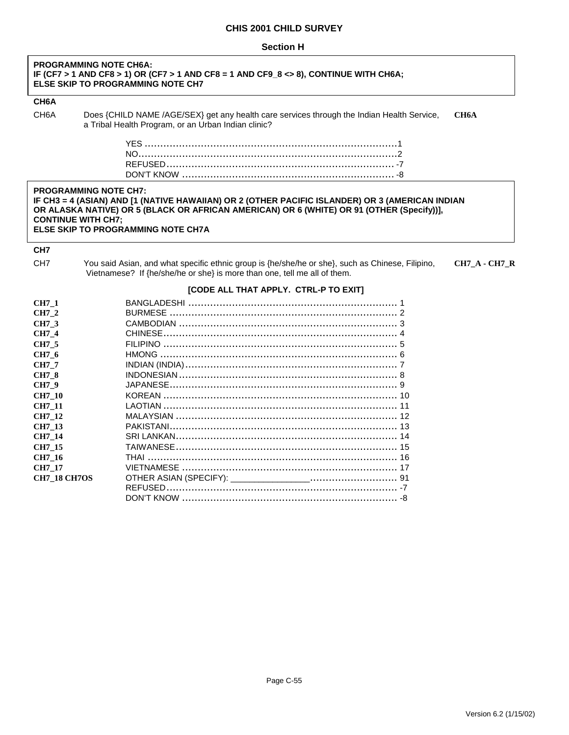# CHIS 2001 CHILD SURVEY

## Section H

**PROGRAMMING NOTE CH6A:**
**IF (CF7 > 1 AND CF8 > 1) OR (CF7 > 1 AND CF8 = 1 AND CF9_8 <> 8), CONTINUE WITH CH6A;**
**ELSE SKIP TO PROGRAMMING NOTE CH7**

**CH6A**

CH6A Does {CHILD NAME /AGE/SEX} get any health care services through the Indian Health Service, a Tribal Health Program, or an Urban Indian clinic? **CH6A**

| | |
|---|---|
| YES | 1 |
| NO | 2 |
| REFUSED | -7 |
| DON'T KNOW | -8 |

**PROGRAMMING NOTE CH7:**
**IF CH3 = 4 (ASIAN) AND [1 (NATIVE HAWAIIAN) OR 2 (OTHER PACIFIC ISLANDER) OR 3 (AMERICAN INDIAN OR ALASKA NATIVE) OR 5 (BLACK OR AFRICAN AMERICAN) OR 6 (WHITE) OR 91 (OTHER (Specify))], CONTINUE WITH CH7;**
**ELSE SKIP TO PROGRAMMING NOTE CH7A**

**CH7**

CH7 You said Asian, and what specific ethnic group is {he/she/he or she}, such as Chinese, Filipino, Vietnamese? If {he/she/he or she} is more than one, tell me all of them. **CH7_A - CH7_R**

**[CODE ALL THAT APPLY. CTRL-P TO EXIT]**

| Variable | Response | Code |
|---|---|---|
| **CH7_1** | BANGLADESHI | 1 |
| **CH7_2** | BURMESE | 2 |
| **CH7_3** | CAMBODIAN | 3 |
| **CH7_4** | CHINESE | 4 |
| **CH7_5** | FILIPINO | 5 |
| **CH7_6** | HMONG | 6 |
| **CH7_7** | INDIAN (INDIA) | 7 |
| **CH7_8** | INDONESIAN | 8 |
| **CH7_9** | JAPANESE | 9 |
| **CH7_10** | KOREAN | 10 |
| **CH7_11** | LAOTIAN | 11 |
| **CH7_12** | MALAYSIAN | 12 |
| **CH7_13** | PAKISTANI | 13 |
| **CH7_14** | SRI LANKAN | 14 |
| **CH7_15** | TAIWANESE | 15 |
| **CH7_16** | THAI | 16 |
| **CH7_17** | VIETNAMESE | 17 |
| **CH7_18 CH7OS** | OTHER ASIAN (SPECIFY): ________________ | 91 |
| | REFUSED | -7 |
| | DON'T KNOW | -8 |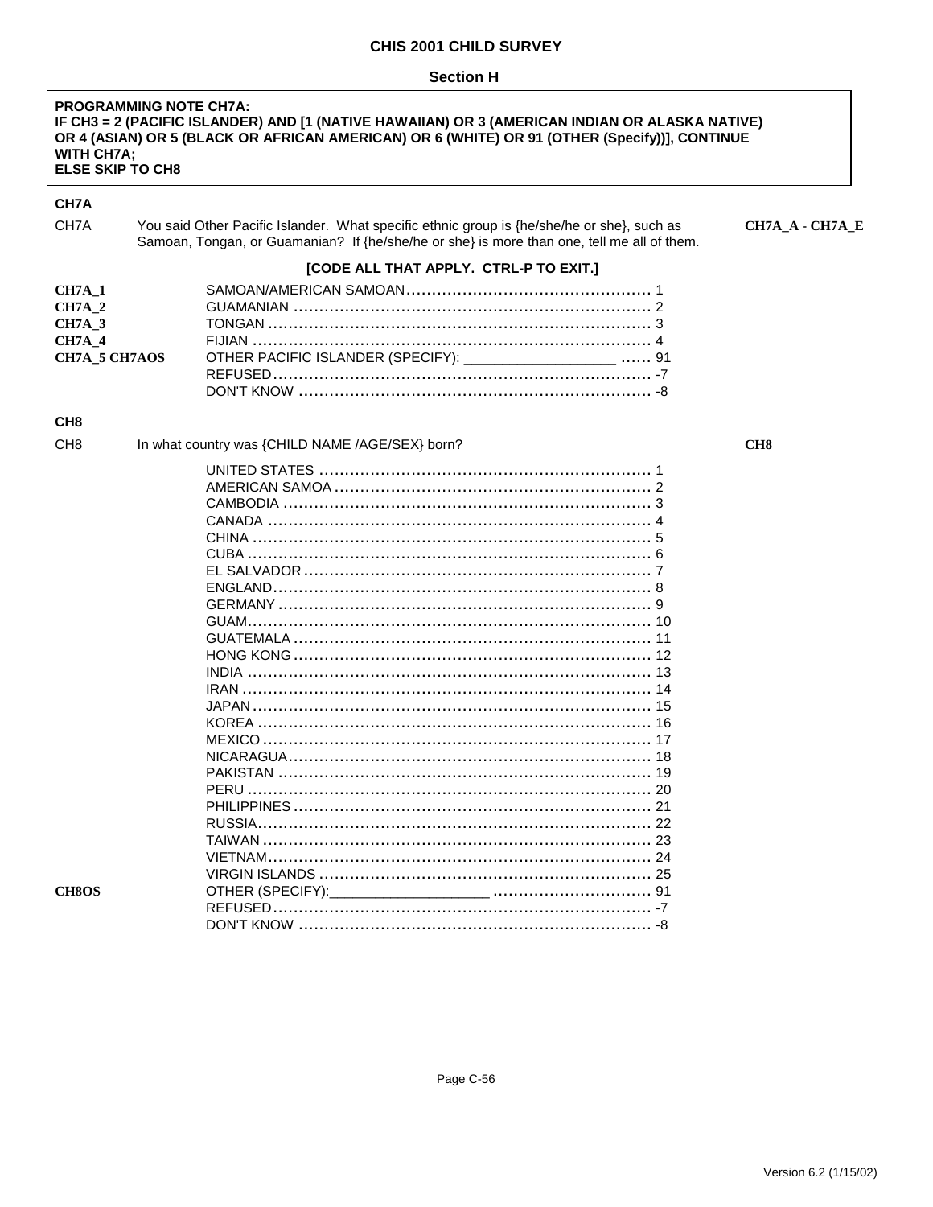# CHIS 2001 CHILD SURVEY

## Section H

**PROGRAMMING NOTE CH7A:**
**IF CH3 = 2 (PACIFIC ISLANDER) AND [1 (NATIVE HAWAIIAN) OR 3 (AMERICAN INDIAN OR ALASKA NATIVE) OR 4 (ASIAN) OR 5 (BLACK OR AFRICAN AMERICAN) OR 6 (WHITE) OR 91 (OTHER (Specify))], CONTINUE WITH CH7A;**
**ELSE SKIP TO CH8**

### CH7A

CH7A You said Other Pacific Islander. What specific ethnic group is {he/she/he or she}, such as Samoan, Tongan, or Guamanian? If {he/she/he or she} is more than one, tell me all of them. **CH7A_A - CH7A_E**

**[CODE ALL THAT APPLY. CTRL-P TO EXIT.]**

| Variable | Response | Code |
|---|---|---|
| **CH7A_1** | SAMOAN/AMERICAN SAMOAN | 1 |
| **CH7A_2** | GUAMANIAN | 2 |
| **CH7A_3** | TONGAN | 3 |
| **CH7A_4** | FIJIAN | 4 |
| **CH7A_5 CH7AOS** | OTHER PACIFIC ISLANDER (SPECIFY): ___________________ | 91 |
| | REFUSED | -7 |
| | DON'T KNOW | -8 |

### CH8

CH8 In what country was {CHILD NAME /AGE/SEX} born? **CH8**

| Variable | Response | Code |
|---|---|---|
| | UNITED STATES | 1 |
| | AMERICAN SAMOA | 2 |
| | CAMBODIA | 3 |
| | CANADA | 4 |
| | CHINA | 5 |
| | CUBA | 6 |
| | EL SALVADOR | 7 |
| | ENGLAND | 8 |
| | GERMANY | 9 |
| | GUAM | 10 |
| | GUATEMALA | 11 |
| | HONG KONG | 12 |
| | INDIA | 13 |
| | IRAN | 14 |
| | JAPAN | 15 |
| | KOREA | 16 |
| | MEXICO | 17 |
| | NICARAGUA | 18 |
| | PAKISTAN | 19 |
| | PERU | 20 |
| | PHILIPPINES | 21 |
| | RUSSIA | 22 |
| | TAIWAN | 23 |
| | VIETNAM | 24 |
| | VIRGIN ISLANDS | 25 |
| **CH8OS** | OTHER (SPECIFY):___________________ | 91 |
| | REFUSED | -7 |
| | DON'T KNOW | -8 |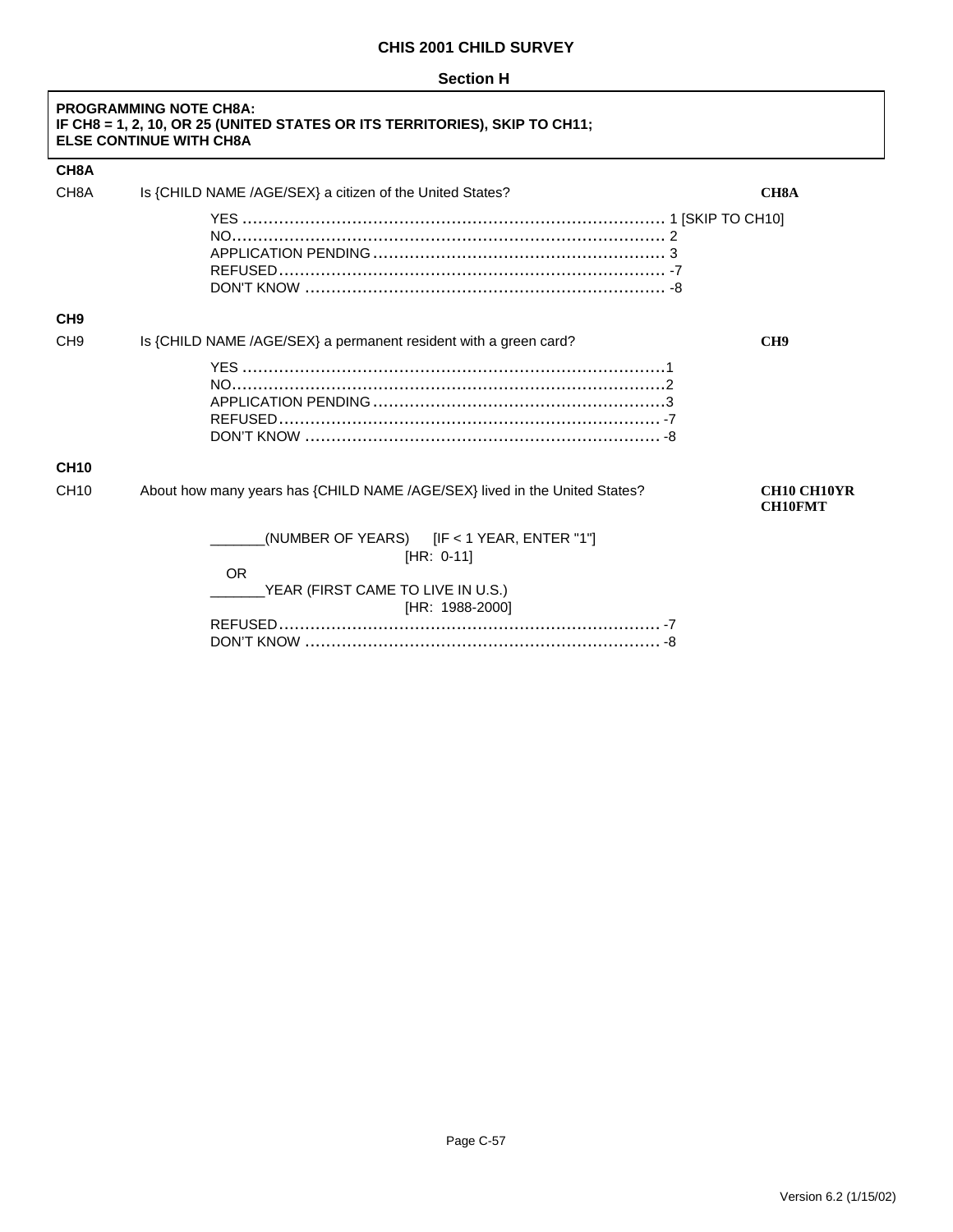**CHIS 2001 CHILD SURVEY**

**Section H**

**PROGRAMMING NOTE CH8A:**
**IF CH8 = 1, 2, 10, OR 25 (UNITED STATES OR ITS TERRITORIES), SKIP TO CH11;**
**ELSE CONTINUE WITH CH8A**

**CH8A**

CH8A Is {CHILD NAME /AGE/SEX} a citizen of the United States? **CH8A**

- YES .......... 1 [SKIP TO CH10]
- NO .......... 2
- APPLICATION PENDING .......... 3
- REFUSED .......... -7
- DON'T KNOW .......... -8

**CH9**

CH9 Is {CHILD NAME /AGE/SEX} a permanent resident with a green card? **CH9**

- YES .......... 1
- NO .......... 2
- APPLICATION PENDING .......... 3
- REFUSED .......... -7
- DON'T KNOW .......... -8

**CH10**

CH10 About how many years has {CHILD NAME /AGE/SEX} lived in the United States? **CH10 CH10YR CH10FMT**

_______(NUMBER OF YEARS) [IF < 1 YEAR, ENTER "1"]
[HR: 0-11]

OR

_______YEAR (FIRST CAME TO LIVE IN U.S.)
[HR: 1988-2000]

- REFUSED .......... -7
- DON'T KNOW .......... -8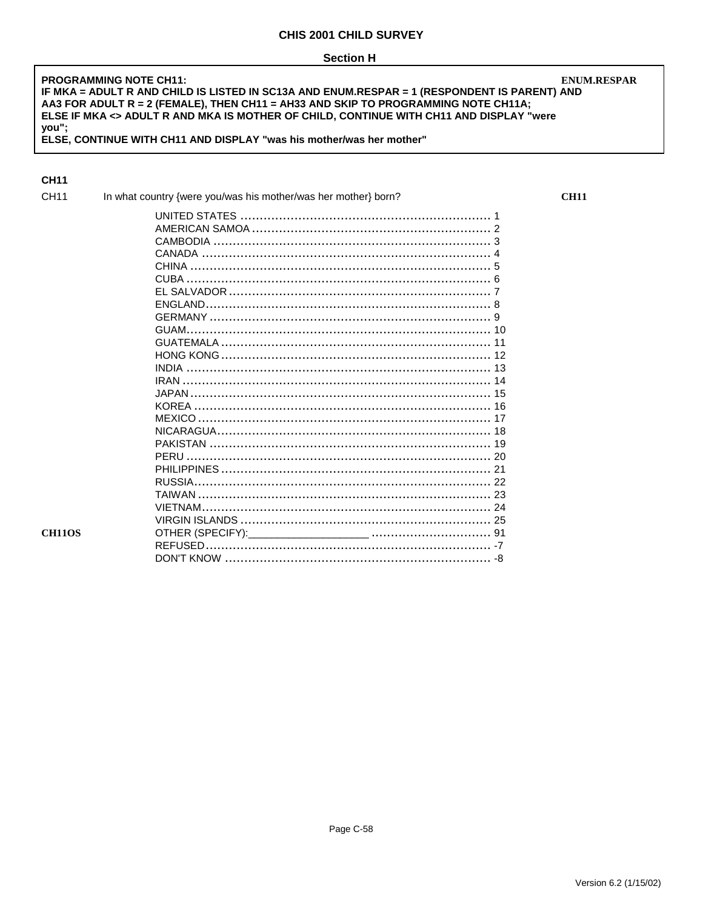# CHIS 2001 CHILD SURVEY

## Section H

**PROGRAMMING NOTE CH11:** **ENUM.RESPAR**
**IF MKA = ADULT R AND CHILD IS LISTED IN SC13A AND ENUM.RESPAR = 1 (RESPONDENT IS PARENT) AND AA3 FOR ADULT R = 2 (FEMALE), THEN CH11 = AH33 AND SKIP TO PROGRAMMING NOTE CH11A;**
**ELSE IF MKA <> ADULT R AND MKA IS MOTHER OF CHILD, CONTINUE WITH CH11 AND DISPLAY "were you";**
**ELSE, CONTINUE WITH CH11 AND DISPLAY "was his mother/was her mother"**

**CH11**

CH11 In what country {were you/was his mother/was her mother} born? **CH11**

| | |
|---|---|
| UNITED STATES | 1 |
| AMERICAN SAMOA | 2 |
| CAMBODIA | 3 |
| CANADA | 4 |
| CHINA | 5 |
| CUBA | 6 |
| EL SALVADOR | 7 |
| ENGLAND | 8 |
| GERMANY | 9 |
| GUAM | 10 |
| GUATEMALA | 11 |
| HONG KONG | 12 |
| INDIA | 13 |
| IRAN | 14 |
| JAPAN | 15 |
| KOREA | 16 |
| MEXICO | 17 |
| NICARAGUA | 18 |
| PAKISTAN | 19 |
| PERU | 20 |
| PHILIPPINES | 21 |
| RUSSIA | 22 |
| TAIWAN | 23 |
| VIETNAM | 24 |
| VIRGIN ISLANDS | 25 |
| **CH11OS** OTHER (SPECIFY):___________________ | 91 |
| REFUSED | -7 |
| DON'T KNOW | -8 |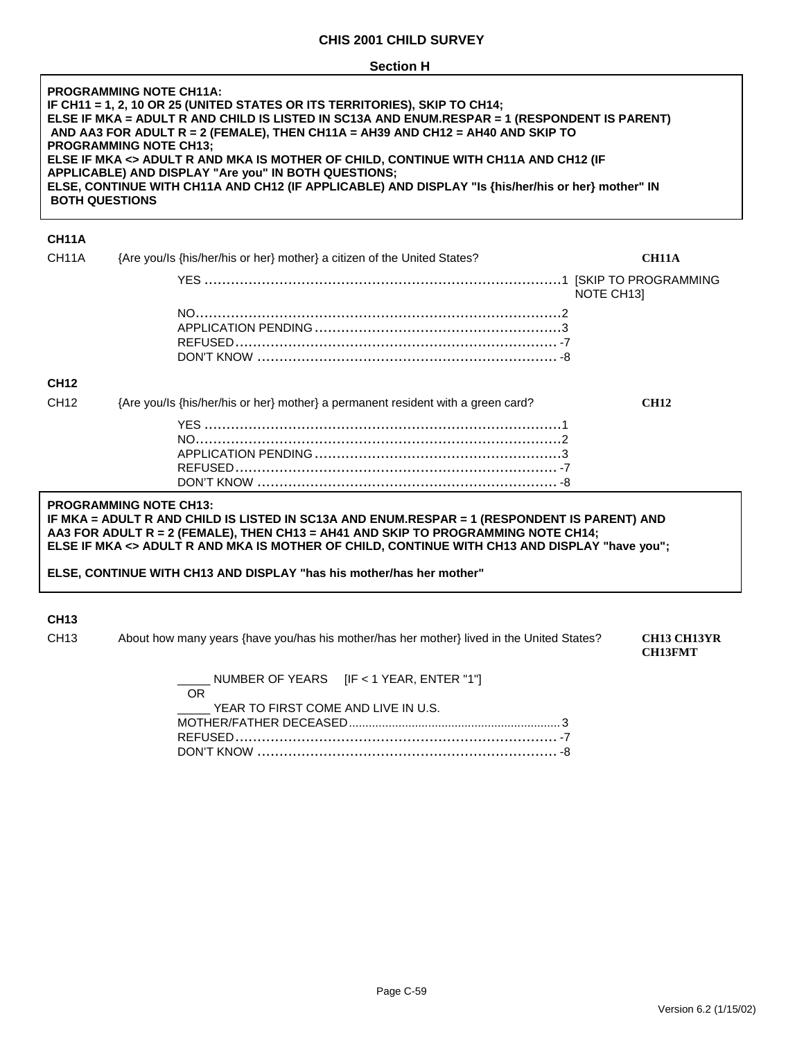**CHIS 2001 CHILD SURVEY**

**Section H**

**PROGRAMMING NOTE CH11A:**
**IF CH11 = 1, 2, 10 OR 25 (UNITED STATES OR ITS TERRITORIES), SKIP TO CH14;**
**ELSE IF MKA = ADULT R AND CHILD IS LISTED IN SC13A AND ENUM.RESPAR = 1 (RESPONDENT IS PARENT) AND AA3 FOR ADULT R = 2 (FEMALE), THEN CH11A = AH39 AND CH12 = AH40 AND SKIP TO PROGRAMMING NOTE CH13;**
**ELSE IF MKA <> ADULT R AND MKA IS MOTHER OF CHILD, CONTINUE WITH CH11A AND CH12 (IF APPLICABLE) AND DISPLAY "Are you" IN BOTH QUESTIONS;**
**ELSE, CONTINUE WITH CH11A AND CH12 (IF APPLICABLE) AND DISPLAY "Is {his/her/his or her} mother" IN BOTH QUESTIONS**

**CH11A**

CH11A {Are you/Is {his/her/his or her} mother} a citizen of the United States? **CH11A**

YES ........................................ 1 [SKIP TO PROGRAMMING NOTE CH13]
NO ........................................ 2
APPLICATION PENDING ........................................ 3
REFUSED ........................................ -7
DON'T KNOW ........................................ -8

**CH12**

CH12 {Are you/Is {his/her/his or her} mother} a permanent resident with a green card? **CH12**

YES ........................................ 1
NO ........................................ 2
APPLICATION PENDING ........................................ 3
REFUSED ........................................ -7
DON'T KNOW ........................................ -8

**PROGRAMMING NOTE CH13:**
**IF MKA = ADULT R AND CHILD IS LISTED IN SC13A AND ENUM.RESPAR = 1 (RESPONDENT IS PARENT) AND AA3 FOR ADULT R = 2 (FEMALE), THEN CH13 = AH41 AND SKIP TO PROGRAMMING NOTE CH14;**
**ELSE IF MKA <> ADULT R AND MKA IS MOTHER OF CHILD, CONTINUE WITH CH13 AND DISPLAY "have you";**

**ELSE, CONTINUE WITH CH13 AND DISPLAY "has his mother/has her mother"**

**CH13**

CH13 About how many years {have you/has his mother/has her mother} lived in the United States? **CH13 CH13YR CH13FMT**

_____ NUMBER OF YEARS [IF < 1 YEAR, ENTER "1"]
OR
_____ YEAR TO FIRST COME AND LIVE IN U.S.
MOTHER/FATHER DECEASED ........................................ 3
REFUSED ........................................ -7
DON'T KNOW ........................................ -8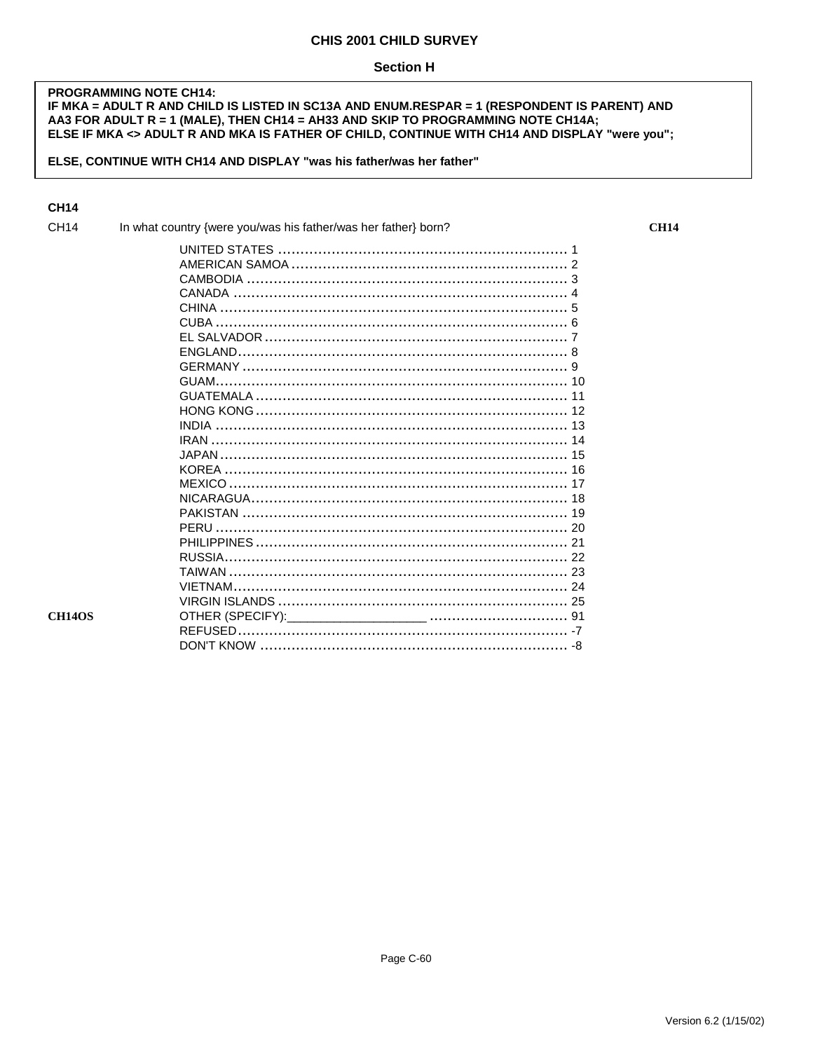**CHIS 2001 CHILD SURVEY**

**Section H**

> **PROGRAMMING NOTE CH14:**
> **IF MKA = ADULT R AND CHILD IS LISTED IN SC13A AND ENUM.RESPAR = 1 (RESPONDENT IS PARENT) AND AA3 FOR ADULT R = 1 (MALE), THEN CH14 = AH33 AND SKIP TO PROGRAMMING NOTE CH14A;**
> **ELSE IF MKA <> ADULT R AND MKA IS FATHER OF CHILD, CONTINUE WITH CH14 AND DISPLAY "were you";**
>
> **ELSE, CONTINUE WITH CH14 AND DISPLAY "was his father/was her father"**

### CH14

CH14 In what country {were you/was his father/was her father} born? **CH14**

| Response | Code |
|---|---|
| UNITED STATES | 1 |
| AMERICAN SAMOA | 2 |
| CAMBODIA | 3 |
| CANADA | 4 |
| CHINA | 5 |
| CUBA | 6 |
| EL SALVADOR | 7 |
| ENGLAND | 8 |
| GERMANY | 9 |
| GUAM | 10 |
| GUATEMALA | 11 |
| HONG KONG | 12 |
| INDIA | 13 |
| IRAN | 14 |
| JAPAN | 15 |
| KOREA | 16 |
| MEXICO | 17 |
| NICARAGUA | 18 |
| PAKISTAN | 19 |
| PERU | 20 |
| PHILIPPINES | 21 |
| RUSSIA | 22 |
| TAIWAN | 23 |
| VIETNAM | 24 |
| VIRGIN ISLANDS | 25 |
| **CH14OS** OTHER (SPECIFY):___________________ | 91 |
| REFUSED | -7 |
| DON'T KNOW | -8 |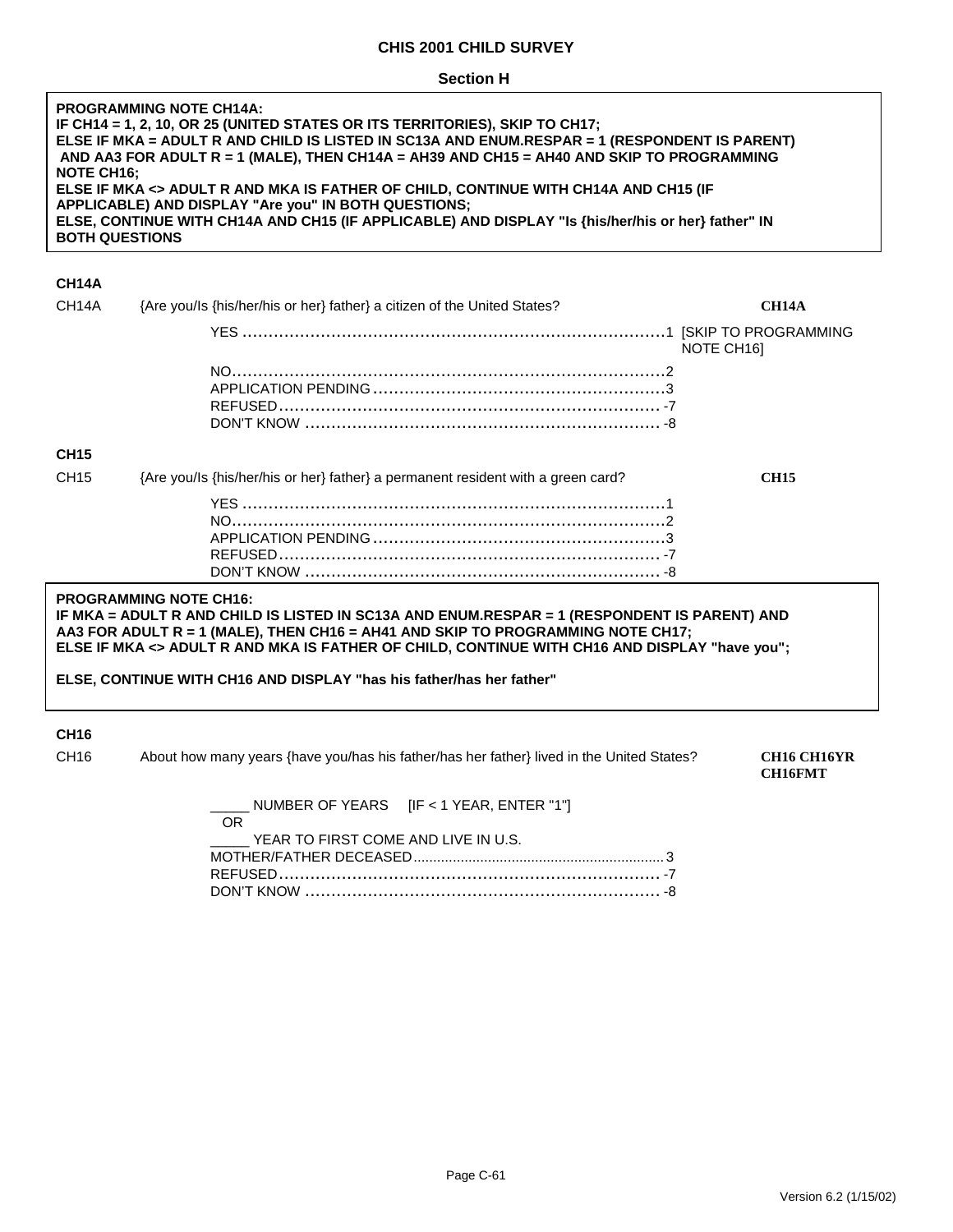**CHIS 2001 CHILD SURVEY**

**Section H**

**PROGRAMMING NOTE CH14A:**
**IF CH14 = 1, 2, 10, OR 25 (UNITED STATES OR ITS TERRITORIES), SKIP TO CH17;**
**ELSE IF MKA = ADULT R AND CHILD IS LISTED IN SC13A AND ENUM.RESPAR = 1 (RESPONDENT IS PARENT) AND AA3 FOR ADULT R = 1 (MALE), THEN CH14A = AH39 AND CH15 = AH40 AND SKIP TO PROGRAMMING NOTE CH16;**
**ELSE IF MKA <> ADULT R AND MKA IS FATHER OF CHILD, CONTINUE WITH CH14A AND CH15 (IF APPLICABLE) AND DISPLAY "Are you" IN BOTH QUESTIONS;**
**ELSE, CONTINUE WITH CH14A AND CH15 (IF APPLICABLE) AND DISPLAY "Is {his/her/his or her} father" IN BOTH QUESTIONS**

**CH14A**

CH14A {Are you/Is {his/her/his or her} father} a citizen of the United States? **CH14A**

- YES ....................................................................... 1 [SKIP TO PROGRAMMING NOTE CH16]
- NO ........................................................................ 2
- APPLICATION PENDING ............................................... 3
- REFUSED ................................................................ -7
- DON'T KNOW ........................................................... -8

**CH15**

CH15 {Are you/Is {his/her/his or her} father} a permanent resident with a green card? **CH15**

- YES ....................................................................... 1
- NO ........................................................................ 2
- APPLICATION PENDING ............................................... 3
- REFUSED ................................................................ -7
- DON'T KNOW ........................................................... -8

**PROGRAMMING NOTE CH16:**
**IF MKA = ADULT R AND CHILD IS LISTED IN SC13A AND ENUM.RESPAR = 1 (RESPONDENT IS PARENT) AND AA3 FOR ADULT R = 1 (MALE), THEN CH16 = AH41 AND SKIP TO PROGRAMMING NOTE CH17;**
**ELSE IF MKA <> ADULT R AND MKA IS FATHER OF CHILD, CONTINUE WITH CH16 AND DISPLAY "have you";**

**ELSE, CONTINUE WITH CH16 AND DISPLAY "has his father/has her father"**

**CH16**

CH16 About how many years {have you/has his father/has her father} lived in the United States? **CH16 CH16YR CH16FMT**

- _____ NUMBER OF YEARS [IF < 1 YEAR, ENTER "1"]
- OR
- _____ YEAR TO FIRST COME AND LIVE IN U.S.
- MOTHER/FATHER DECEASED ........................................ 3
- REFUSED ................................................................ -7
- DON'T KNOW ........................................................... -8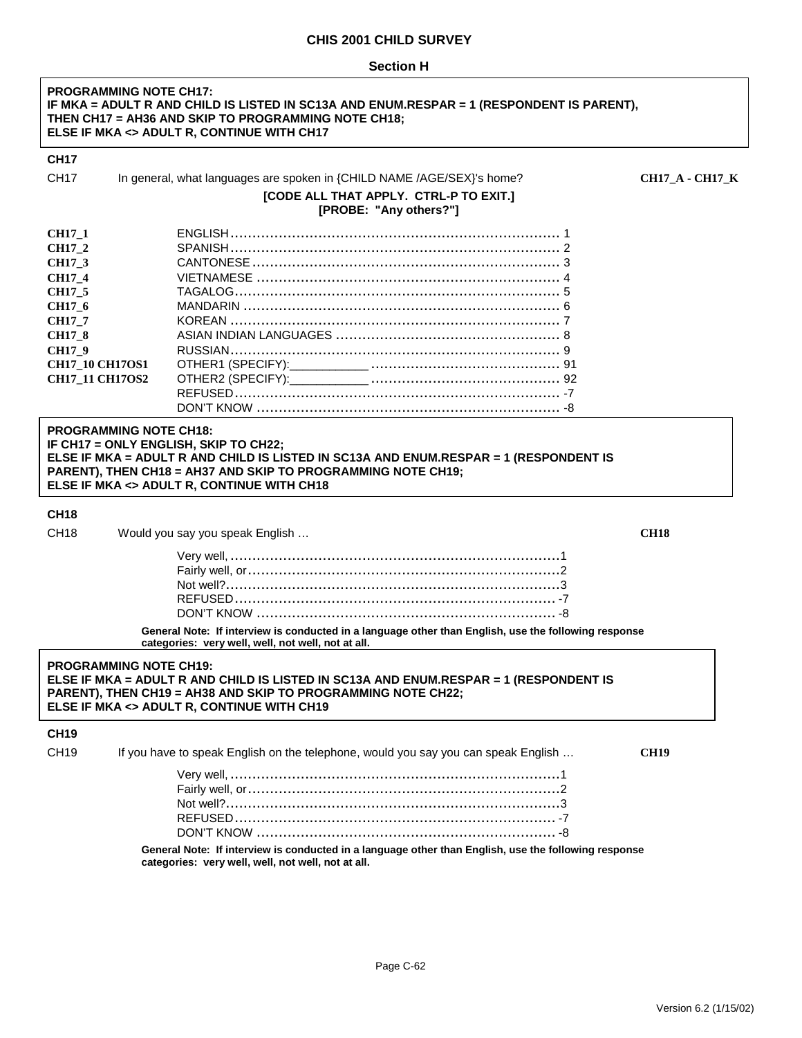# CHIS 2001 CHILD SURVEY

## Section H

> **PROGRAMMING NOTE CH17:**
> **IF MKA = ADULT R AND CHILD IS LISTED IN SC13A AND ENUM.RESPAR = 1 (RESPONDENT IS PARENT), THEN CH17 = AH36 AND SKIP TO PROGRAMMING NOTE CH18;**
> **ELSE IF MKA <> ADULT R, CONTINUE WITH CH17**

### CH17

CH17 In general, what languages are spoken in {CHILD NAME /AGE/SEX}'s home? **CH17_A - CH17_K**

**[CODE ALL THAT APPLY. CTRL-P TO EXIT.]**
**[PROBE: "Any others?"]**

| Variable | Response | Code |
|---|---|---|
| **CH17_1** | ENGLISH | 1 |
| **CH17_2** | SPANISH | 2 |
| **CH17_3** | CANTONESE | 3 |
| **CH17_4** | VIETNAMESE | 4 |
| **CH17_5** | TAGALOG | 5 |
| **CH17_6** | MANDARIN | 6 |
| **CH17_7** | KOREAN | 7 |
| **CH17_8** | ASIAN INDIAN LANGUAGES | 8 |
| **CH17_9** | RUSSIAN | 9 |
| **CH17_10 CH17OS1** | OTHER1 (SPECIFY):___________ | 91 |
| **CH17_11 CH17OS2** | OTHER2 (SPECIFY):___________ | 92 |
| | REFUSED | -7 |
| | DON'T KNOW | -8 |

> **PROGRAMMING NOTE CH18:**
> **IF CH17 = ONLY ENGLISH, SKIP TO CH22;**
> **ELSE IF MKA = ADULT R AND CHILD IS LISTED IN SC13A AND ENUM.RESPAR = 1 (RESPONDENT IS PARENT), THEN CH18 = AH37 AND SKIP TO PROGRAMMING NOTE CH19;**
> **ELSE IF MKA <> ADULT R, CONTINUE WITH CH18**

### CH18

CH18 Would you say you speak English … **CH18**

| Response | Code |
|---|---|
| Very well, | 1 |
| Fairly well, or | 2 |
| Not well? | 3 |
| REFUSED | -7 |
| DON'T KNOW | -8 |

**General Note: If interview is conducted in a language other than English, use the following response categories: very well, well, not well, not at all.**

> **PROGRAMMING NOTE CH19:**
> **ELSE IF MKA = ADULT R AND CHILD IS LISTED IN SC13A AND ENUM.RESPAR = 1 (RESPONDENT IS PARENT), THEN CH19 = AH38 AND SKIP TO PROGRAMMING NOTE CH22;**
> **ELSE IF MKA <> ADULT R, CONTINUE WITH CH19**

### CH19

CH19 If you have to speak English on the telephone, would you say you can speak English … **CH19**

| Response | Code |
|---|---|
| Very well, | 1 |
| Fairly well, or | 2 |
| Not well? | 3 |
| REFUSED | -7 |
| DON'T KNOW | -8 |

**General Note: If interview is conducted in a language other than English, use the following response categories: very well, well, not well, not at all.**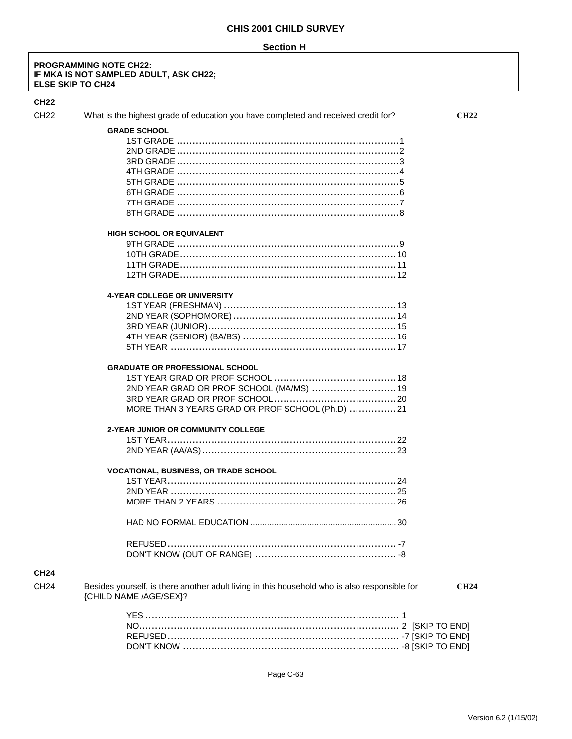## CHIS 2001 CHILD SURVEY

### Section H

**PROGRAMMING NOTE CH22:**
**IF MKA IS NOT SAMPLED ADULT, ASK CH22;**
**ELSE SKIP TO CH24**

**CH22**

CH22 What is the highest grade of education you have completed and received credit for? **CH22**

**GRADE SCHOOL**

- 1ST GRADE ....................................................................1
- 2ND GRADE ....................................................................2
- 3RD GRADE ....................................................................3
- 4TH GRADE ....................................................................4
- 5TH GRADE ....................................................................5
- 6TH GRADE ....................................................................6
- 7TH GRADE ....................................................................7
- 8TH GRADE ....................................................................8

**HIGH SCHOOL OR EQUIVALENT**

- 9TH GRADE ....................................................................9
- 10TH GRADE ..................................................................10
- 11TH GRADE ..................................................................11
- 12TH GRADE ..................................................................12

**4-YEAR COLLEGE OR UNIVERSITY**

- 1ST YEAR (FRESHMAN) .....................................................13
- 2ND YEAR (SOPHOMORE) ..................................................14
- 3RD YEAR (JUNIOR) ..........................................................15
- 4TH YEAR (SENIOR) (BA/BS) ...............................................16
- 5TH YEAR ......................................................................17

**GRADUATE OR PROFESSIONAL SCHOOL**

- 1ST YEAR GRAD OR PROF SCHOOL .....................................18
- 2ND YEAR GRAD OR PROF SCHOOL (MA/MS) .........................19
- 3RD YEAR GRAD OR PROF SCHOOL .....................................20
- MORE THAN 3 YEARS GRAD OR PROF SCHOOL (Ph.D) ..............21

**2-YEAR JUNIOR OR COMMUNITY COLLEGE**

- 1ST YEAR .......................................................................22
- 2ND YEAR (AA/AS) ...........................................................23

**VOCATIONAL, BUSINESS, OR TRADE SCHOOL**

- 1ST YEAR .......................................................................24
- 2ND YEAR ......................................................................25
- MORE THAN 2 YEARS ........................................................26

- HAD NO FORMAL EDUCATION ...............................................30

- REFUSED .......................................................................-7
- DON'T KNOW (OUT OF RANGE) ............................................-8

**CH24**

CH24 Besides yourself, is there another adult living in this household who is also responsible for {CHILD NAME /AGE/SEX}? **CH24**

- YES ................................................................................ 1
- NO .................................................................................. 2 [SKIP TO END]
- REFUSED ......................................................................... -7 [SKIP TO END]
- DON'T KNOW .................................................................... -8 [SKIP TO END]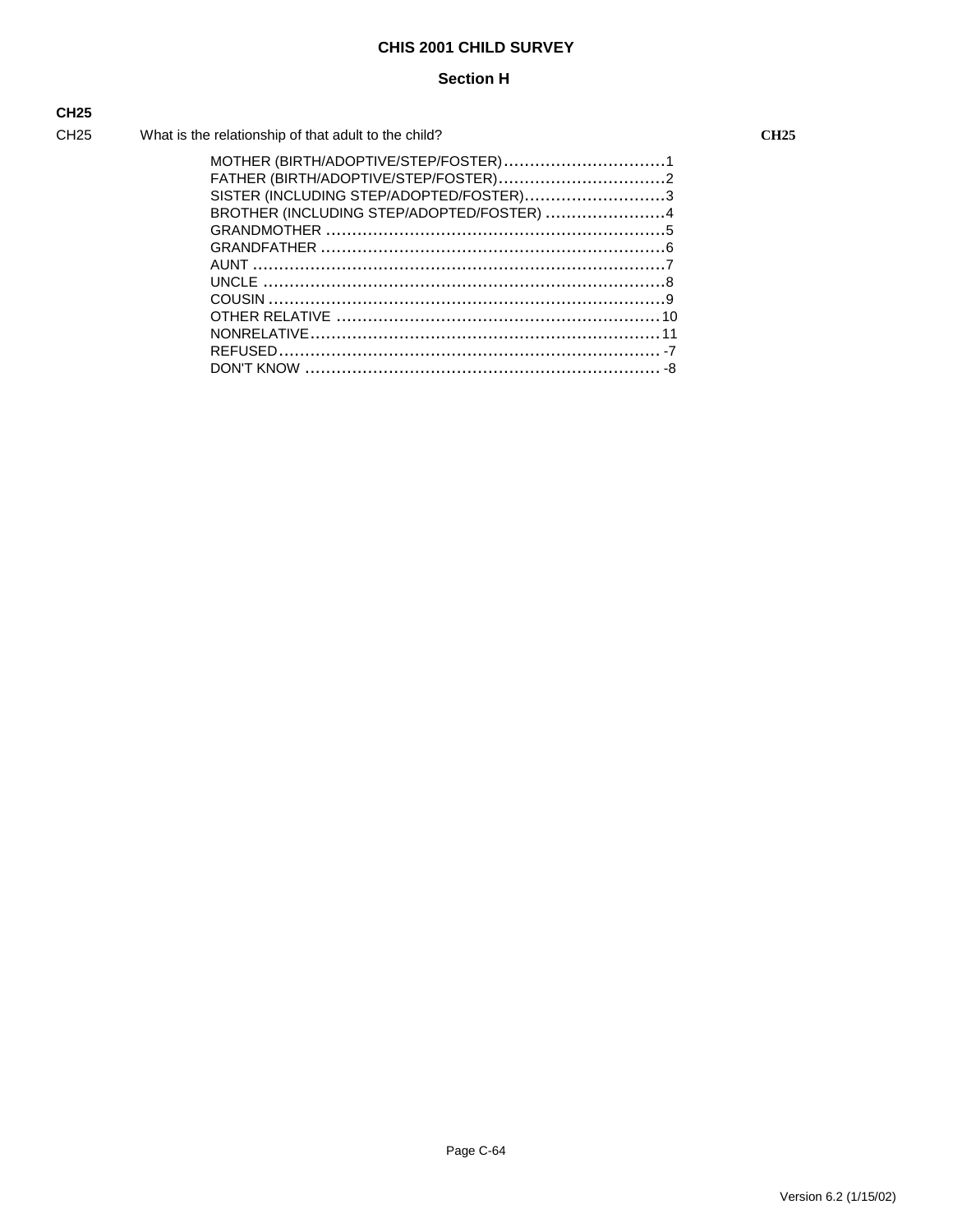# CHIS 2001 CHILD SURVEY

## Section H

**CH25**

CH25 What is the relationship of that adult to the child? **CH25**

MOTHER (BIRTH/ADOPTIVE/STEP/FOSTER)................................1
FATHER (BIRTH/ADOPTIVE/STEP/FOSTER)................................2
SISTER (INCLUDING STEP/ADOPTED/FOSTER)...........................3
BROTHER (INCLUDING STEP/ADOPTED/FOSTER) .......................4
GRANDMOTHER .................................................................5
GRANDFATHER ..................................................................6
AUNT ..............................................................................7
UNCLE .............................................................................8
COUSIN ............................................................................9
OTHER RELATIVE .............................................................10
NONRELATIVE..................................................................11
REFUSED.......................................................................... -7
DON'T KNOW .................................................................... -8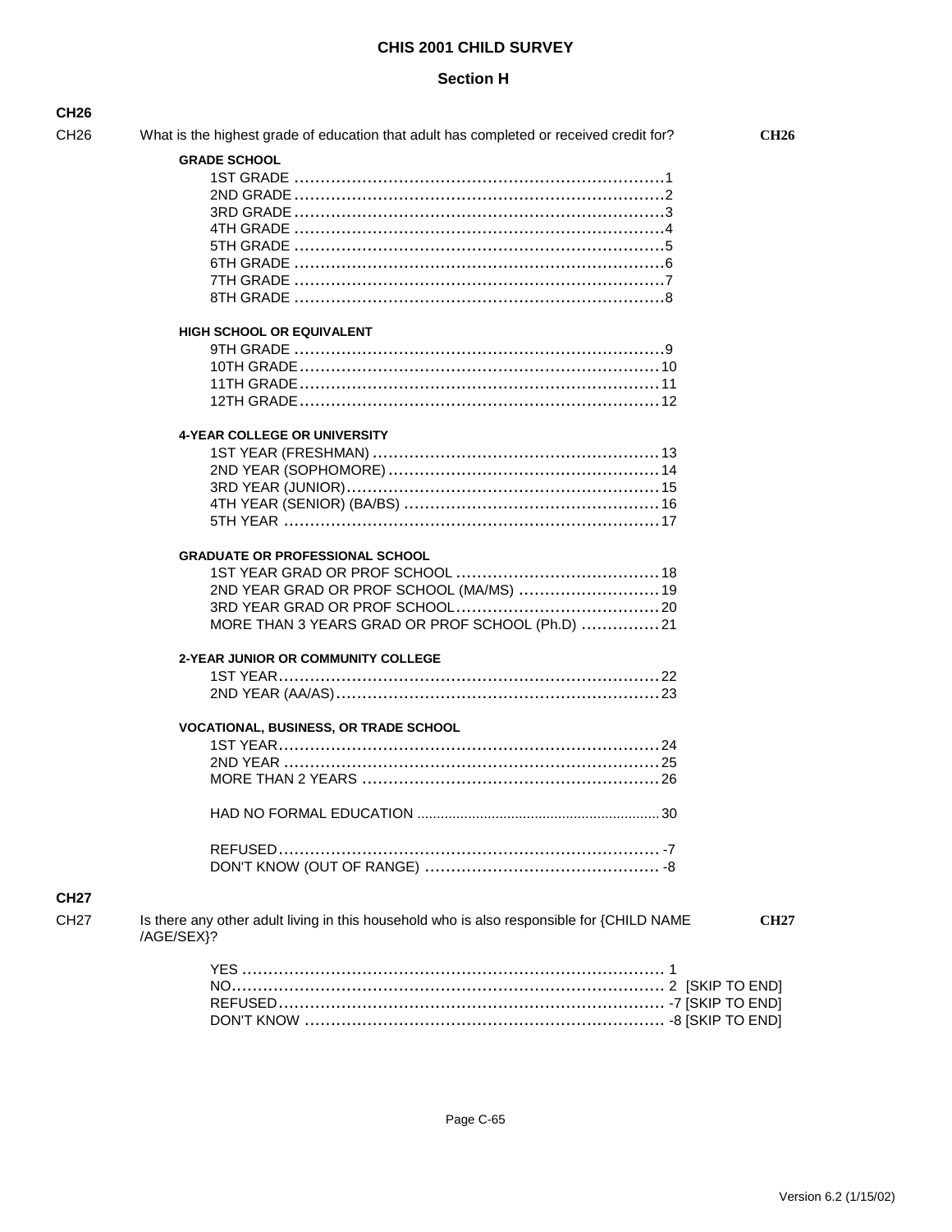# CHIS 2001 CHILD SURVEY

## Section H

**CH26**

CH26 What is the highest grade of education that adult has completed or received credit for? **CH26**

**GRADE SCHOOL**

- 1ST GRADE ........................................ 1
- 2ND GRADE ........................................ 2
- 3RD GRADE ........................................ 3
- 4TH GRADE ........................................ 4
- 5TH GRADE ........................................ 5
- 6TH GRADE ........................................ 6
- 7TH GRADE ........................................ 7
- 8TH GRADE ........................................ 8

**HIGH SCHOOL OR EQUIVALENT**

- 9TH GRADE ........................................ 9
- 10TH GRADE ........................................ 10
- 11TH GRADE ........................................ 11
- 12TH GRADE ........................................ 12

**4-YEAR COLLEGE OR UNIVERSITY**

- 1ST YEAR (FRESHMAN) ........................................ 13
- 2ND YEAR (SOPHOMORE) ........................................ 14
- 3RD YEAR (JUNIOR) ........................................ 15
- 4TH YEAR (SENIOR) (BA/BS) ........................................ 16
- 5TH YEAR ........................................ 17

**GRADUATE OR PROFESSIONAL SCHOOL**

- 1ST YEAR GRAD OR PROF SCHOOL ........................................ 18
- 2ND YEAR GRAD OR PROF SCHOOL (MA/MS) ........................................ 19
- 3RD YEAR GRAD OR PROF SCHOOL ........................................ 20
- MORE THAN 3 YEARS GRAD OR PROF SCHOOL (Ph.D) ........................................ 21

**2-YEAR JUNIOR OR COMMUNITY COLLEGE**

- 1ST YEAR ........................................ 22
- 2ND YEAR (AA/AS) ........................................ 23

**VOCATIONAL, BUSINESS, OR TRADE SCHOOL**

- 1ST YEAR ........................................ 24
- 2ND YEAR ........................................ 25
- MORE THAN 2 YEARS ........................................ 26

- HAD NO FORMAL EDUCATION ........................................ 30

- REFUSED ........................................ -7
- DON'T KNOW (OUT OF RANGE) ........................................ -8

**CH27**

CH27 Is there any other adult living in this household who is also responsible for {CHILD NAME /AGE/SEX}? **CH27**

- YES ........................................ 1
- NO ........................................ 2 [SKIP TO END]
- REFUSED ........................................ -7 [SKIP TO END]
- DON'T KNOW ........................................ -8 [SKIP TO END]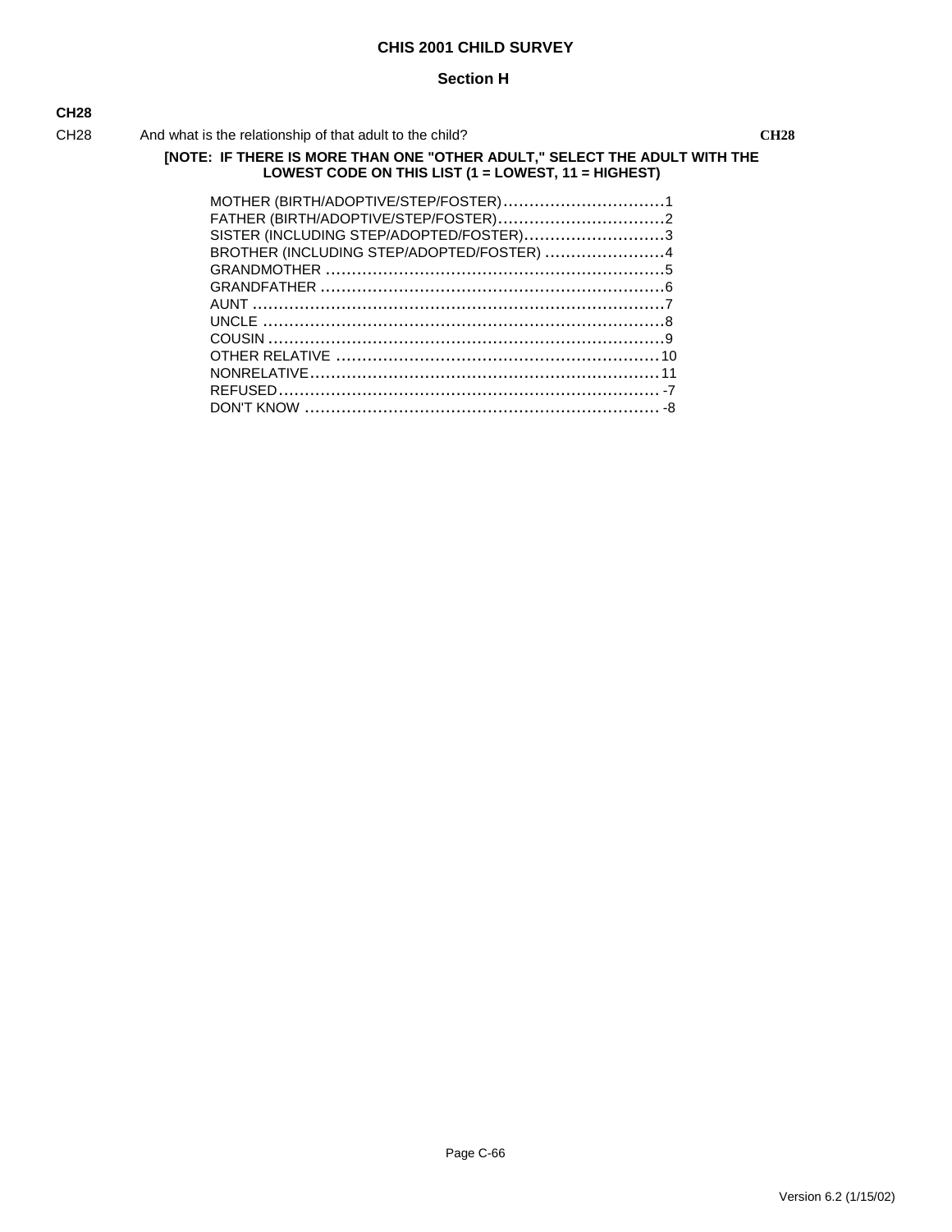# CHIS 2001 CHILD SURVEY

## Section H

**CH28**

CH28 And what is the relationship of that adult to the child? **CH28**

**[NOTE: IF THERE IS MORE THAN ONE "OTHER ADULT," SELECT THE ADULT WITH THE LOWEST CODE ON THIS LIST (1 = LOWEST, 11 = HIGHEST)**

MOTHER (BIRTH/ADOPTIVE/STEP/FOSTER)...............................1
FATHER (BIRTH/ADOPTIVE/STEP/FOSTER)................................2
SISTER (INCLUDING STEP/ADOPTED/FOSTER)...........................3
BROTHER (INCLUDING STEP/ADOPTED/FOSTER) .......................4
GRANDMOTHER .................................................................5
GRANDFATHER ..................................................................6
AUNT ...............................................................................7
UNCLE .............................................................................8
COUSIN ............................................................................9
OTHER RELATIVE .............................................................10
NONRELATIVE..................................................................11
REFUSED........................................................................ -7
DON'T KNOW .................................................................... -8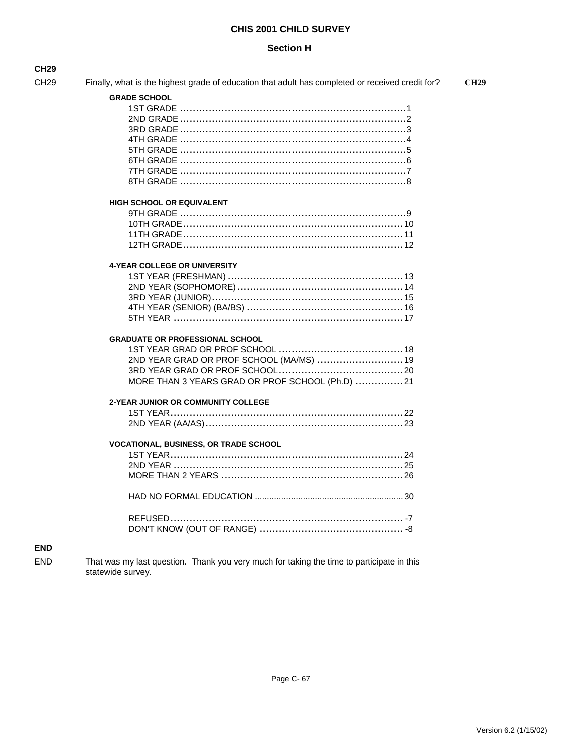# CHIS 2001 CHILD SURVEY

## Section H

**CH29**

CH29 Finally, what is the highest grade of education that adult has completed or received credit for? **CH29**

**GRADE SCHOOL**

1ST GRADE ....... 1
2ND GRADE ....... 2
3RD GRADE ....... 3
4TH GRADE ....... 4
5TH GRADE ....... 5
6TH GRADE ....... 6
7TH GRADE ....... 7
8TH GRADE ....... 8

**HIGH SCHOOL OR EQUIVALENT**

9TH GRADE ....... 9
10TH GRADE ....... 10
11TH GRADE ....... 11
12TH GRADE ....... 12

**4-YEAR COLLEGE OR UNIVERSITY**

1ST YEAR (FRESHMAN) ....... 13
2ND YEAR (SOPHOMORE) ....... 14
3RD YEAR (JUNIOR) ....... 15
4TH YEAR (SENIOR) (BA/BS) ....... 16
5TH YEAR ....... 17

**GRADUATE OR PROFESSIONAL SCHOOL**

1ST YEAR GRAD OR PROF SCHOOL ....... 18
2ND YEAR GRAD OR PROF SCHOOL (MA/MS) ....... 19
3RD YEAR GRAD OR PROF SCHOOL ....... 20
MORE THAN 3 YEARS GRAD OR PROF SCHOOL (Ph.D) ....... 21

**2-YEAR JUNIOR OR COMMUNITY COLLEGE**

1ST YEAR ....... 22
2ND YEAR (AA/AS) ....... 23

**VOCATIONAL, BUSINESS, OR TRADE SCHOOL**

1ST YEAR ....... 24
2ND YEAR ....... 25
MORE THAN 2 YEARS ....... 26

HAD NO FORMAL EDUCATION ....... 30

REFUSED ....... -7
DON'T KNOW (OUT OF RANGE) ....... -8

**END**

END That was my last question. Thank you very much for taking the time to participate in this statewide survey.

Version 6.2 (1/15/02)